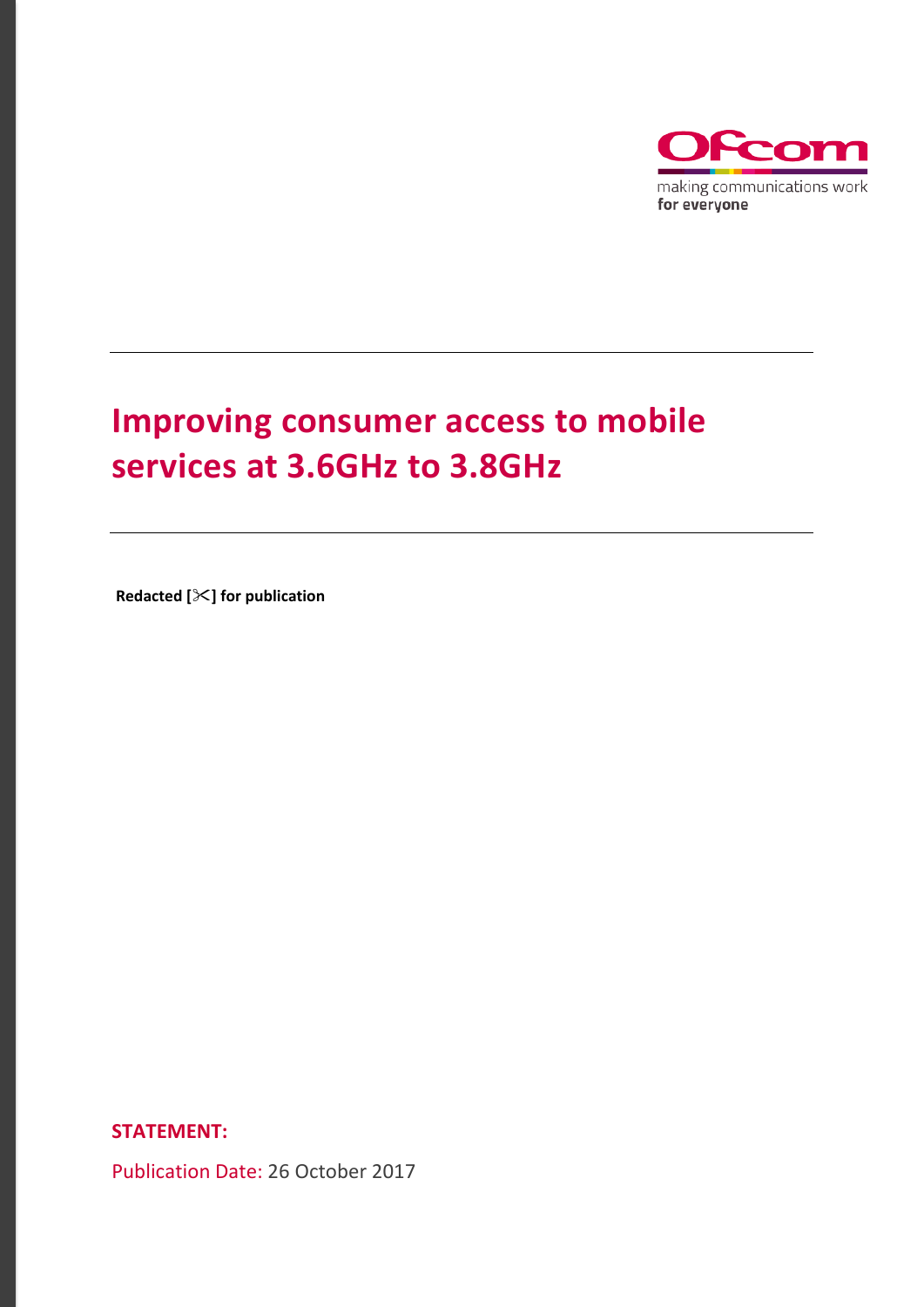Ofcom

making communications work for everyone

# Improving consumer access to mobile services at 3.6GHz to 3.8GHz

**Redacted [✂] for publication**

**STATEMENT:**

Publication Date: 26 October 2017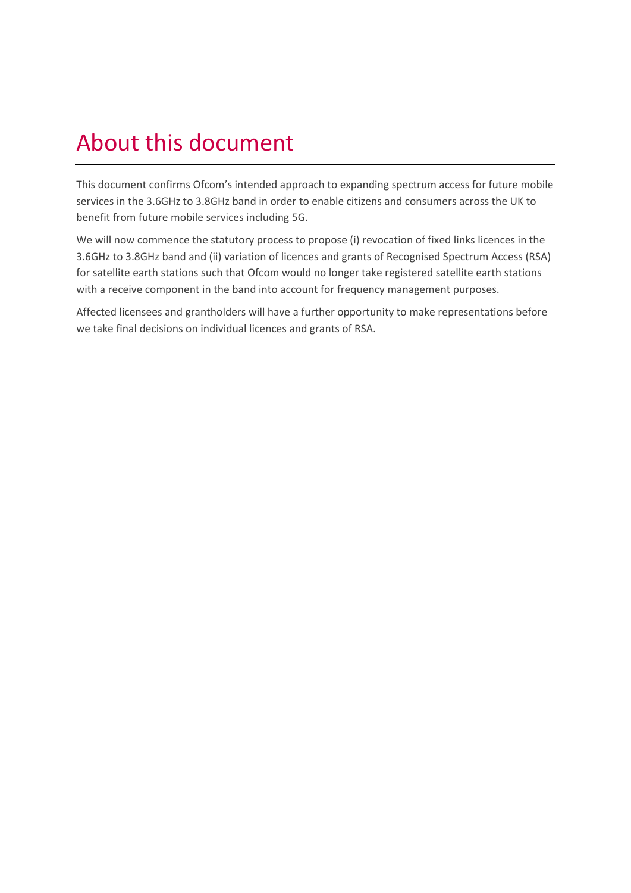# About this document

This document confirms Ofcom's intended approach to expanding spectrum access for future mobile services in the 3.6GHz to 3.8GHz band in order to enable citizens and consumers across the UK to benefit from future mobile services including 5G.

We will now commence the statutory process to propose (i) revocation of fixed links licences in the 3.6GHz to 3.8GHz band and (ii) variation of licences and grants of Recognised Spectrum Access (RSA) for satellite earth stations such that Ofcom would no longer take registered satellite earth stations with a receive component in the band into account for frequency management purposes.

Affected licensees and grantholders will have a further opportunity to make representations before we take final decisions on individual licences and grants of RSA.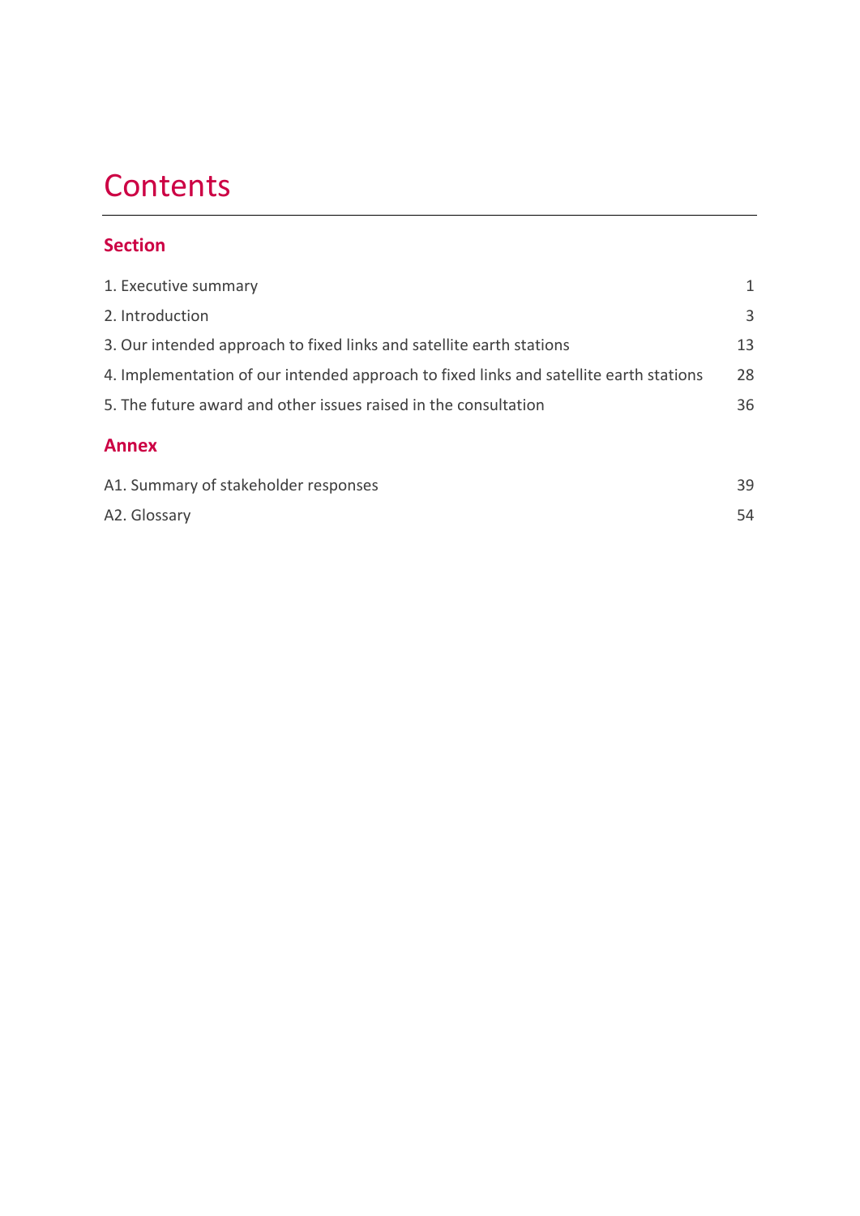# Contents

## Section

| | |
|---|---|
| 1. Executive summary | 1 |
| 2. Introduction | 3 |
| 3. Our intended approach to fixed links and satellite earth stations | 13 |
| 4. Implementation of our intended approach to fixed links and satellite earth stations | 28 |
| 5. The future award and other issues raised in the consultation | 36 |

## Annex

| | |
|---|---|
| A1. Summary of stakeholder responses | 39 |
| A2. Glossary | 54 |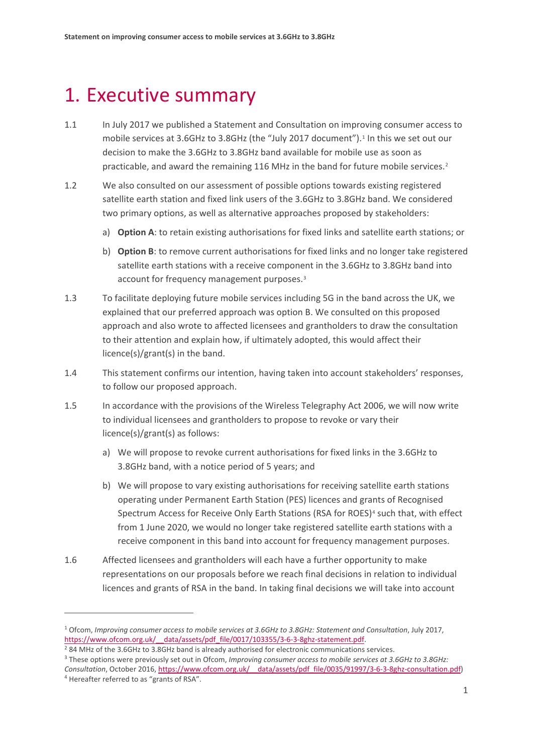# 1. Executive summary

1.1 In July 2017 we published a Statement and Consultation on improving consumer access to mobile services at 3.6GHz to 3.8GHz (the "July 2017 document").[1] In this we set out our decision to make the 3.6GHz to 3.8GHz band available for mobile use as soon as practicable, and award the remaining 116 MHz in the band for future mobile services.[2]

1.2 We also consulted on our assessment of possible options towards existing registered satellite earth station and fixed link users of the 3.6GHz to 3.8GHz band. We considered two primary options, as well as alternative approaches proposed by stakeholders:

a) **Option A**: to retain existing authorisations for fixed links and satellite earth stations; or

b) **Option B**: to remove current authorisations for fixed links and no longer take registered satellite earth stations with a receive component in the 3.6GHz to 3.8GHz band into account for frequency management purposes.[3]

1.3 To facilitate deploying future mobile services including 5G in the band across the UK, we explained that our preferred approach was option B. We consulted on this proposed approach and also wrote to affected licensees and grantholders to draw the consultation to their attention and explain how, if ultimately adopted, this would affect their licence(s)/grant(s) in the band.

1.4 This statement confirms our intention, having taken into account stakeholders' responses, to follow our proposed approach.

1.5 In accordance with the provisions of the Wireless Telegraphy Act 2006, we will now write to individual licensees and grantholders to propose to revoke or vary their licence(s)/grant(s) as follows:

a) We will propose to revoke current authorisations for fixed links in the 3.6GHz to 3.8GHz band, with a notice period of 5 years; and

b) We will propose to vary existing authorisations for receiving satellite earth stations operating under Permanent Earth Station (PES) licences and grants of Recognised Spectrum Access for Receive Only Earth Stations (RSA for ROES)[4] such that, with effect from 1 June 2020, we would no longer take registered satellite earth stations with a receive component in this band into account for frequency management purposes.

1.6 Affected licensees and grantholders will each have a further opportunity to make representations on our proposals before we reach final decisions in relation to individual licences and grants of RSA in the band. In taking final decisions we will take into account

---

[1] Ofcom, *Improving consumer access to mobile services at 3.6GHz to 3.8GHz: Statement and Consultation*, July 2017, https://www.ofcom.org.uk/__data/assets/pdf_file/0017/103355/3-6-3-8ghz-statement.pdf.

[2] 84 MHz of the 3.6GHz to 3.8GHz band is already authorised for electronic communications services.

[3] These options were previously set out in Ofcom, *Improving consumer access to mobile services at 3.6GHz to 3.8GHz: Consultation*, October 2016, https://www.ofcom.org.uk/__data/assets/pdf_file/0035/91997/3-6-3-8ghz-consultation.pdf)

[4] Hereafter referred to as "grants of RSA".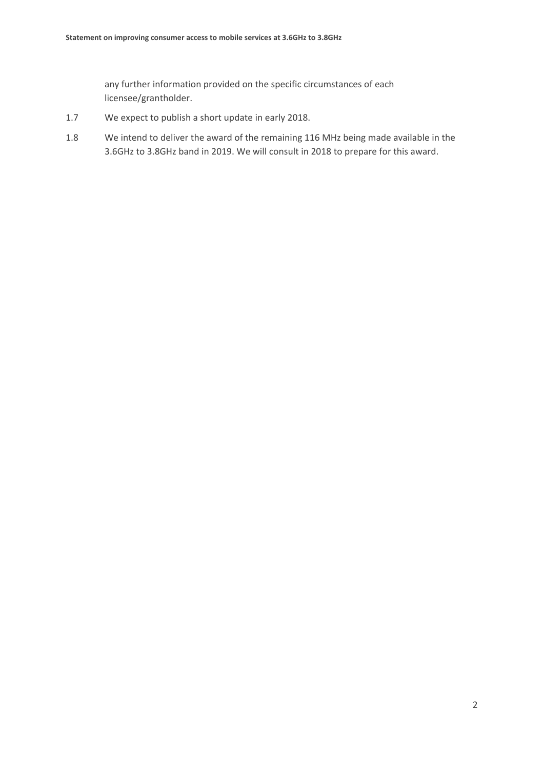any further information provided on the specific circumstances of each licensee/grantholder.

1.7 We expect to publish a short update in early 2018.

1.8 We intend to deliver the award of the remaining 116 MHz being made available in the 3.6GHz to 3.8GHz band in 2019. We will consult in 2018 to prepare for this award.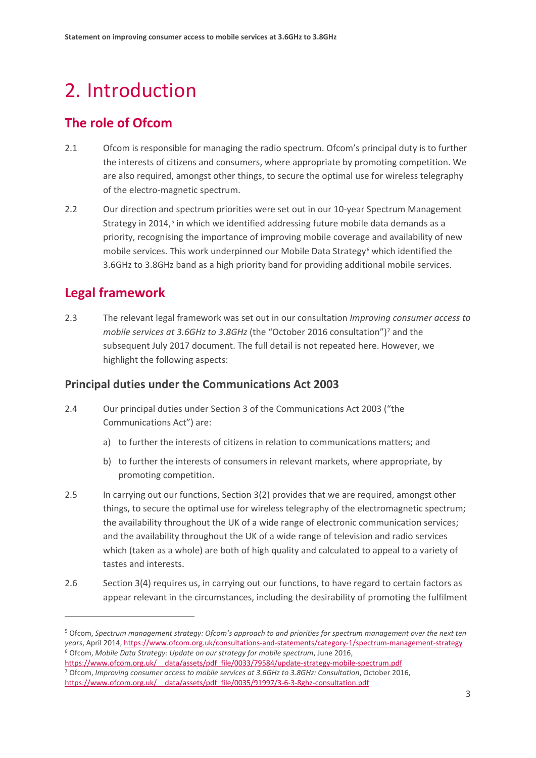# 2. Introduction

## The role of Ofcom

2.1 Ofcom is responsible for managing the radio spectrum. Ofcom's principal duty is to further the interests of citizens and consumers, where appropriate by promoting competition. We are also required, amongst other things, to secure the optimal use for wireless telegraphy of the electro-magnetic spectrum.

2.2 Our direction and spectrum priorities were set out in our 10-year Spectrum Management Strategy in 2014,[5] in which we identified addressing future mobile data demands as a priority, recognising the importance of improving mobile coverage and availability of new mobile services. This work underpinned our Mobile Data Strategy[6] which identified the 3.6GHz to 3.8GHz band as a high priority band for providing additional mobile services.

## Legal framework

2.3 The relevant legal framework was set out in our consultation *Improving consumer access to mobile services at 3.6GHz to 3.8GHz* (the "October 2016 consultation")[7] and the subsequent July 2017 document. The full detail is not repeated here. However, we highlight the following aspects:

### Principal duties under the Communications Act 2003

2.4 Our principal duties under Section 3 of the Communications Act 2003 ("the Communications Act") are:

a) to further the interests of citizens in relation to communications matters; and

b) to further the interests of consumers in relevant markets, where appropriate, by promoting competition.

2.5 In carrying out our functions, Section 3(2) provides that we are required, amongst other things, to secure the optimal use for wireless telegraphy of the electromagnetic spectrum; the availability throughout the UK of a wide range of electronic communication services; and the availability throughout the UK of a wide range of television and radio services which (taken as a whole) are both of high quality and calculated to appeal to a variety of tastes and interests.

2.6 Section 3(4) requires us, in carrying out our functions, to have regard to certain factors as appear relevant in the circumstances, including the desirability of promoting the fulfilment

---

[5] Ofcom, *Spectrum management strategy: Ofcom's approach to and priorities for spectrum management over the next ten years*, April 2014, https://www.ofcom.org.uk/consultations-and-statements/category-1/spectrum-management-strategy

[6] Ofcom, *Mobile Data Strategy: Update on our strategy for mobile spectrum*, June 2016, https://www.ofcom.org.uk/__data/assets/pdf_file/0033/79584/update-strategy-mobile-spectrum.pdf

[7] Ofcom, *Improving consumer access to mobile services at 3.6GHz to 3.8GHz: Consultation*, October 2016, https://www.ofcom.org.uk/__data/assets/pdf_file/0035/91997/3-6-3-8ghz-consultation.pdf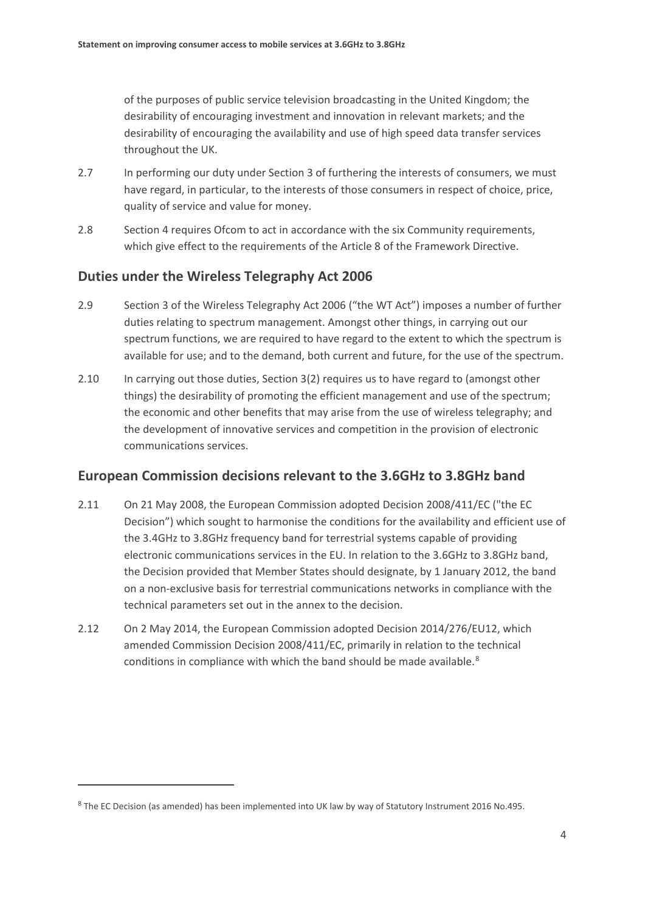of the purposes of public service television broadcasting in the United Kingdom; the desirability of encouraging investment and innovation in relevant markets; and the desirability of encouraging the availability and use of high speed data transfer services throughout the UK.

2.7 In performing our duty under Section 3 of furthering the interests of consumers, we must have regard, in particular, to the interests of those consumers in respect of choice, price, quality of service and value for money.

2.8 Section 4 requires Ofcom to act in accordance with the six Community requirements, which give effect to the requirements of the Article 8 of the Framework Directive.

## Duties under the Wireless Telegraphy Act 2006

2.9 Section 3 of the Wireless Telegraphy Act 2006 ("the WT Act") imposes a number of further duties relating to spectrum management. Amongst other things, in carrying out our spectrum functions, we are required to have regard to the extent to which the spectrum is available for use; and to the demand, both current and future, for the use of the spectrum.

2.10 In carrying out those duties, Section 3(2) requires us to have regard to (amongst other things) the desirability of promoting the efficient management and use of the spectrum; the economic and other benefits that may arise from the use of wireless telegraphy; and the development of innovative services and competition in the provision of electronic communications services.

## European Commission decisions relevant to the 3.6GHz to 3.8GHz band

2.11 On 21 May 2008, the European Commission adopted Decision 2008/411/EC ("the EC Decision") which sought to harmonise the conditions for the availability and efficient use of the 3.4GHz to 3.8GHz frequency band for terrestrial systems capable of providing electronic communications services in the EU. In relation to the 3.6GHz to 3.8GHz band, the Decision provided that Member States should designate, by 1 January 2012, the band on a non-exclusive basis for terrestrial communications networks in compliance with the technical parameters set out in the annex to the decision.

2.12 On 2 May 2014, the European Commission adopted Decision 2014/276/EU12, which amended Commission Decision 2008/411/EC, primarily in relation to the technical conditions in compliance with which the band should be made available.[8]

[8] The EC Decision (as amended) has been implemented into UK law by way of Statutory Instrument 2016 No.495.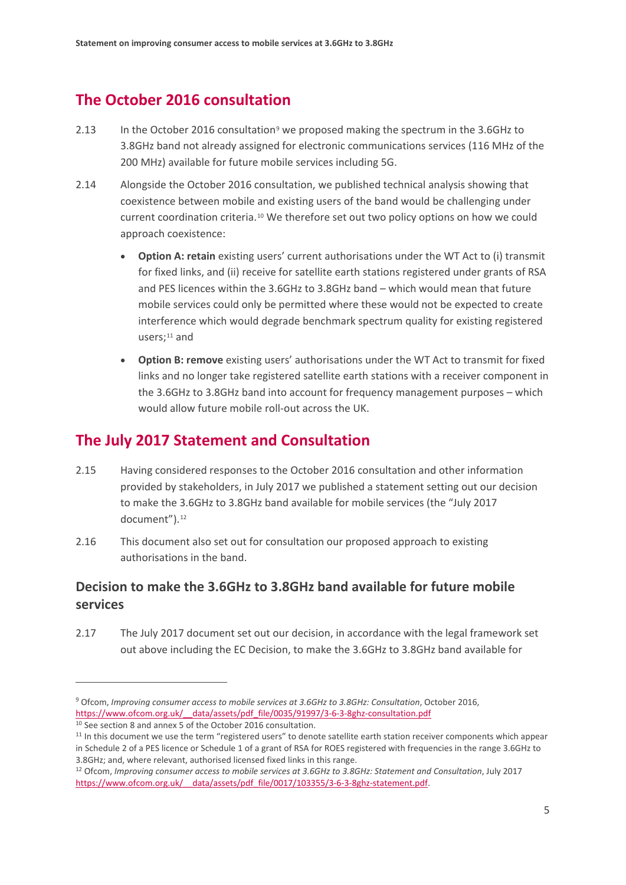## The October 2016 consultation

2.13 In the October 2016 consultation[9] we proposed making the spectrum in the 3.6GHz to 3.8GHz band not already assigned for electronic communications services (116 MHz of the 200 MHz) available for future mobile services including 5G.

2.14 Alongside the October 2016 consultation, we published technical analysis showing that coexistence between mobile and existing users of the band would be challenging under current coordination criteria.[10] We therefore set out two policy options on how we could approach coexistence:

- **Option A: retain** existing users' current authorisations under the WT Act to (i) transmit for fixed links, and (ii) receive for satellite earth stations registered under grants of RSA and PES licences within the 3.6GHz to 3.8GHz band – which would mean that future mobile services could only be permitted where these would not be expected to create interference which would degrade benchmark spectrum quality for existing registered users;[11] and
- **Option B: remove** existing users' authorisations under the WT Act to transmit for fixed links and no longer take registered satellite earth stations with a receiver component in the 3.6GHz to 3.8GHz band into account for frequency management purposes – which would allow future mobile roll-out across the UK.

## The July 2017 Statement and Consultation

2.15 Having considered responses to the October 2016 consultation and other information provided by stakeholders, in July 2017 we published a statement setting out our decision to make the 3.6GHz to 3.8GHz band available for mobile services (the "July 2017 document").[12]

2.16 This document also set out for consultation our proposed approach to existing authorisations in the band.

### Decision to make the 3.6GHz to 3.8GHz band available for future mobile services

2.17 The July 2017 document set out our decision, in accordance with the legal framework set out above including the EC Decision, to make the 3.6GHz to 3.8GHz band available for

---

[9] Ofcom, *Improving consumer access to mobile services at 3.6GHz to 3.8GHz: Consultation*, October 2016, https://www.ofcom.org.uk/__data/assets/pdf_file/0035/91997/3-6-3-8ghz-consultation.pdf

[10] See section 8 and annex 5 of the October 2016 consultation.

[11] In this document we use the term "registered users" to denote satellite earth station receiver components which appear in Schedule 2 of a PES licence or Schedule 1 of a grant of RSA for ROES registered with frequencies in the range 3.6GHz to 3.8GHz; and, where relevant, authorised licensed fixed links in this range.

[12] Ofcom, *Improving consumer access to mobile services at 3.6GHz to 3.8GHz: Statement and Consultation*, July 2017 https://www.ofcom.org.uk/__data/assets/pdf_file/0017/103355/3-6-3-8ghz-statement.pdf.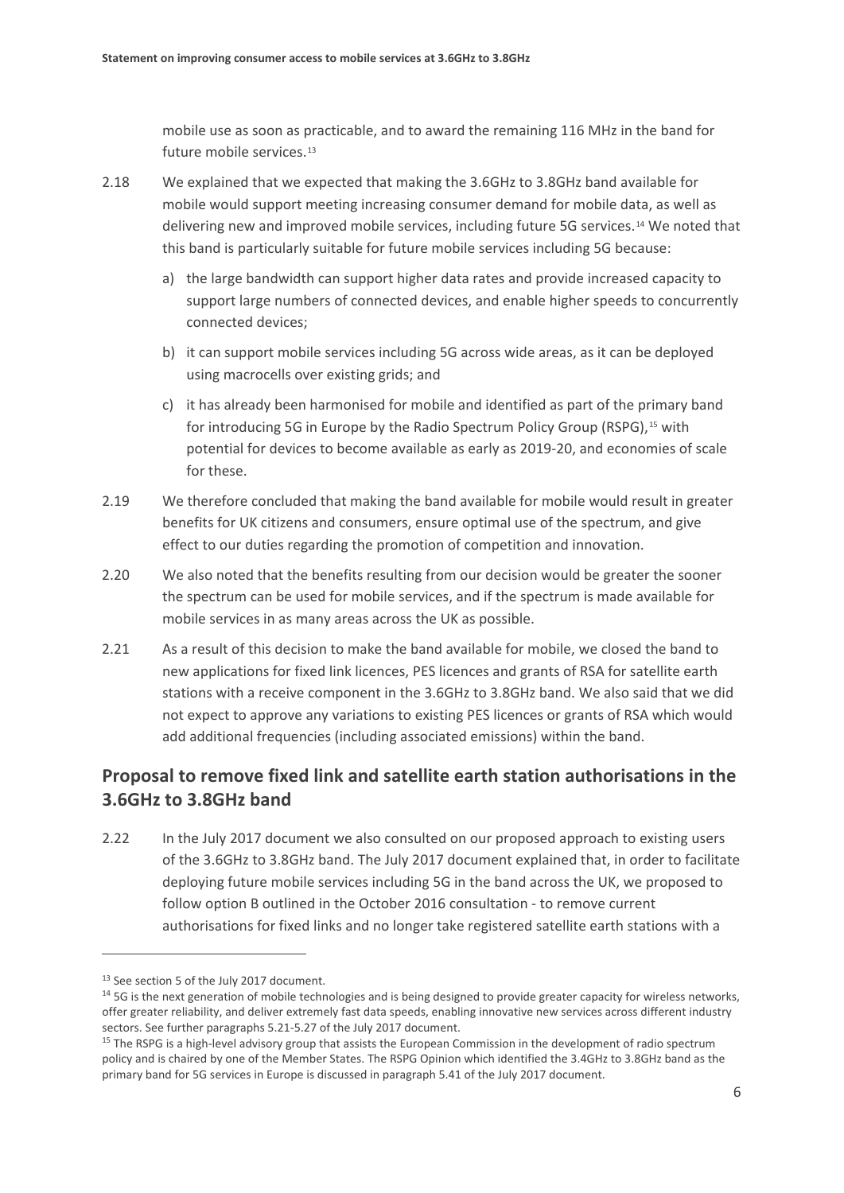mobile use as soon as practicable, and to award the remaining 116 MHz in the band for future mobile services.[13]

2.18 We explained that we expected that making the 3.6GHz to 3.8GHz band available for mobile would support meeting increasing consumer demand for mobile data, as well as delivering new and improved mobile services, including future 5G services.[14] We noted that this band is particularly suitable for future mobile services including 5G because:

a) the large bandwidth can support higher data rates and provide increased capacity to support large numbers of connected devices, and enable higher speeds to concurrently connected devices;

b) it can support mobile services including 5G across wide areas, as it can be deployed using macrocells over existing grids; and

c) it has already been harmonised for mobile and identified as part of the primary band for introducing 5G in Europe by the Radio Spectrum Policy Group (RSPG),[15] with potential for devices to become available as early as 2019-20, and economies of scale for these.

2.19 We therefore concluded that making the band available for mobile would result in greater benefits for UK citizens and consumers, ensure optimal use of the spectrum, and give effect to our duties regarding the promotion of competition and innovation.

2.20 We also noted that the benefits resulting from our decision would be greater the sooner the spectrum can be used for mobile services, and if the spectrum is made available for mobile services in as many areas across the UK as possible.

2.21 As a result of this decision to make the band available for mobile, we closed the band to new applications for fixed link licences, PES licences and grants of RSA for satellite earth stations with a receive component in the 3.6GHz to 3.8GHz band. We also said that we did not expect to approve any variations to existing PES licences or grants of RSA which would add additional frequencies (including associated emissions) within the band.

## Proposal to remove fixed link and satellite earth station authorisations in the 3.6GHz to 3.8GHz band

2.22 In the July 2017 document we also consulted on our proposed approach to existing users of the 3.6GHz to 3.8GHz band. The July 2017 document explained that, in order to facilitate deploying future mobile services including 5G in the band across the UK, we proposed to follow option B outlined in the October 2016 consultation - to remove current authorisations for fixed links and no longer take registered satellite earth stations with a

---

[13] See section 5 of the July 2017 document.

[14] 5G is the next generation of mobile technologies and is being designed to provide greater capacity for wireless networks, offer greater reliability, and deliver extremely fast data speeds, enabling innovative new services across different industry sectors. See further paragraphs 5.21-5.27 of the July 2017 document.

[15] The RSPG is a high-level advisory group that assists the European Commission in the development of radio spectrum policy and is chaired by one of the Member States. The RSPG Opinion which identified the 3.4GHz to 3.8GHz band as the primary band for 5G services in Europe is discussed in paragraph 5.41 of the July 2017 document.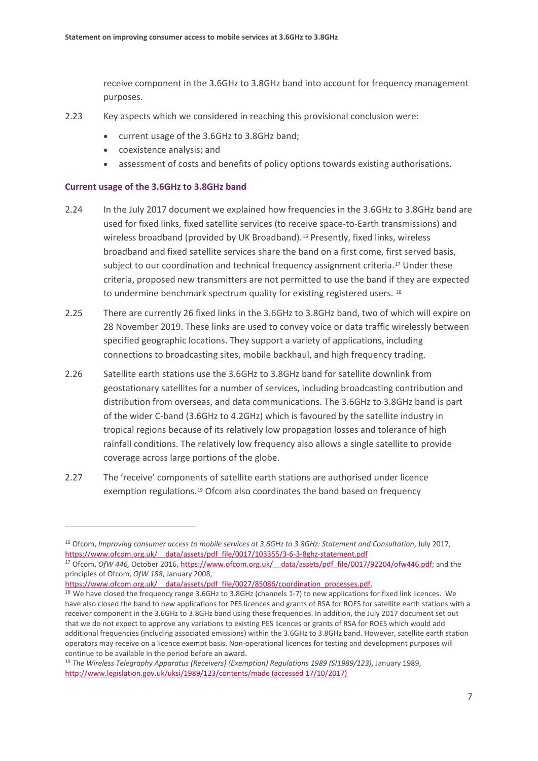receive component in the 3.6GHz to 3.8GHz band into account for frequency management purposes.

2.23 Key aspects which we considered in reaching this provisional conclusion were:

- current usage of the 3.6GHz to 3.8GHz band;
- coexistence analysis; and
- assessment of costs and benefits of policy options towards existing authorisations.

### Current usage of the 3.6GHz to 3.8GHz band

2.24 In the July 2017 document we explained how frequencies in the 3.6GHz to 3.8GHz band are used for fixed links, fixed satellite services (to receive space-to-Earth transmissions) and wireless broadband (provided by UK Broadband).[16] Presently, fixed links, wireless broadband and fixed satellite services share the band on a first come, first served basis, subject to our coordination and technical frequency assignment criteria.[17] Under these criteria, proposed new transmitters are not permitted to use the band if they are expected to undermine benchmark spectrum quality for existing registered users. [18]

2.25 There are currently 26 fixed links in the 3.6GHz to 3.8GHz band, two of which will expire on 28 November 2019. These links are used to convey voice or data traffic wirelessly between specified geographic locations. They support a variety of applications, including connections to broadcasting sites, mobile backhaul, and high frequency trading.

2.26 Satellite earth stations use the 3.6GHz to 3.8GHz band for satellite downlink from geostationary satellites for a number of services, including broadcasting contribution and distribution from overseas, and data communications. The 3.6GHz to 3.8GHz band is part of the wider C-band (3.6GHz to 4.2GHz) which is favoured by the satellite industry in tropical regions because of its relatively low propagation losses and tolerance of high rainfall conditions. The relatively low frequency also allows a single satellite to provide coverage across large portions of the globe.

2.27 The 'receive' components of satellite earth stations are authorised under licence exemption regulations.[19] Ofcom also coordinates the band based on frequency

---

[16] Ofcom, *Improving consumer access to mobile services at 3.6GHz to 3.8GHz: Statement and Consultation*, July 2017, https://www.ofcom.org.uk/__data/assets/pdf_file/0017/103355/3-6-3-8ghz-statement.pdf

[17] Ofcom, *OfW 446,* October 2016, https://www.ofcom.org.uk/__data/assets/pdf_file/0017/92204/ofw446.pdf; and the principles of Ofcom, *OfW 188*, January 2008, https://www.ofcom.org.uk/__data/assets/pdf_file/0027/85086/coordination_processes.pdf.

[18] We have closed the frequency range 3.6GHz to 3.8GHz (channels 1-7) to new applications for fixed link licences. We have also closed the band to new applications for PES licences and grants of RSA for ROES for satellite earth stations with a receiver component in the 3.6GHz to 3.8GHz band using these frequencies. In addition, the July 2017 document set out that we do not expect to approve any variations to existing PES licences or grants of RSA for ROES which would add additional frequencies (including associated emissions) within the 3.6GHz to 3.8GHz band. However, satellite earth station operators may receive on a licence exempt basis. Non-operational licences for testing and development purposes will continue to be available in the period before an award.

[19] *The Wireless Telegraphy Apparatus (Receivers) (Exemption) Regulations 1989 (SI1989/123),* January 1989, http://www.legislation.gov.uk/uksi/1989/123/contents/made (accessed 17/10/2017)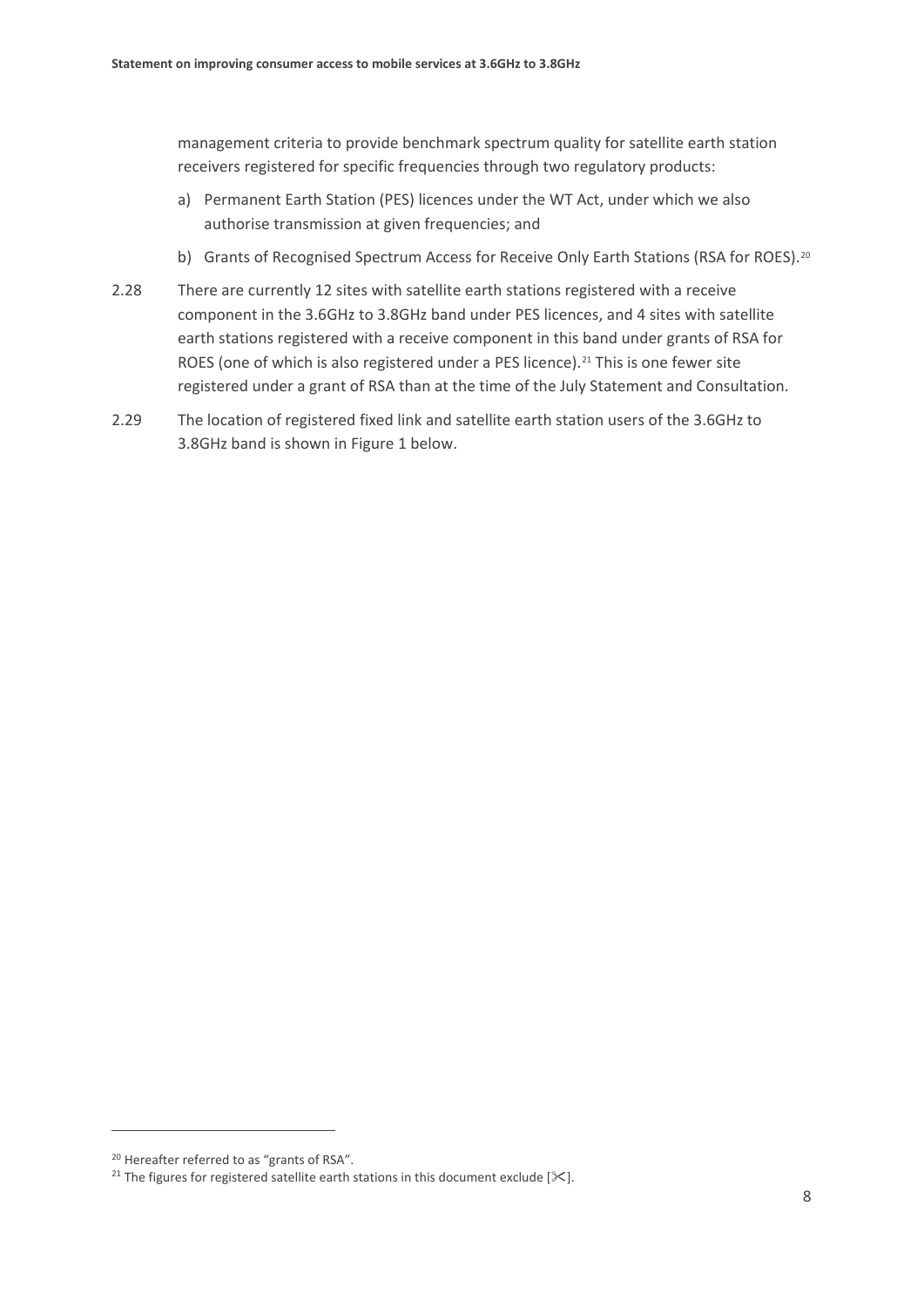management criteria to provide benchmark spectrum quality for satellite earth station receivers registered for specific frequencies through two regulatory products:

a) Permanent Earth Station (PES) licences under the WT Act, under which we also authorise transmission at given frequencies; and

b) Grants of Recognised Spectrum Access for Receive Only Earth Stations (RSA for ROES).[20]

2.28 There are currently 12 sites with satellite earth stations registered with a receive component in the 3.6GHz to 3.8GHz band under PES licences, and 4 sites with satellite earth stations registered with a receive component in this band under grants of RSA for ROES (one of which is also registered under a PES licence).[21] This is one fewer site registered under a grant of RSA than at the time of the July Statement and Consultation.

2.29 The location of registered fixed link and satellite earth station users of the 3.6GHz to 3.8GHz band is shown in Figure 1 below.

[20] Hereafter referred to as "grants of RSA".

[21] The figures for registered satellite earth stations in this document exclude [✂].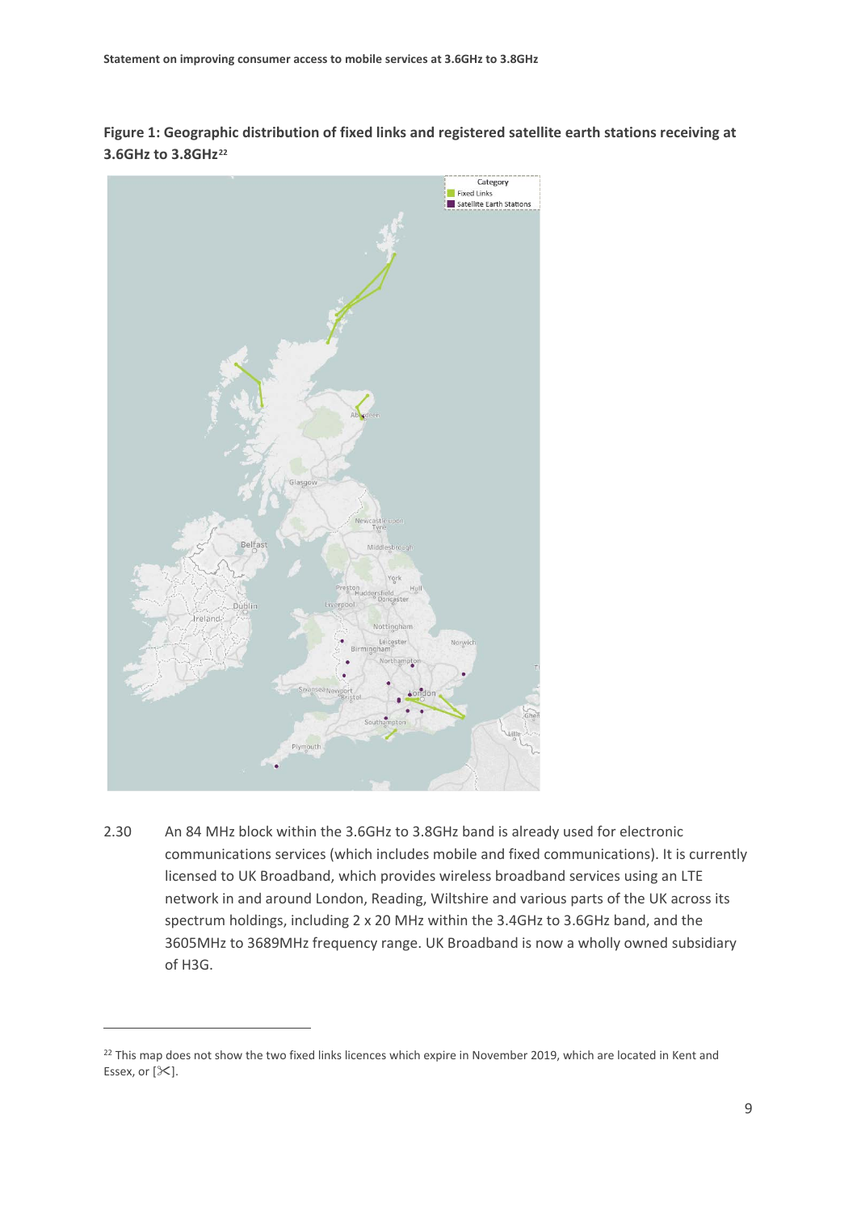**Figure 1: Geographic distribution of fixed links and registered satellite earth stations receiving at 3.6GHz to 3.8GHz**[22]

2.30 An 84 MHz block within the 3.6GHz to 3.8GHz band is already used for electronic communications services (which includes mobile and fixed communications). It is currently licensed to UK Broadband, which provides wireless broadband services using an LTE network in and around London, Reading, Wiltshire and various parts of the UK across its spectrum holdings, including 2 x 20 MHz within the 3.4GHz to 3.6GHz band, and the 3605MHz to 3689MHz frequency range. UK Broadband is now a wholly owned subsidiary of H3G.

[22] This map does not show the two fixed links licences which expire in November 2019, which are located in Kent and Essex, or [✂].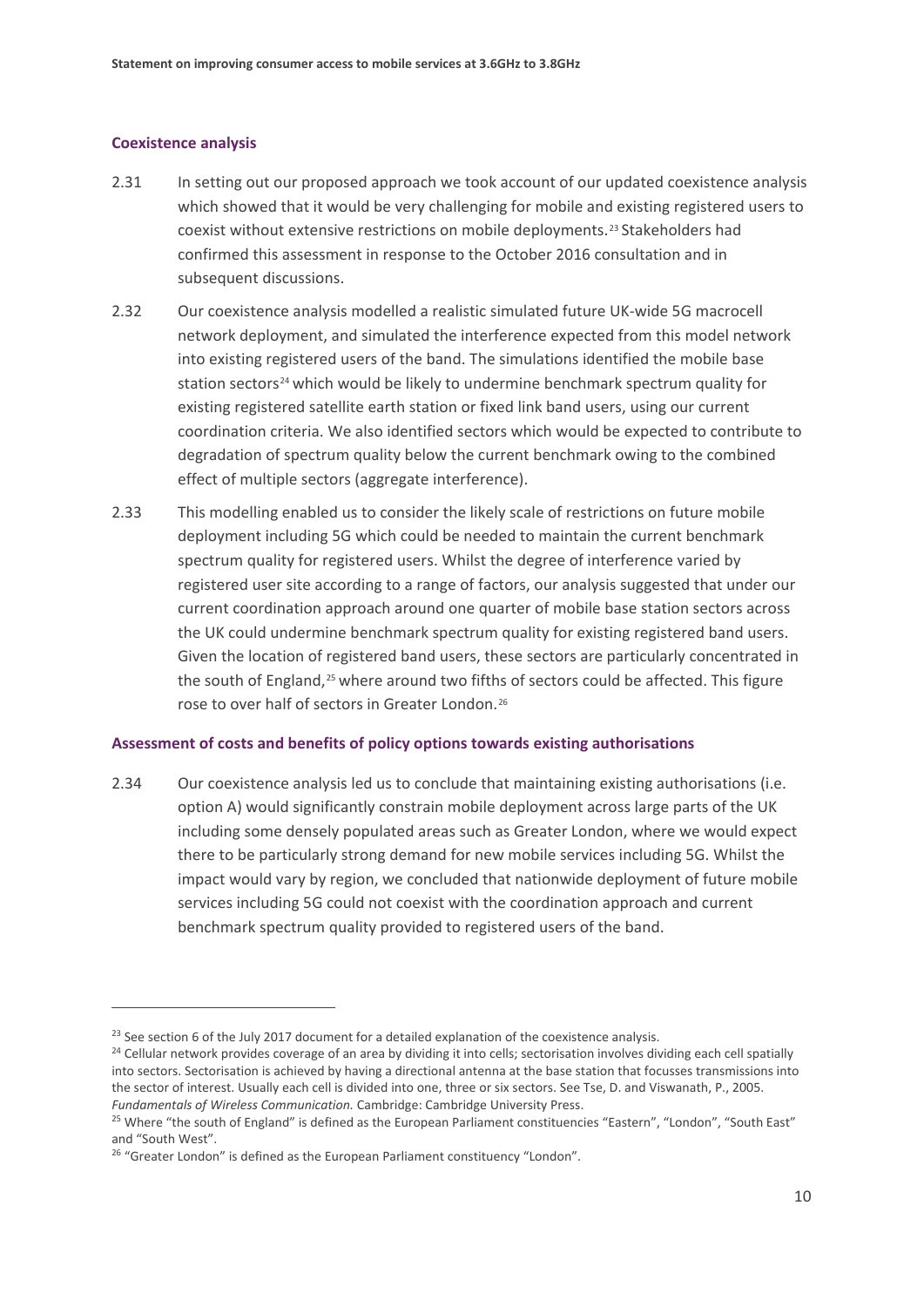### Coexistence analysis

2.31 In setting out our proposed approach we took account of our updated coexistence analysis which showed that it would be very challenging for mobile and existing registered users to coexist without extensive restrictions on mobile deployments.[23] Stakeholders had confirmed this assessment in response to the October 2016 consultation and in subsequent discussions.

2.32 Our coexistence analysis modelled a realistic simulated future UK-wide 5G macrocell network deployment, and simulated the interference expected from this model network into existing registered users of the band. The simulations identified the mobile base station sectors[24] which would be likely to undermine benchmark spectrum quality for existing registered satellite earth station or fixed link band users, using our current coordination criteria. We also identified sectors which would be expected to contribute to degradation of spectrum quality below the current benchmark owing to the combined effect of multiple sectors (aggregate interference).

2.33 This modelling enabled us to consider the likely scale of restrictions on future mobile deployment including 5G which could be needed to maintain the current benchmark spectrum quality for registered users. Whilst the degree of interference varied by registered user site according to a range of factors, our analysis suggested that under our current coordination approach around one quarter of mobile base station sectors across the UK could undermine benchmark spectrum quality for existing registered band users. Given the location of registered band users, these sectors are particularly concentrated in the south of England,[25] where around two fifths of sectors could be affected. This figure rose to over half of sectors in Greater London.[26]

### Assessment of costs and benefits of policy options towards existing authorisations

2.34 Our coexistence analysis led us to conclude that maintaining existing authorisations (i.e. option A) would significantly constrain mobile deployment across large parts of the UK including some densely populated areas such as Greater London, where we would expect there to be particularly strong demand for new mobile services including 5G. Whilst the impact would vary by region, we concluded that nationwide deployment of future mobile services including 5G could not coexist with the coordination approach and current benchmark spectrum quality provided to registered users of the band.

---

[23] See section 6 of the July 2017 document for a detailed explanation of the coexistence analysis.

[24] Cellular network provides coverage of an area by dividing it into cells; sectorisation involves dividing each cell spatially into sectors. Sectorisation is achieved by having a directional antenna at the base station that focusses transmissions into the sector of interest. Usually each cell is divided into one, three or six sectors. See Tse, D. and Viswanath, P., 2005. *Fundamentals of Wireless Communication.* Cambridge: Cambridge University Press.

[25] Where "the south of England" is defined as the European Parliament constituencies "Eastern", "London", "South East" and "South West".

[26] "Greater London" is defined as the European Parliament constituency "London".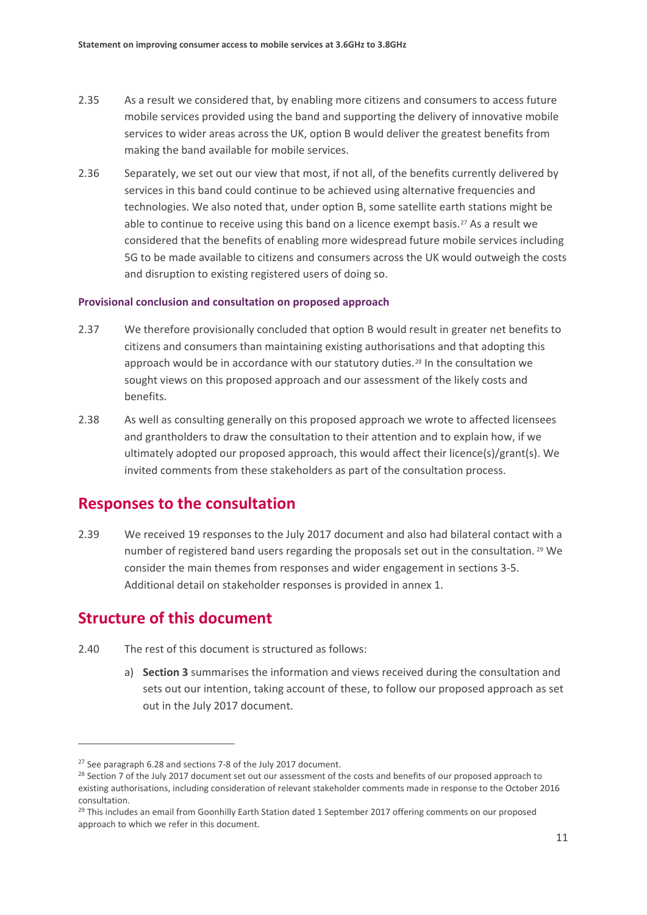2.35 As a result we considered that, by enabling more citizens and consumers to access future mobile services provided using the band and supporting the delivery of innovative mobile services to wider areas across the UK, option B would deliver the greatest benefits from making the band available for mobile services.

2.36 Separately, we set out our view that most, if not all, of the benefits currently delivered by services in this band could continue to be achieved using alternative frequencies and technologies. We also noted that, under option B, some satellite earth stations might be able to continue to receive using this band on a licence exempt basis.[27] As a result we considered that the benefits of enabling more widespread future mobile services including 5G to be made available to citizens and consumers across the UK would outweigh the costs and disruption to existing registered users of doing so.

### Provisional conclusion and consultation on proposed approach

2.37 We therefore provisionally concluded that option B would result in greater net benefits to citizens and consumers than maintaining existing authorisations and that adopting this approach would be in accordance with our statutory duties.[28] In the consultation we sought views on this proposed approach and our assessment of the likely costs and benefits.

2.38 As well as consulting generally on this proposed approach we wrote to affected licensees and grantholders to draw the consultation to their attention and to explain how, if we ultimately adopted our proposed approach, this would affect their licence(s)/grant(s). We invited comments from these stakeholders as part of the consultation process.

## Responses to the consultation

2.39 We received 19 responses to the July 2017 document and also had bilateral contact with a number of registered band users regarding the proposals set out in the consultation.[29] We consider the main themes from responses and wider engagement in sections 3-5. Additional detail on stakeholder responses is provided in annex 1.

## Structure of this document

2.40 The rest of this document is structured as follows:

a) **Section 3** summarises the information and views received during the consultation and sets out our intention, taking account of these, to follow our proposed approach as set out in the July 2017 document.

---

[27] See paragraph 6.28 and sections 7-8 of the July 2017 document.

[28] Section 7 of the July 2017 document set out our assessment of the costs and benefits of our proposed approach to existing authorisations, including consideration of relevant stakeholder comments made in response to the October 2016 consultation.

[29] This includes an email from Goonhilly Earth Station dated 1 September 2017 offering comments on our proposed approach to which we refer in this document.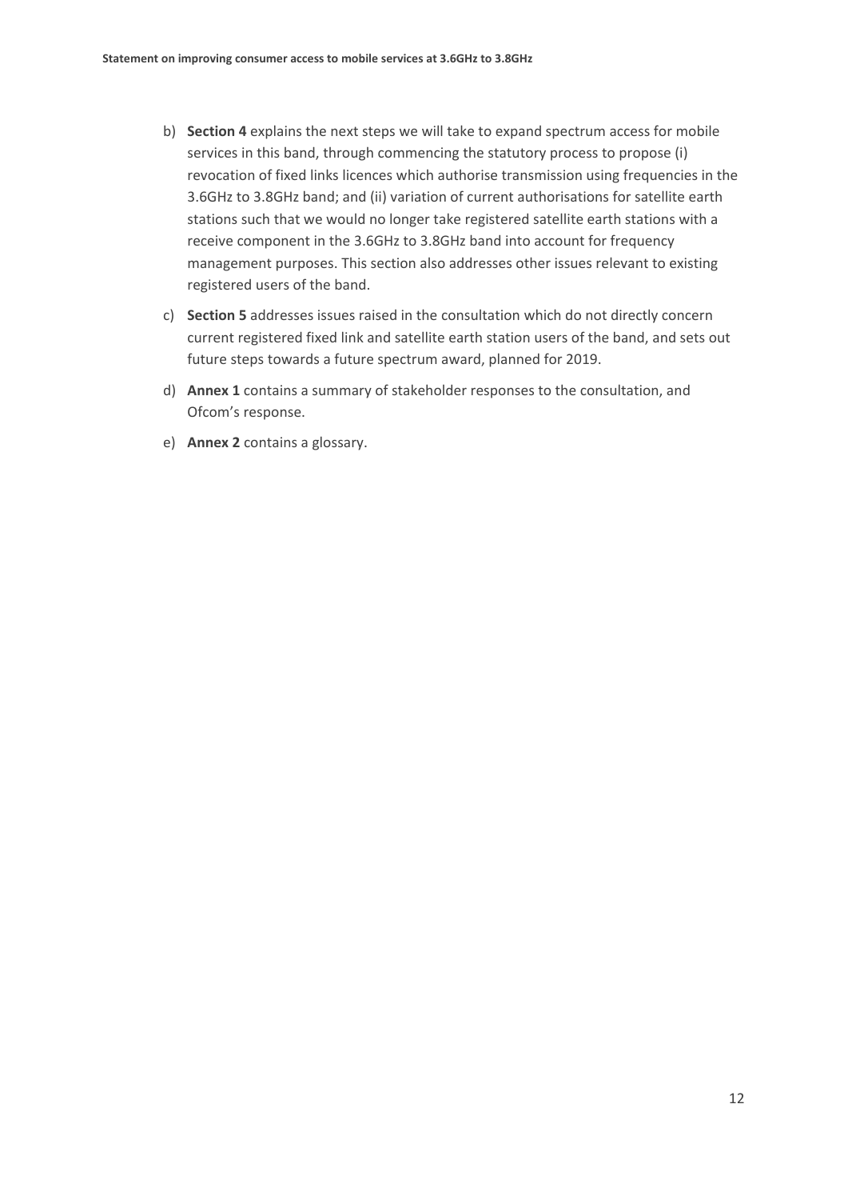b) **Section 4** explains the next steps we will take to expand spectrum access for mobile services in this band, through commencing the statutory process to propose (i) revocation of fixed links licences which authorise transmission using frequencies in the 3.6GHz to 3.8GHz band; and (ii) variation of current authorisations for satellite earth stations such that we would no longer take registered satellite earth stations with a receive component in the 3.6GHz to 3.8GHz band into account for frequency management purposes. This section also addresses other issues relevant to existing registered users of the band.

c) **Section 5** addresses issues raised in the consultation which do not directly concern current registered fixed link and satellite earth station users of the band, and sets out future steps towards a future spectrum award, planned for 2019.

d) **Annex 1** contains a summary of stakeholder responses to the consultation, and Ofcom's response.

e) **Annex 2** contains a glossary.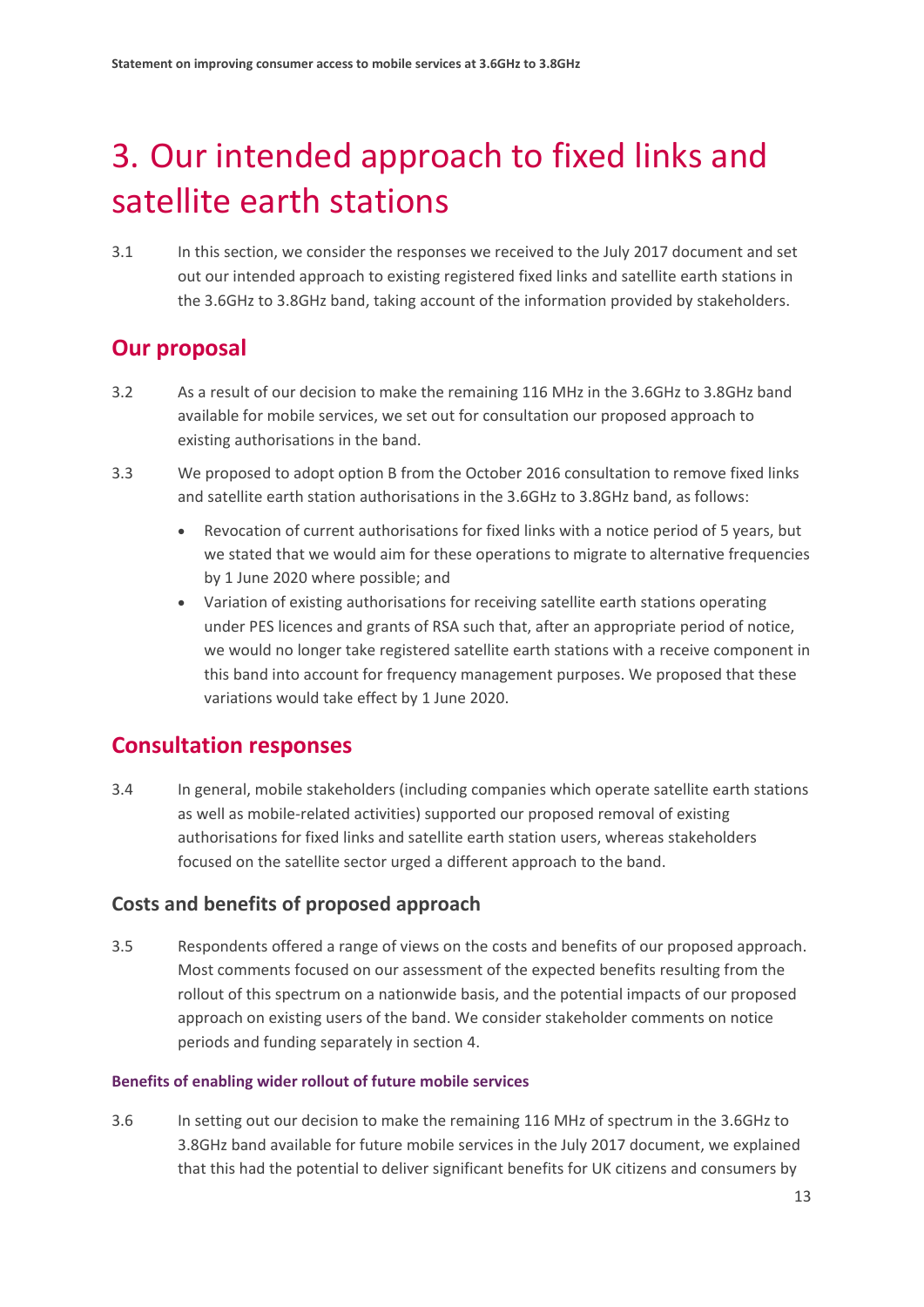# 3. Our intended approach to fixed links and satellite earth stations

3.1 In this section, we consider the responses we received to the July 2017 document and set out our intended approach to existing registered fixed links and satellite earth stations in the 3.6GHz to 3.8GHz band, taking account of the information provided by stakeholders.

## Our proposal

3.2 As a result of our decision to make the remaining 116 MHz in the 3.6GHz to 3.8GHz band available for mobile services, we set out for consultation our proposed approach to existing authorisations in the band.

3.3 We proposed to adopt option B from the October 2016 consultation to remove fixed links and satellite earth station authorisations in the 3.6GHz to 3.8GHz band, as follows:

- Revocation of current authorisations for fixed links with a notice period of 5 years, but we stated that we would aim for these operations to migrate to alternative frequencies by 1 June 2020 where possible; and
- Variation of existing authorisations for receiving satellite earth stations operating under PES licences and grants of RSA such that, after an appropriate period of notice, we would no longer take registered satellite earth stations with a receive component in this band into account for frequency management purposes. We proposed that these variations would take effect by 1 June 2020.

## Consultation responses

3.4 In general, mobile stakeholders (including companies which operate satellite earth stations as well as mobile-related activities) supported our proposed removal of existing authorisations for fixed links and satellite earth station users, whereas stakeholders focused on the satellite sector urged a different approach to the band.

### Costs and benefits of proposed approach

3.5 Respondents offered a range of views on the costs and benefits of our proposed approach. Most comments focused on our assessment of the expected benefits resulting from the rollout of this spectrum on a nationwide basis, and the potential impacts of our proposed approach on existing users of the band. We consider stakeholder comments on notice periods and funding separately in section 4.

#### Benefits of enabling wider rollout of future mobile services

3.6 In setting out our decision to make the remaining 116 MHz of spectrum in the 3.6GHz to 3.8GHz band available for future mobile services in the July 2017 document, we explained that this had the potential to deliver significant benefits for UK citizens and consumers by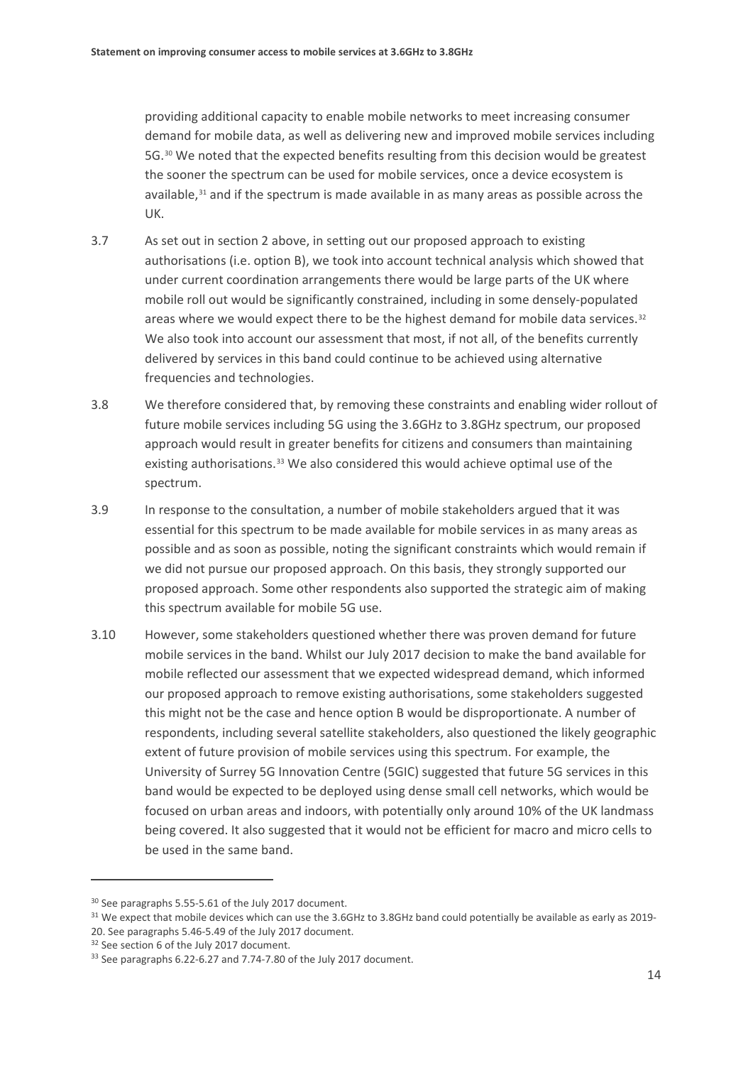providing additional capacity to enable mobile networks to meet increasing consumer demand for mobile data, as well as delivering new and improved mobile services including 5G.[30] We noted that the expected benefits resulting from this decision would be greatest the sooner the spectrum can be used for mobile services, once a device ecosystem is available,[31] and if the spectrum is made available in as many areas as possible across the UK.

3.7 As set out in section 2 above, in setting out our proposed approach to existing authorisations (i.e. option B), we took into account technical analysis which showed that under current coordination arrangements there would be large parts of the UK where mobile roll out would be significantly constrained, including in some densely-populated areas where we would expect there to be the highest demand for mobile data services.[32] We also took into account our assessment that most, if not all, of the benefits currently delivered by services in this band could continue to be achieved using alternative frequencies and technologies.

3.8 We therefore considered that, by removing these constraints and enabling wider rollout of future mobile services including 5G using the 3.6GHz to 3.8GHz spectrum, our proposed approach would result in greater benefits for citizens and consumers than maintaining existing authorisations.[33] We also considered this would achieve optimal use of the spectrum.

3.9 In response to the consultation, a number of mobile stakeholders argued that it was essential for this spectrum to be made available for mobile services in as many areas as possible and as soon as possible, noting the significant constraints which would remain if we did not pursue our proposed approach. On this basis, they strongly supported our proposed approach. Some other respondents also supported the strategic aim of making this spectrum available for mobile 5G use.

3.10 However, some stakeholders questioned whether there was proven demand for future mobile services in the band. Whilst our July 2017 decision to make the band available for mobile reflected our assessment that we expected widespread demand, which informed our proposed approach to remove existing authorisations, some stakeholders suggested this might not be the case and hence option B would be disproportionate. A number of respondents, including several satellite stakeholders, also questioned the likely geographic extent of future provision of mobile services using this spectrum. For example, the University of Surrey 5G Innovation Centre (5GIC) suggested that future 5G services in this band would be expected to be deployed using dense small cell networks, which would be focused on urban areas and indoors, with potentially only around 10% of the UK landmass being covered. It also suggested that it would not be efficient for macro and micro cells to be used in the same band.

---

[30] See paragraphs 5.55-5.61 of the July 2017 document.

[31] We expect that mobile devices which can use the 3.6GHz to 3.8GHz band could potentially be available as early as 2019-20. See paragraphs 5.46-5.49 of the July 2017 document.

[32] See section 6 of the July 2017 document.

[33] See paragraphs 6.22-6.27 and 7.74-7.80 of the July 2017 document.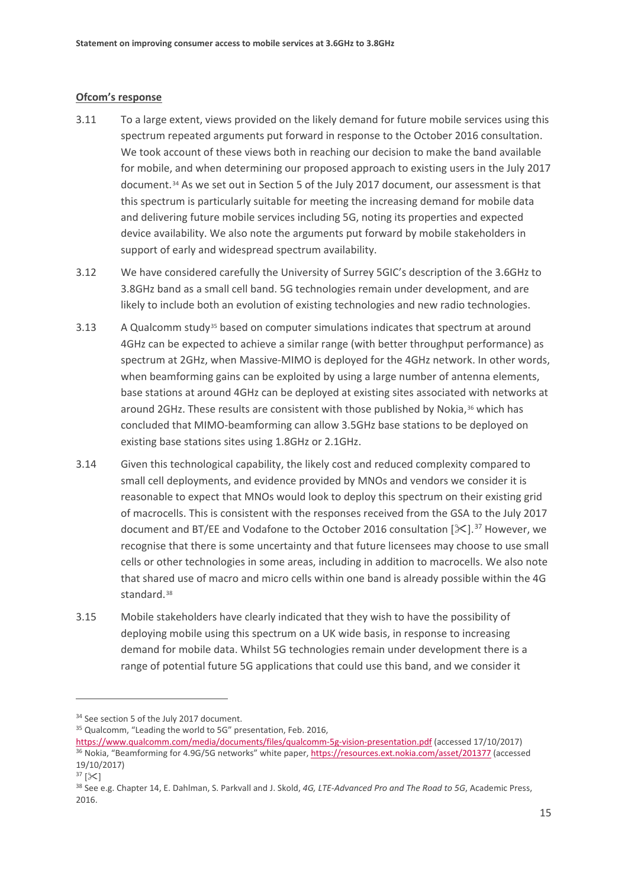**Ofcom's response**

3.11 To a large extent, views provided on the likely demand for future mobile services using this spectrum repeated arguments put forward in response to the October 2016 consultation. We took account of these views both in reaching our decision to make the band available for mobile, and when determining our proposed approach to existing users in the July 2017 document.[34] As we set out in Section 5 of the July 2017 document, our assessment is that this spectrum is particularly suitable for meeting the increasing demand for mobile data and delivering future mobile services including 5G, noting its properties and expected device availability. We also note the arguments put forward by mobile stakeholders in support of early and widespread spectrum availability.

3.12 We have considered carefully the University of Surrey 5GIC's description of the 3.6GHz to 3.8GHz band as a small cell band. 5G technologies remain under development, and are likely to include both an evolution of existing technologies and new radio technologies.

3.13 A Qualcomm study[35] based on computer simulations indicates that spectrum at around 4GHz can be expected to achieve a similar range (with better throughput performance) as spectrum at 2GHz, when Massive-MIMO is deployed for the 4GHz network. In other words, when beamforming gains can be exploited by using a large number of antenna elements, base stations at around 4GHz can be deployed at existing sites associated with networks at around 2GHz. These results are consistent with those published by Nokia,[36] which has concluded that MIMO-beamforming can allow 3.5GHz base stations to be deployed on existing base stations sites using 1.8GHz or 2.1GHz.

3.14 Given this technological capability, the likely cost and reduced complexity compared to small cell deployments, and evidence provided by MNOs and vendors we consider it is reasonable to expect that MNOs would look to deploy this spectrum on their existing grid of macrocells. This is consistent with the responses received from the GSA to the July 2017 document and BT/EE and Vodafone to the October 2016 consultation [✂].[37] However, we recognise that there is some uncertainty and that future licensees may choose to use small cells or other technologies in some areas, including in addition to macrocells. We also note that shared use of macro and micro cells within one band is already possible within the 4G standard.[38]

3.15 Mobile stakeholders have clearly indicated that they wish to have the possibility of deploying mobile using this spectrum on a UK wide basis, in response to increasing demand for mobile data. Whilst 5G technologies remain under development there is a range of potential future 5G applications that could use this band, and we consider it

---

[34] See section 5 of the July 2017 document.

[35] Qualcomm, "Leading the world to 5G" presentation, Feb. 2016, https://www.qualcomm.com/media/documents/files/qualcomm-5g-vision-presentation.pdf (accessed 17/10/2017)

[36] Nokia, "Beamforming for 4.9G/5G networks" white paper, https://resources.ext.nokia.com/asset/201377 (accessed 19/10/2017)

[37] [✂]

[38] See e.g. Chapter 14, E. Dahlman, S. Parkvall and J. Skold, *4G, LTE-Advanced Pro and The Road to 5G*, Academic Press, 2016.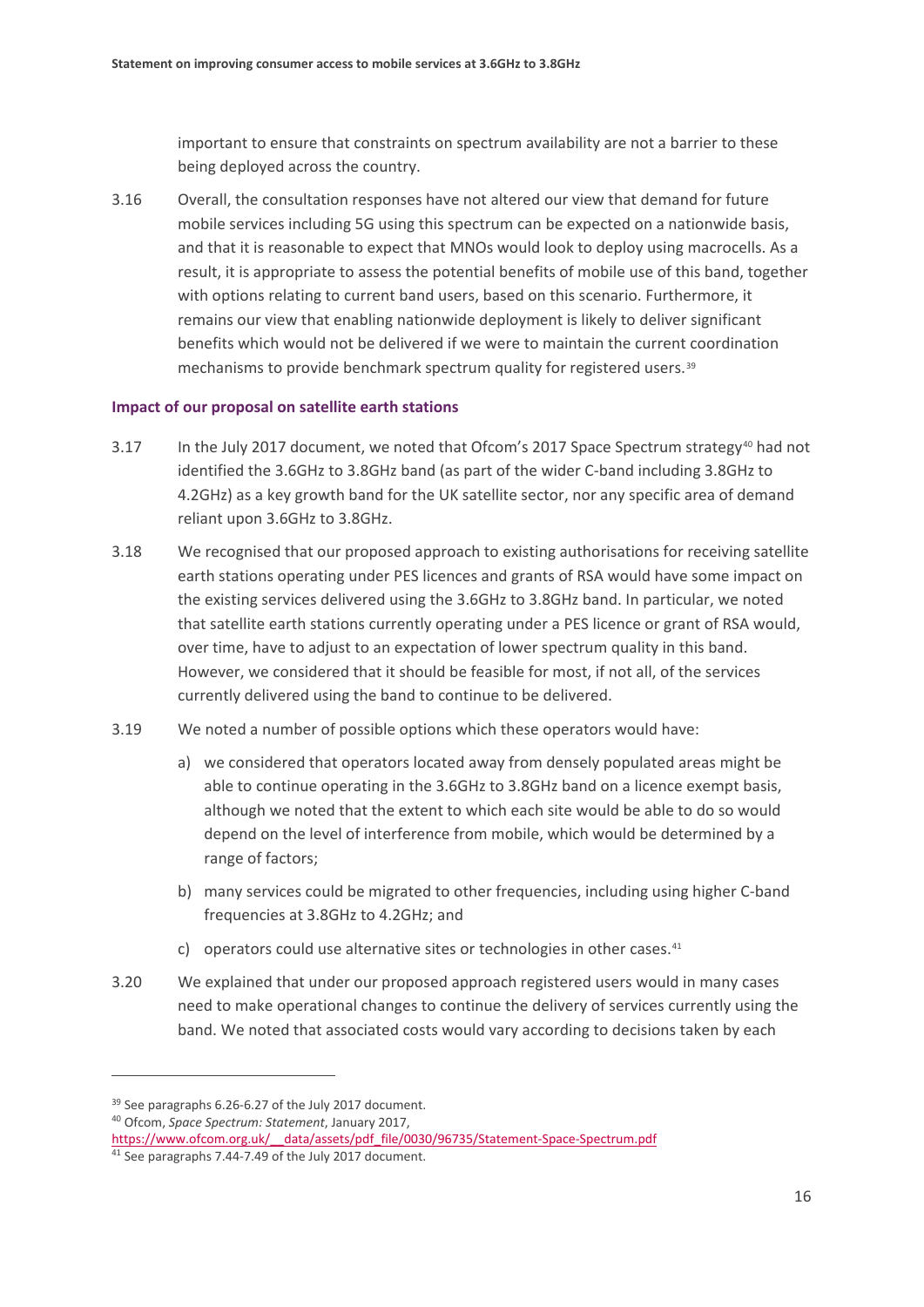important to ensure that constraints on spectrum availability are not a barrier to these being deployed across the country.

3.16 Overall, the consultation responses have not altered our view that demand for future mobile services including 5G using this spectrum can be expected on a nationwide basis, and that it is reasonable to expect that MNOs would look to deploy using macrocells. As a result, it is appropriate to assess the potential benefits of mobile use of this band, together with options relating to current band users, based on this scenario. Furthermore, it remains our view that enabling nationwide deployment is likely to deliver significant benefits which would not be delivered if we were to maintain the current coordination mechanisms to provide benchmark spectrum quality for registered users.[39]

### Impact of our proposal on satellite earth stations

3.17 In the July 2017 document, we noted that Ofcom's 2017 Space Spectrum strategy[40] had not identified the 3.6GHz to 3.8GHz band (as part of the wider C-band including 3.8GHz to 4.2GHz) as a key growth band for the UK satellite sector, nor any specific area of demand reliant upon 3.6GHz to 3.8GHz.

3.18 We recognised that our proposed approach to existing authorisations for receiving satellite earth stations operating under PES licences and grants of RSA would have some impact on the existing services delivered using the 3.6GHz to 3.8GHz band. In particular, we noted that satellite earth stations currently operating under a PES licence or grant of RSA would, over time, have to adjust to an expectation of lower spectrum quality in this band. However, we considered that it should be feasible for most, if not all, of the services currently delivered using the band to continue to be delivered.

3.19 We noted a number of possible options which these operators would have:

a) we considered that operators located away from densely populated areas might be able to continue operating in the 3.6GHz to 3.8GHz band on a licence exempt basis, although we noted that the extent to which each site would be able to do so would depend on the level of interference from mobile, which would be determined by a range of factors;

b) many services could be migrated to other frequencies, including using higher C-band frequencies at 3.8GHz to 4.2GHz; and

c) operators could use alternative sites or technologies in other cases.[41]

3.20 We explained that under our proposed approach registered users would in many cases need to make operational changes to continue the delivery of services currently using the band. We noted that associated costs would vary according to decisions taken by each

---

[39] See paragraphs 6.26-6.27 of the July 2017 document.

[40] Ofcom, *Space Spectrum: Statement*, January 2017, https://www.ofcom.org.uk/__data/assets/pdf_file/0030/96735/Statement-Space-Spectrum.pdf

[41] See paragraphs 7.44-7.49 of the July 2017 document.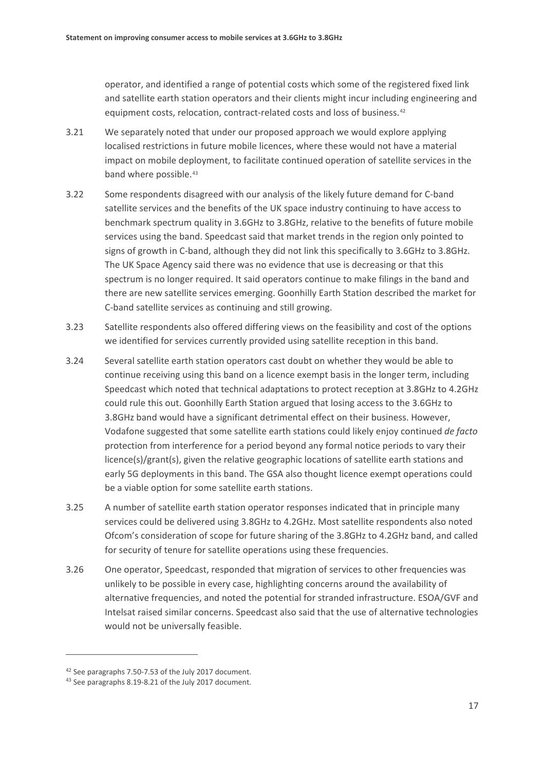operator, and identified a range of potential costs which some of the registered fixed link and satellite earth station operators and their clients might incur including engineering and equipment costs, relocation, contract-related costs and loss of business.[42]

3.21 We separately noted that under our proposed approach we would explore applying localised restrictions in future mobile licences, where these would not have a material impact on mobile deployment, to facilitate continued operation of satellite services in the band where possible.[43]

3.22 Some respondents disagreed with our analysis of the likely future demand for C-band satellite services and the benefits of the UK space industry continuing to have access to benchmark spectrum quality in 3.6GHz to 3.8GHz, relative to the benefits of future mobile services using the band. Speedcast said that market trends in the region only pointed to signs of growth in C-band, although they did not link this specifically to 3.6GHz to 3.8GHz. The UK Space Agency said there was no evidence that use is decreasing or that this spectrum is no longer required. It said operators continue to make filings in the band and there are new satellite services emerging. Goonhilly Earth Station described the market for C-band satellite services as continuing and still growing.

3.23 Satellite respondents also offered differing views on the feasibility and cost of the options we identified for services currently provided using satellite reception in this band.

3.24 Several satellite earth station operators cast doubt on whether they would be able to continue receiving using this band on a licence exempt basis in the longer term, including Speedcast which noted that technical adaptations to protect reception at 3.8GHz to 4.2GHz could rule this out. Goonhilly Earth Station argued that losing access to the 3.6GHz to 3.8GHz band would have a significant detrimental effect on their business. However, Vodafone suggested that some satellite earth stations could likely enjoy continued *de facto* protection from interference for a period beyond any formal notice periods to vary their licence(s)/grant(s), given the relative geographic locations of satellite earth stations and early 5G deployments in this band. The GSA also thought licence exempt operations could be a viable option for some satellite earth stations.

3.25 A number of satellite earth station operator responses indicated that in principle many services could be delivered using 3.8GHz to 4.2GHz. Most satellite respondents also noted Ofcom's consideration of scope for future sharing of the 3.8GHz to 4.2GHz band, and called for security of tenure for satellite operations using these frequencies.

3.26 One operator, Speedcast, responded that migration of services to other frequencies was unlikely to be possible in every case, highlighting concerns around the availability of alternative frequencies, and noted the potential for stranded infrastructure. ESOA/GVF and Intelsat raised similar concerns. Speedcast also said that the use of alternative technologies would not be universally feasible.

[42] See paragraphs 7.50-7.53 of the July 2017 document.

[43] See paragraphs 8.19-8.21 of the July 2017 document.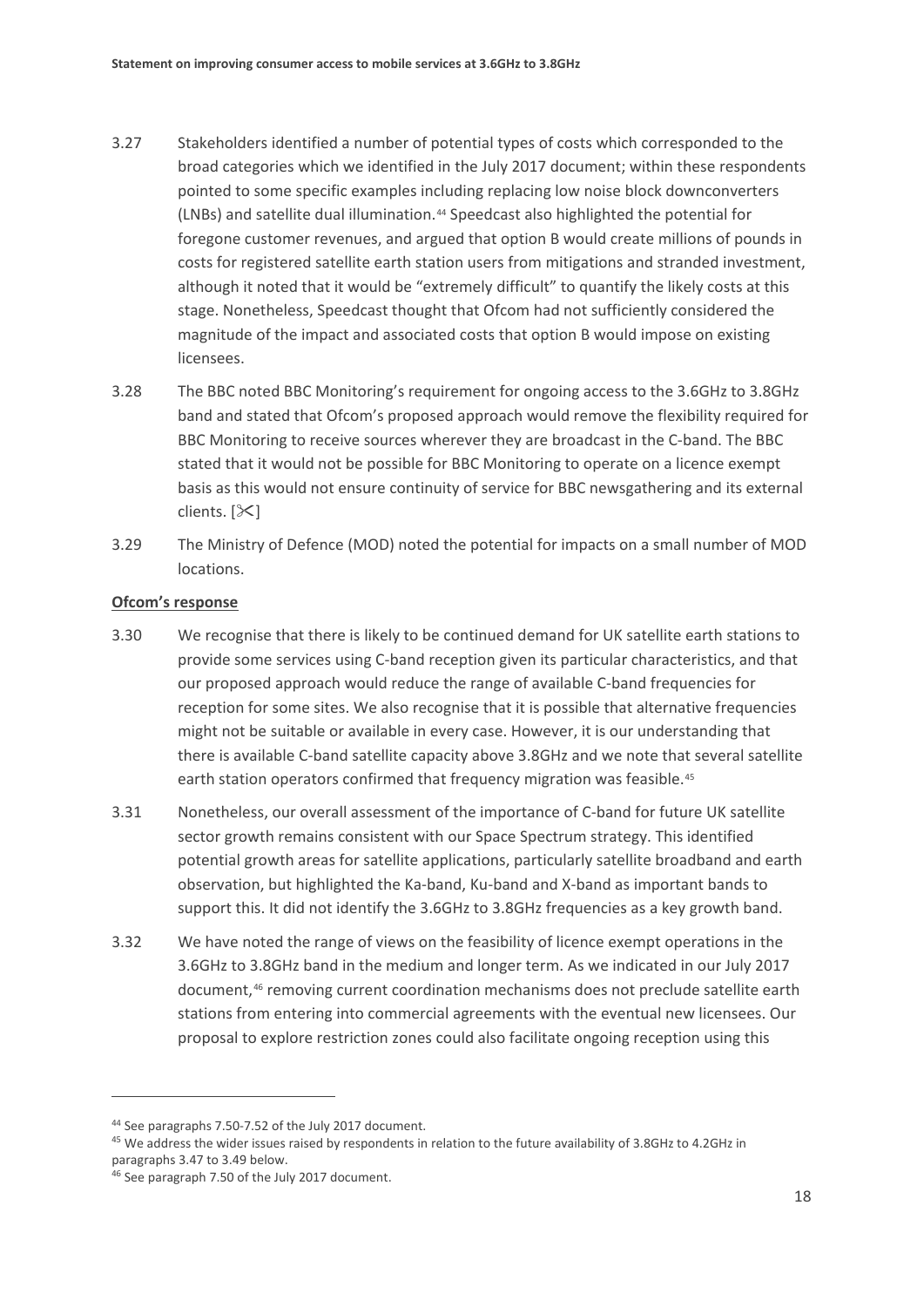3.27 Stakeholders identified a number of potential types of costs which corresponded to the broad categories which we identified in the July 2017 document; within these respondents pointed to some specific examples including replacing low noise block downconverters (LNBs) and satellite dual illumination.[44] Speedcast also highlighted the potential for foregone customer revenues, and argued that option B would create millions of pounds in costs for registered satellite earth station users from mitigations and stranded investment, although it noted that it would be "extremely difficult" to quantify the likely costs at this stage. Nonetheless, Speedcast thought that Ofcom had not sufficiently considered the magnitude of the impact and associated costs that option B would impose on existing licensees.

3.28 The BBC noted BBC Monitoring's requirement for ongoing access to the 3.6GHz to 3.8GHz band and stated that Ofcom's proposed approach would remove the flexibility required for BBC Monitoring to receive sources wherever they are broadcast in the C-band. The BBC stated that it would not be possible for BBC Monitoring to operate on a licence exempt basis as this would not ensure continuity of service for BBC newsgathering and its external clients. [✂]

3.29 The Ministry of Defence (MOD) noted the potential for impacts on a small number of MOD locations.

**Ofcom's response**

3.30 We recognise that there is likely to be continued demand for UK satellite earth stations to provide some services using C-band reception given its particular characteristics, and that our proposed approach would reduce the range of available C-band frequencies for reception for some sites. We also recognise that it is possible that alternative frequencies might not be suitable or available in every case. However, it is our understanding that there is available C-band satellite capacity above 3.8GHz and we note that several satellite earth station operators confirmed that frequency migration was feasible.[45]

3.31 Nonetheless, our overall assessment of the importance of C-band for future UK satellite sector growth remains consistent with our Space Spectrum strategy. This identified potential growth areas for satellite applications, particularly satellite broadband and earth observation, but highlighted the Ka-band, Ku-band and X-band as important bands to support this. It did not identify the 3.6GHz to 3.8GHz frequencies as a key growth band.

3.32 We have noted the range of views on the feasibility of licence exempt operations in the 3.6GHz to 3.8GHz band in the medium and longer term. As we indicated in our July 2017 document,[46] removing current coordination mechanisms does not preclude satellite earth stations from entering into commercial agreements with the eventual new licensees. Our proposal to explore restriction zones could also facilitate ongoing reception using this

---

[44] See paragraphs 7.50-7.52 of the July 2017 document.

[45] We address the wider issues raised by respondents in relation to the future availability of 3.8GHz to 4.2GHz in paragraphs 3.47 to 3.49 below.

[46] See paragraph 7.50 of the July 2017 document.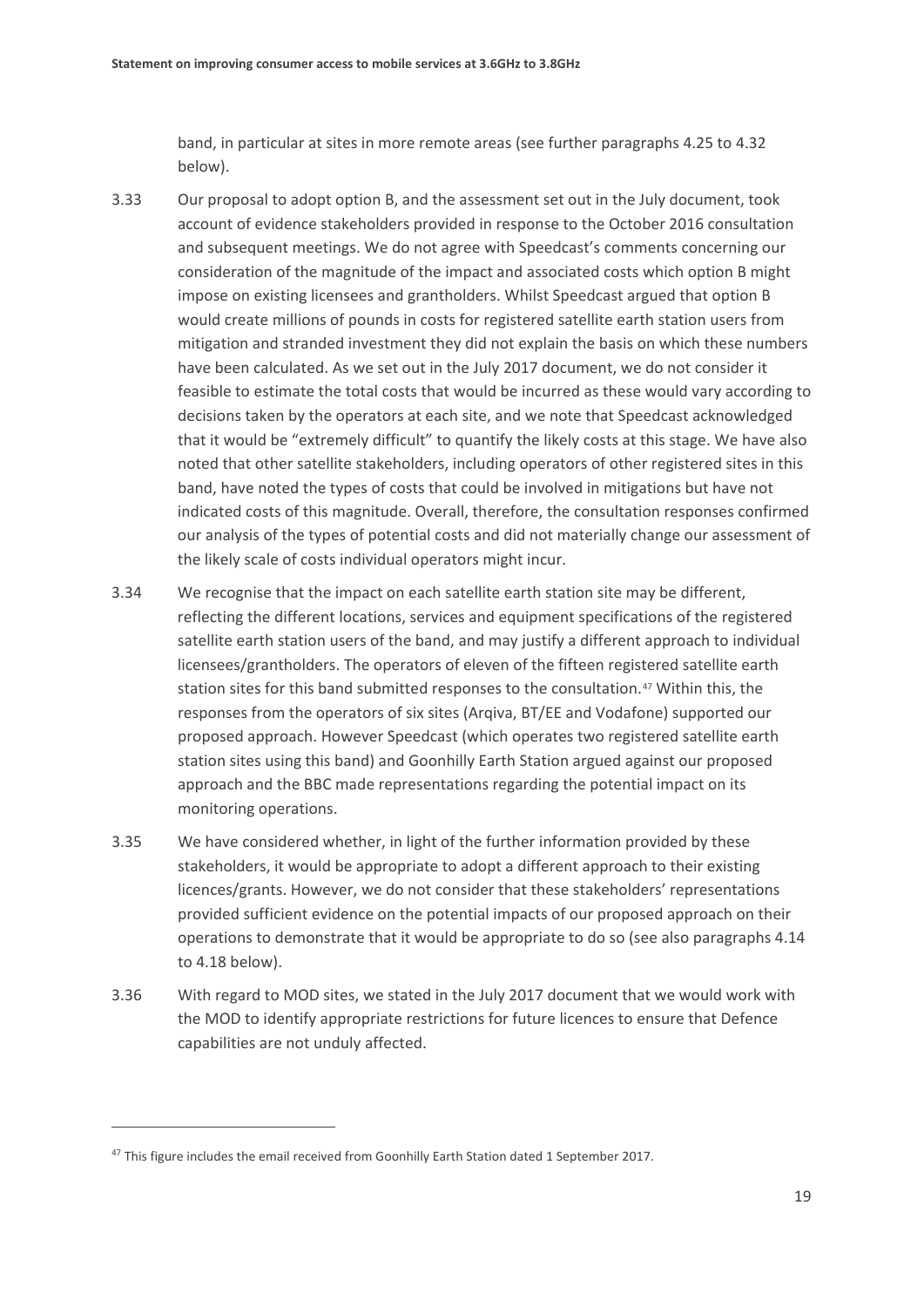band, in particular at sites in more remote areas (see further paragraphs 4.25 to 4.32 below).

3.33 Our proposal to adopt option B, and the assessment set out in the July document, took account of evidence stakeholders provided in response to the October 2016 consultation and subsequent meetings. We do not agree with Speedcast's comments concerning our consideration of the magnitude of the impact and associated costs which option B might impose on existing licensees and grantholders. Whilst Speedcast argued that option B would create millions of pounds in costs for registered satellite earth station users from mitigation and stranded investment they did not explain the basis on which these numbers have been calculated. As we set out in the July 2017 document, we do not consider it feasible to estimate the total costs that would be incurred as these would vary according to decisions taken by the operators at each site, and we note that Speedcast acknowledged that it would be "extremely difficult" to quantify the likely costs at this stage. We have also noted that other satellite stakeholders, including operators of other registered sites in this band, have noted the types of costs that could be involved in mitigations but have not indicated costs of this magnitude. Overall, therefore, the consultation responses confirmed our analysis of the types of potential costs and did not materially change our assessment of the likely scale of costs individual operators might incur.

3.34 We recognise that the impact on each satellite earth station site may be different, reflecting the different locations, services and equipment specifications of the registered satellite earth station users of the band, and may justify a different approach to individual licensees/grantholders. The operators of eleven of the fifteen registered satellite earth station sites for this band submitted responses to the consultation.[47] Within this, the responses from the operators of six sites (Arqiva, BT/EE and Vodafone) supported our proposed approach. However Speedcast (which operates two registered satellite earth station sites using this band) and Goonhilly Earth Station argued against our proposed approach and the BBC made representations regarding the potential impact on its monitoring operations.

3.35 We have considered whether, in light of the further information provided by these stakeholders, it would be appropriate to adopt a different approach to their existing licences/grants. However, we do not consider that these stakeholders' representations provided sufficient evidence on the potential impacts of our proposed approach on their operations to demonstrate that it would be appropriate to do so (see also paragraphs 4.14 to 4.18 below).

3.36 With regard to MOD sites, we stated in the July 2017 document that we would work with the MOD to identify appropriate restrictions for future licences to ensure that Defence capabilities are not unduly affected.

---

[47] This figure includes the email received from Goonhilly Earth Station dated 1 September 2017.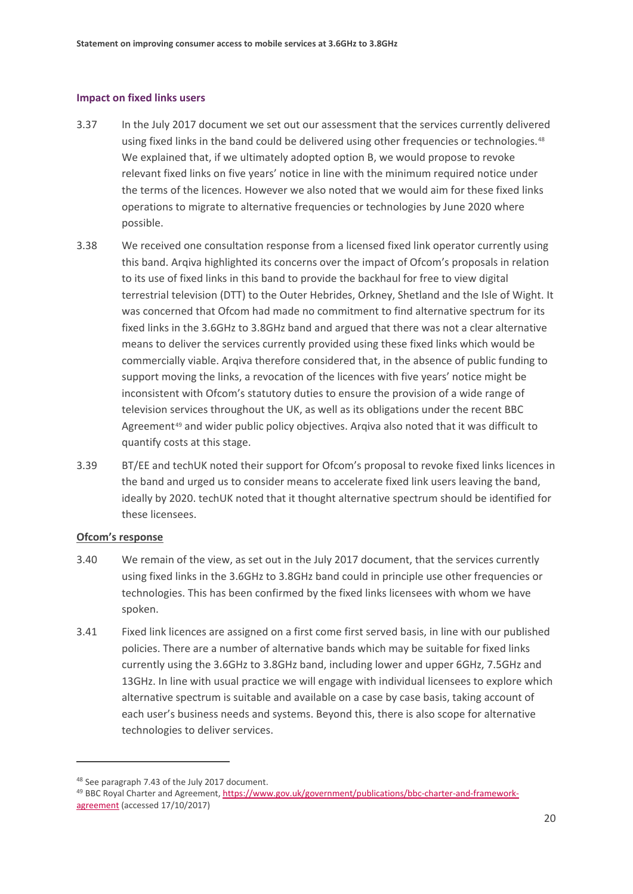### Impact on fixed links users

3.37 In the July 2017 document we set out our assessment that the services currently delivered using fixed links in the band could be delivered using other frequencies or technologies.[48] We explained that, if we ultimately adopted option B, we would propose to revoke relevant fixed links on five years' notice in line with the minimum required notice under the terms of the licences. However we also noted that we would aim for these fixed links operations to migrate to alternative frequencies or technologies by June 2020 where possible.

3.38 We received one consultation response from a licensed fixed link operator currently using this band. Arqiva highlighted its concerns over the impact of Ofcom's proposals in relation to its use of fixed links in this band to provide the backhaul for free to view digital terrestrial television (DTT) to the Outer Hebrides, Orkney, Shetland and the Isle of Wight. It was concerned that Ofcom had made no commitment to find alternative spectrum for its fixed links in the 3.6GHz to 3.8GHz band and argued that there was not a clear alternative means to deliver the services currently provided using these fixed links which would be commercially viable. Arqiva therefore considered that, in the absence of public funding to support moving the links, a revocation of the licences with five years' notice might be inconsistent with Ofcom's statutory duties to ensure the provision of a wide range of television services throughout the UK, as well as its obligations under the recent BBC Agreement[49] and wider public policy objectives. Arqiva also noted that it was difficult to quantify costs at this stage.

3.39 BT/EE and techUK noted their support for Ofcom's proposal to revoke fixed links licences in the band and urged us to consider means to accelerate fixed link users leaving the band, ideally by 2020. techUK noted that it thought alternative spectrum should be identified for these licensees.

#### Ofcom's response

3.40 We remain of the view, as set out in the July 2017 document, that the services currently using fixed links in the 3.6GHz to 3.8GHz band could in principle use other frequencies or technologies. This has been confirmed by the fixed links licensees with whom we have spoken.

3.41 Fixed link licences are assigned on a first come first served basis, in line with our published policies. There are a number of alternative bands which may be suitable for fixed links currently using the 3.6GHz to 3.8GHz band, including lower and upper 6GHz, 7.5GHz and 13GHz. In line with usual practice we will engage with individual licensees to explore which alternative spectrum is suitable and available on a case by case basis, taking account of each user's business needs and systems. Beyond this, there is also scope for alternative technologies to deliver services.

---

[48] See paragraph 7.43 of the July 2017 document.

[49] BBC Royal Charter and Agreement, https://www.gov.uk/government/publications/bbc-charter-and-framework-agreement (accessed 17/10/2017)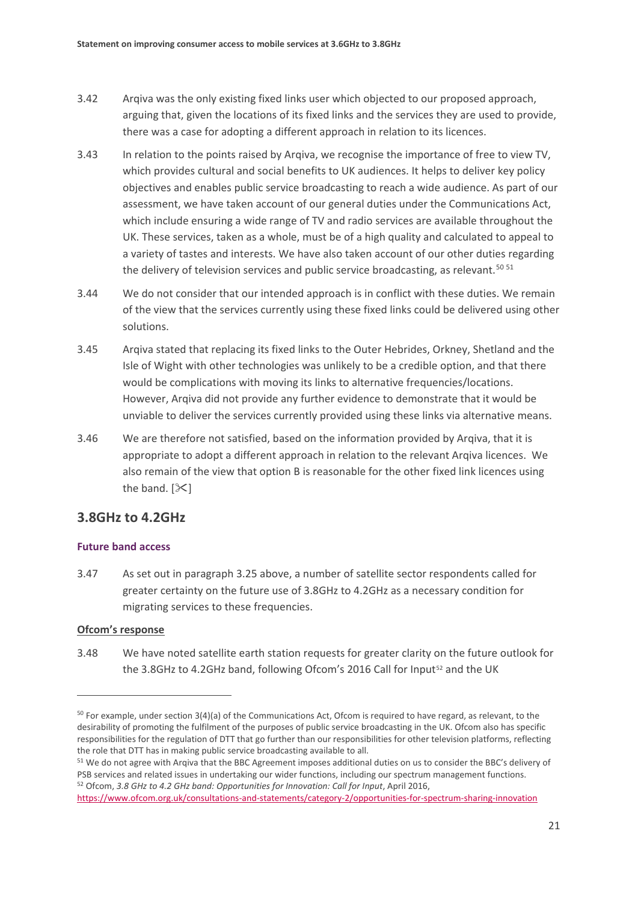3.42 Arqiva was the only existing fixed links user which objected to our proposed approach, arguing that, given the locations of its fixed links and the services they are used to provide, there was a case for adopting a different approach in relation to its licences.

3.43 In relation to the points raised by Arqiva, we recognise the importance of free to view TV, which provides cultural and social benefits to UK audiences. It helps to deliver key policy objectives and enables public service broadcasting to reach a wide audience. As part of our assessment, we have taken account of our general duties under the Communications Act, which include ensuring a wide range of TV and radio services are available throughout the UK. These services, taken as a whole, must be of a high quality and calculated to appeal to a variety of tastes and interests. We have also taken account of our other duties regarding the delivery of television services and public service broadcasting, as relevant.[50] [51]

3.44 We do not consider that our intended approach is in conflict with these duties. We remain of the view that the services currently using these fixed links could be delivered using other solutions.

3.45 Arqiva stated that replacing its fixed links to the Outer Hebrides, Orkney, Shetland and the Isle of Wight with other technologies was unlikely to be a credible option, and that there would be complications with moving its links to alternative frequencies/locations. However, Arqiva did not provide any further evidence to demonstrate that it would be unviable to deliver the services currently provided using these links via alternative means.

3.46 We are therefore not satisfied, based on the information provided by Arqiva, that it is appropriate to adopt a different approach in relation to the relevant Arqiva licences. We also remain of the view that option B is reasonable for the other fixed link licences using the band. [✂]

## 3.8GHz to 4.2GHz

### Future band access

3.47 As set out in paragraph 3.25 above, a number of satellite sector respondents called for greater certainty on the future use of 3.8GHz to 4.2GHz as a necessary condition for migrating services to these frequencies.

#### Ofcom's response

3.48 We have noted satellite earth station requests for greater clarity on the future outlook for the 3.8GHz to 4.2GHz band, following Ofcom's 2016 Call for Input[52] and the UK

---

[50] For example, under section 3(4)(a) of the Communications Act, Ofcom is required to have regard, as relevant, to the desirability of promoting the fulfilment of the purposes of public service broadcasting in the UK. Ofcom also has specific responsibilities for the regulation of DTT that go further than our responsibilities for other television platforms, reflecting the role that DTT has in making public service broadcasting available to all.

[51] We do not agree with Arqiva that the BBC Agreement imposes additional duties on us to consider the BBC's delivery of PSB services and related issues in undertaking our wider functions, including our spectrum management functions.

[52] Ofcom, *3.8 GHz to 4.2 GHz band: Opportunities for Innovation: Call for Input*, April 2016, https://www.ofcom.org.uk/consultations-and-statements/category-2/opportunities-for-spectrum-sharing-innovation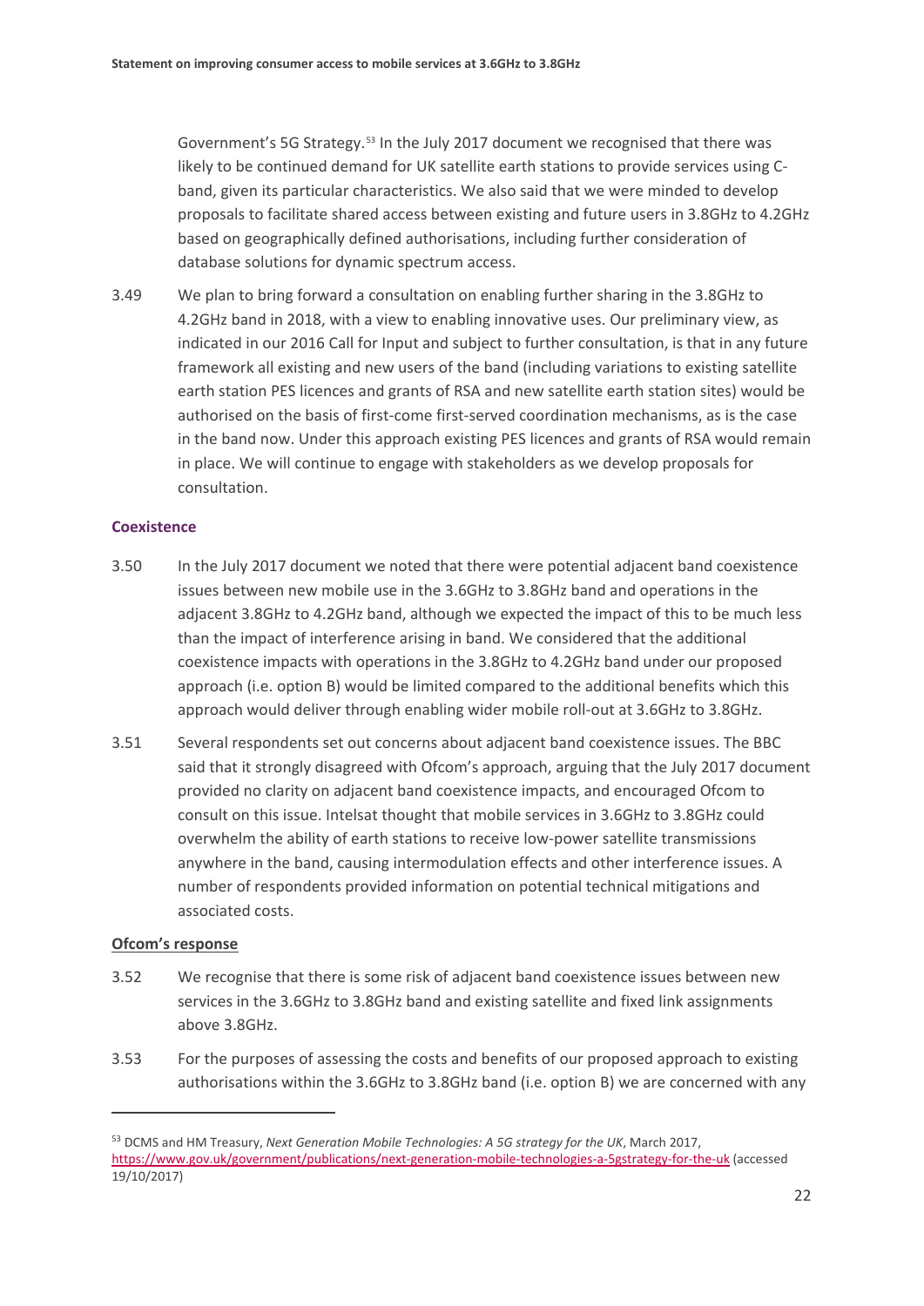Government's 5G Strategy.[53] In the July 2017 document we recognised that there was likely to be continued demand for UK satellite earth stations to provide services using C-band, given its particular characteristics. We also said that we were minded to develop proposals to facilitate shared access between existing and future users in 3.8GHz to 4.2GHz based on geographically defined authorisations, including further consideration of database solutions for dynamic spectrum access.

3.49 We plan to bring forward a consultation on enabling further sharing in the 3.8GHz to 4.2GHz band in 2018, with a view to enabling innovative uses. Our preliminary view, as indicated in our 2016 Call for Input and subject to further consultation, is that in any future framework all existing and new users of the band (including variations to existing satellite earth station PES licences and grants of RSA and new satellite earth station sites) would be authorised on the basis of first-come first-served coordination mechanisms, as is the case in the band now. Under this approach existing PES licences and grants of RSA would remain in place. We will continue to engage with stakeholders as we develop proposals for consultation.

### Coexistence

3.50 In the July 2017 document we noted that there were potential adjacent band coexistence issues between new mobile use in the 3.6GHz to 3.8GHz band and operations in the adjacent 3.8GHz to 4.2GHz band, although we expected the impact of this to be much less than the impact of interference arising in band. We considered that the additional coexistence impacts with operations in the 3.8GHz to 4.2GHz band under our proposed approach (i.e. option B) would be limited compared to the additional benefits which this approach would deliver through enabling wider mobile roll-out at 3.6GHz to 3.8GHz.

3.51 Several respondents set out concerns about adjacent band coexistence issues. The BBC said that it strongly disagreed with Ofcom's approach, arguing that the July 2017 document provided no clarity on adjacent band coexistence impacts, and encouraged Ofcom to consult on this issue. Intelsat thought that mobile services in 3.6GHz to 3.8GHz could overwhelm the ability of earth stations to receive low-power satellite transmissions anywhere in the band, causing intermodulation effects and other interference issues. A number of respondents provided information on potential technical mitigations and associated costs.

#### Ofcom's response

3.52 We recognise that there is some risk of adjacent band coexistence issues between new services in the 3.6GHz to 3.8GHz band and existing satellite and fixed link assignments above 3.8GHz.

3.53 For the purposes of assessing the costs and benefits of our proposed approach to existing authorisations within the 3.6GHz to 3.8GHz band (i.e. option B) we are concerned with any

---

[53] DCMS and HM Treasury, *Next Generation Mobile Technologies: A 5G strategy for the UK*, March 2017, https://www.gov.uk/government/publications/next-generation-mobile-technologies-a-5gstrategy-for-the-uk (accessed 19/10/2017)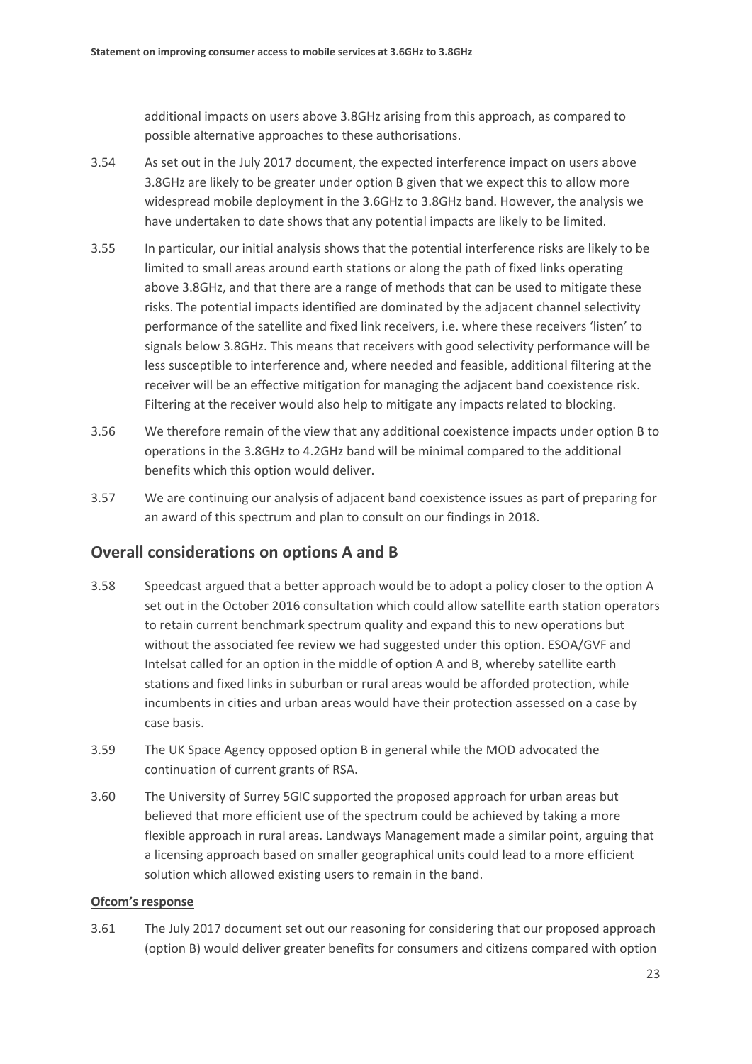additional impacts on users above 3.8GHz arising from this approach, as compared to possible alternative approaches to these authorisations.

3.54 As set out in the July 2017 document, the expected interference impact on users above 3.8GHz are likely to be greater under option B given that we expect this to allow more widespread mobile deployment in the 3.6GHz to 3.8GHz band. However, the analysis we have undertaken to date shows that any potential impacts are likely to be limited.

3.55 In particular, our initial analysis shows that the potential interference risks are likely to be limited to small areas around earth stations or along the path of fixed links operating above 3.8GHz, and that there are a range of methods that can be used to mitigate these risks. The potential impacts identified are dominated by the adjacent channel selectivity performance of the satellite and fixed link receivers, i.e. where these receivers 'listen' to signals below 3.8GHz. This means that receivers with good selectivity performance will be less susceptible to interference and, where needed and feasible, additional filtering at the receiver will be an effective mitigation for managing the adjacent band coexistence risk. Filtering at the receiver would also help to mitigate any impacts related to blocking.

3.56 We therefore remain of the view that any additional coexistence impacts under option B to operations in the 3.8GHz to 4.2GHz band will be minimal compared to the additional benefits which this option would deliver.

3.57 We are continuing our analysis of adjacent band coexistence issues as part of preparing for an award of this spectrum and plan to consult on our findings in 2018.

## Overall considerations on options A and B

3.58 Speedcast argued that a better approach would be to adopt a policy closer to the option A set out in the October 2016 consultation which could allow satellite earth station operators to retain current benchmark spectrum quality and expand this to new operations but without the associated fee review we had suggested under this option. ESOA/GVF and Intelsat called for an option in the middle of option A and B, whereby satellite earth stations and fixed links in suburban or rural areas would be afforded protection, while incumbents in cities and urban areas would have their protection assessed on a case by case basis.

3.59 The UK Space Agency opposed option B in general while the MOD advocated the continuation of current grants of RSA.

3.60 The University of Surrey 5GIC supported the proposed approach for urban areas but believed that more efficient use of the spectrum could be achieved by taking a more flexible approach in rural areas. Landways Management made a similar point, arguing that a licensing approach based on smaller geographical units could lead to a more efficient solution which allowed existing users to remain in the band.

**Ofcom's response**

3.61 The July 2017 document set out our reasoning for considering that our proposed approach (option B) would deliver greater benefits for consumers and citizens compared with option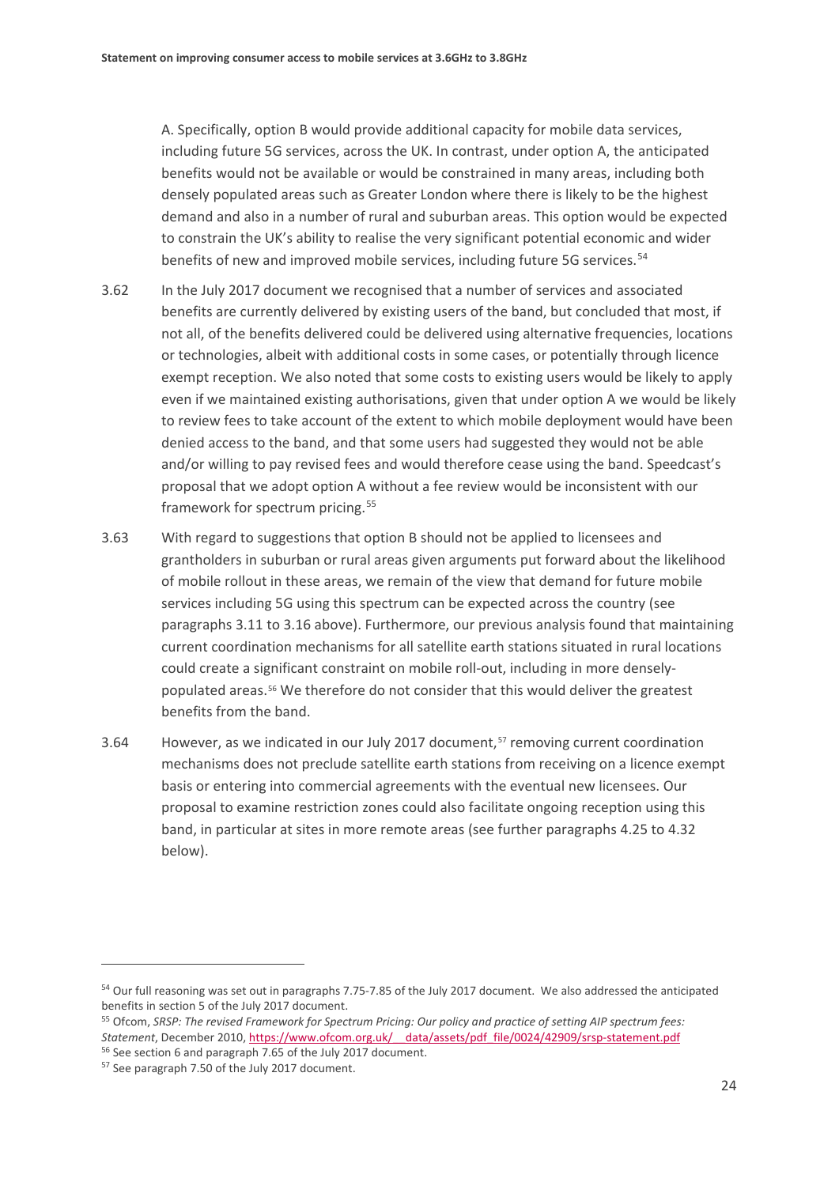A. Specifically, option B would provide additional capacity for mobile data services, including future 5G services, across the UK. In contrast, under option A, the anticipated benefits would not be available or would be constrained in many areas, including both densely populated areas such as Greater London where there is likely to be the highest demand and also in a number of rural and suburban areas. This option would be expected to constrain the UK's ability to realise the very significant potential economic and wider benefits of new and improved mobile services, including future 5G services.[54]

3.62 In the July 2017 document we recognised that a number of services and associated benefits are currently delivered by existing users of the band, but concluded that most, if not all, of the benefits delivered could be delivered using alternative frequencies, locations or technologies, albeit with additional costs in some cases, or potentially through licence exempt reception. We also noted that some costs to existing users would be likely to apply even if we maintained existing authorisations, given that under option A we would be likely to review fees to take account of the extent to which mobile deployment would have been denied access to the band, and that some users had suggested they would not be able and/or willing to pay revised fees and would therefore cease using the band. Speedcast's proposal that we adopt option A without a fee review would be inconsistent with our framework for spectrum pricing.[55]

3.63 With regard to suggestions that option B should not be applied to licensees and grantholders in suburban or rural areas given arguments put forward about the likelihood of mobile rollout in these areas, we remain of the view that demand for future mobile services including 5G using this spectrum can be expected across the country (see paragraphs 3.11 to 3.16 above). Furthermore, our previous analysis found that maintaining current coordination mechanisms for all satellite earth stations situated in rural locations could create a significant constraint on mobile roll-out, including in more densely-populated areas.[56] We therefore do not consider that this would deliver the greatest benefits from the band.

3.64 However, as we indicated in our July 2017 document,[57] removing current coordination mechanisms does not preclude satellite earth stations from receiving on a licence exempt basis or entering into commercial agreements with the eventual new licensees. Our proposal to examine restriction zones could also facilitate ongoing reception using this band, in particular at sites in more remote areas (see further paragraphs 4.25 to 4.32 below).

---

[54] Our full reasoning was set out in paragraphs 7.75-7.85 of the July 2017 document. We also addressed the anticipated benefits in section 5 of the July 2017 document.

[55] Ofcom, *SRSP: The revised Framework for Spectrum Pricing: Our policy and practice of setting AIP spectrum fees: Statement*, December 2010, https://www.ofcom.org.uk/__data/assets/pdf_file/0024/42909/srsp-statement.pdf

[56] See section 6 and paragraph 7.65 of the July 2017 document.

[57] See paragraph 7.50 of the July 2017 document.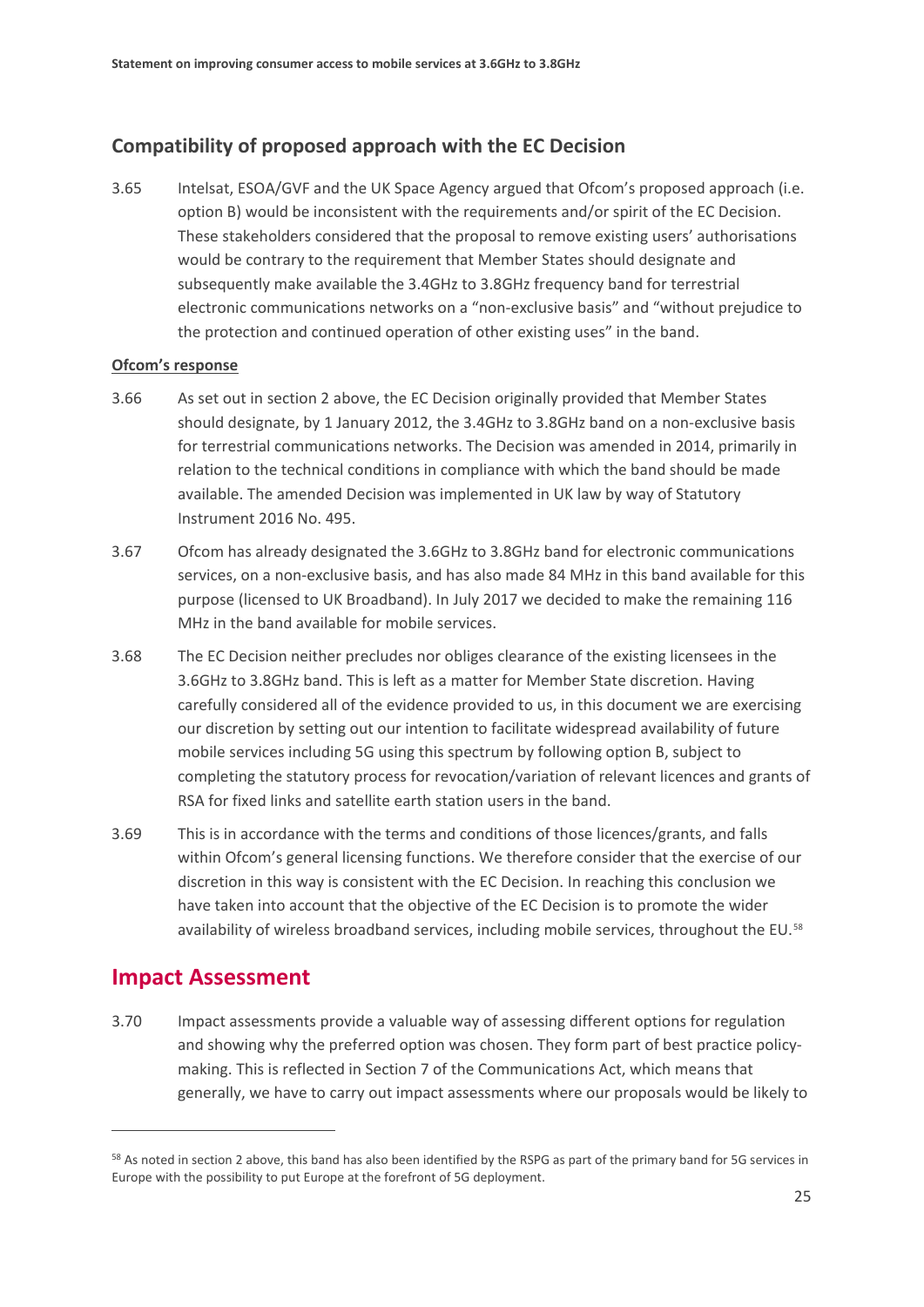## Compatibility of proposed approach with the EC Decision

3.65 Intelsat, ESOA/GVF and the UK Space Agency argued that Ofcom's proposed approach (i.e. option B) would be inconsistent with the requirements and/or spirit of the EC Decision. These stakeholders considered that the proposal to remove existing users' authorisations would be contrary to the requirement that Member States should designate and subsequently make available the 3.4GHz to 3.8GHz frequency band for terrestrial electronic communications networks on a "non-exclusive basis" and "without prejudice to the protection and continued operation of other existing uses" in the band.

**Ofcom's response**

3.66 As set out in section 2 above, the EC Decision originally provided that Member States should designate, by 1 January 2012, the 3.4GHz to 3.8GHz band on a non-exclusive basis for terrestrial communications networks. The Decision was amended in 2014, primarily in relation to the technical conditions in compliance with which the band should be made available. The amended Decision was implemented in UK law by way of Statutory Instrument 2016 No. 495.

3.67 Ofcom has already designated the 3.6GHz to 3.8GHz band for electronic communications services, on a non-exclusive basis, and has also made 84 MHz in this band available for this purpose (licensed to UK Broadband). In July 2017 we decided to make the remaining 116 MHz in the band available for mobile services.

3.68 The EC Decision neither precludes nor obliges clearance of the existing licensees in the 3.6GHz to 3.8GHz band. This is left as a matter for Member State discretion. Having carefully considered all of the evidence provided to us, in this document we are exercising our discretion by setting out our intention to facilitate widespread availability of future mobile services including 5G using this spectrum by following option B, subject to completing the statutory process for revocation/variation of relevant licences and grants of RSA for fixed links and satellite earth station users in the band.

3.69 This is in accordance with the terms and conditions of those licences/grants, and falls within Ofcom's general licensing functions. We therefore consider that the exercise of our discretion in this way is consistent with the EC Decision. In reaching this conclusion we have taken into account that the objective of the EC Decision is to promote the wider availability of wireless broadband services, including mobile services, throughout the EU.[58]

## Impact Assessment

3.70 Impact assessments provide a valuable way of assessing different options for regulation and showing why the preferred option was chosen. They form part of best practice policy-making. This is reflected in Section 7 of the Communications Act, which means that generally, we have to carry out impact assessments where our proposals would be likely to

[58] As noted in section 2 above, this band has also been identified by the RSPG as part of the primary band for 5G services in Europe with the possibility to put Europe at the forefront of 5G deployment.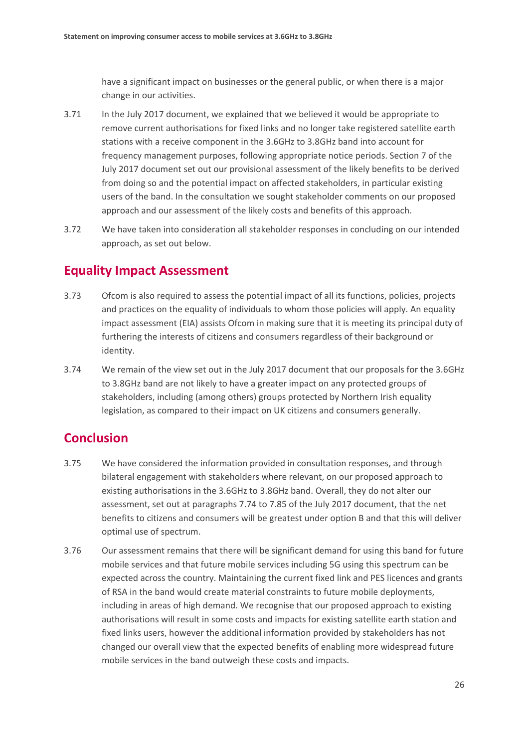have a significant impact on businesses or the general public, or when there is a major change in our activities.

3.71 In the July 2017 document, we explained that we believed it would be appropriate to remove current authorisations for fixed links and no longer take registered satellite earth stations with a receive component in the 3.6GHz to 3.8GHz band into account for frequency management purposes, following appropriate notice periods. Section 7 of the July 2017 document set out our provisional assessment of the likely benefits to be derived from doing so and the potential impact on affected stakeholders, in particular existing users of the band. In the consultation we sought stakeholder comments on our proposed approach and our assessment of the likely costs and benefits of this approach.

3.72 We have taken into consideration all stakeholder responses in concluding on our intended approach, as set out below.

## Equality Impact Assessment

3.73 Ofcom is also required to assess the potential impact of all its functions, policies, projects and practices on the equality of individuals to whom those policies will apply. An equality impact assessment (EIA) assists Ofcom in making sure that it is meeting its principal duty of furthering the interests of citizens and consumers regardless of their background or identity.

3.74 We remain of the view set out in the July 2017 document that our proposals for the 3.6GHz to 3.8GHz band are not likely to have a greater impact on any protected groups of stakeholders, including (among others) groups protected by Northern Irish equality legislation, as compared to their impact on UK citizens and consumers generally.

## Conclusion

3.75 We have considered the information provided in consultation responses, and through bilateral engagement with stakeholders where relevant, on our proposed approach to existing authorisations in the 3.6GHz to 3.8GHz band. Overall, they do not alter our assessment, set out at paragraphs 7.74 to 7.85 of the July 2017 document, that the net benefits to citizens and consumers will be greatest under option B and that this will deliver optimal use of spectrum.

3.76 Our assessment remains that there will be significant demand for using this band for future mobile services and that future mobile services including 5G using this spectrum can be expected across the country. Maintaining the current fixed link and PES licences and grants of RSA in the band would create material constraints to future mobile deployments, including in areas of high demand. We recognise that our proposed approach to existing authorisations will result in some costs and impacts for existing satellite earth station and fixed links users, however the additional information provided by stakeholders has not changed our overall view that the expected benefits of enabling more widespread future mobile services in the band outweigh these costs and impacts.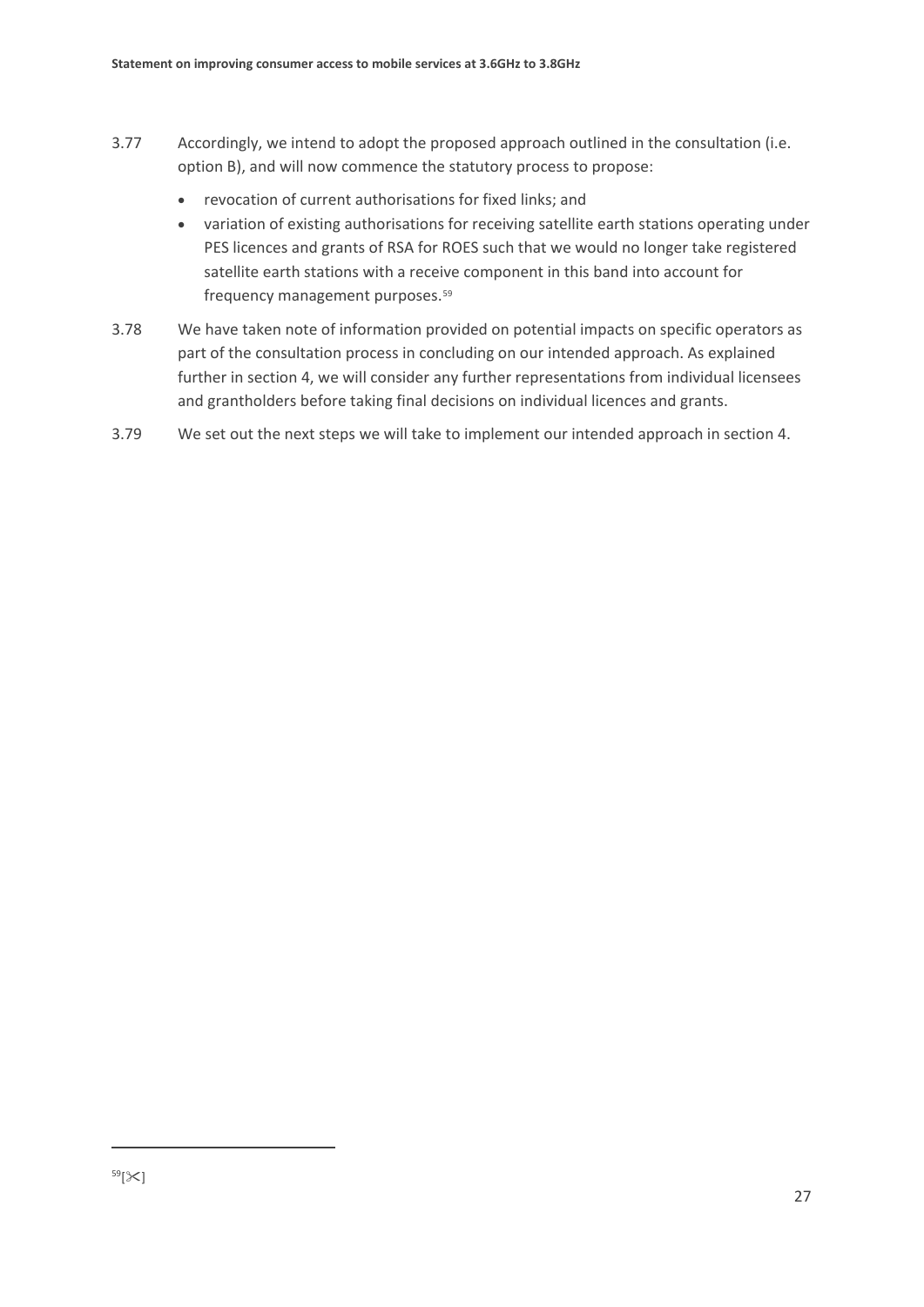3.77 Accordingly, we intend to adopt the proposed approach outlined in the consultation (i.e. option B), and will now commence the statutory process to propose:

- revocation of current authorisations for fixed links; and
- variation of existing authorisations for receiving satellite earth stations operating under PES licences and grants of RSA for ROES such that we would no longer take registered satellite earth stations with a receive component in this band into account for frequency management purposes.[59]

3.78 We have taken note of information provided on potential impacts on specific operators as part of the consultation process in concluding on our intended approach. As explained further in section 4, we will consider any further representations from individual licensees and grantholders before taking final decisions on individual licences and grants.

3.79 We set out the next steps we will take to implement our intended approach in section 4.

---

[59] [✂]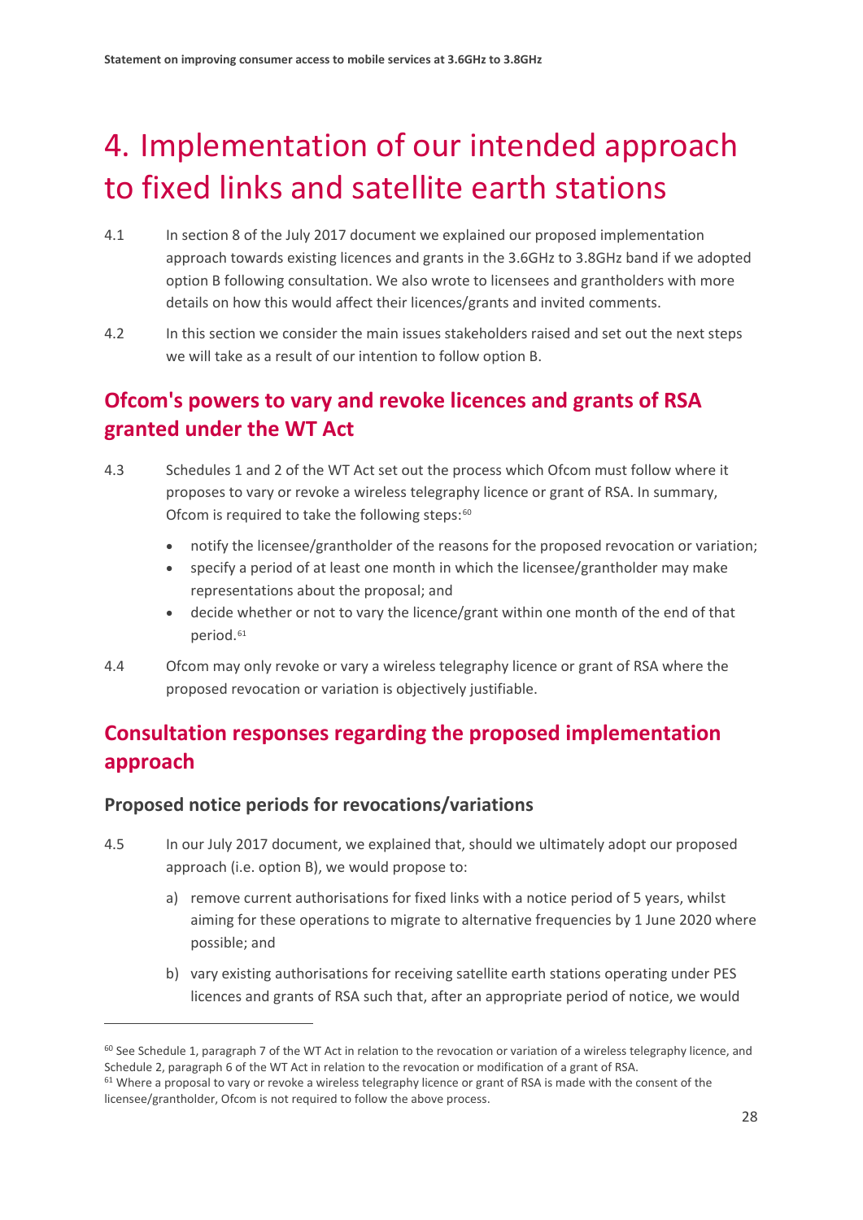# 4. Implementation of our intended approach to fixed links and satellite earth stations

4.1 In section 8 of the July 2017 document we explained our proposed implementation approach towards existing licences and grants in the 3.6GHz to 3.8GHz band if we adopted option B following consultation. We also wrote to licensees and grantholders with more details on how this would affect their licences/grants and invited comments.

4.2 In this section we consider the main issues stakeholders raised and set out the next steps we will take as a result of our intention to follow option B.

## Ofcom's powers to vary and revoke licences and grants of RSA granted under the WT Act

4.3 Schedules 1 and 2 of the WT Act set out the process which Ofcom must follow where it proposes to vary or revoke a wireless telegraphy licence or grant of RSA. In summary, Ofcom is required to take the following steps:[60]

- notify the licensee/grantholder of the reasons for the proposed revocation or variation;
- specify a period of at least one month in which the licensee/grantholder may make representations about the proposal; and
- decide whether or not to vary the licence/grant within one month of the end of that period.[61]

4.4 Ofcom may only revoke or vary a wireless telegraphy licence or grant of RSA where the proposed revocation or variation is objectively justifiable.

## Consultation responses regarding the proposed implementation approach

### Proposed notice periods for revocations/variations

4.5 In our July 2017 document, we explained that, should we ultimately adopt our proposed approach (i.e. option B), we would propose to:

a) remove current authorisations for fixed links with a notice period of 5 years, whilst aiming for these operations to migrate to alternative frequencies by 1 June 2020 where possible; and

b) vary existing authorisations for receiving satellite earth stations operating under PES licences and grants of RSA such that, after an appropriate period of notice, we would

[60] See Schedule 1, paragraph 7 of the WT Act in relation to the revocation or variation of a wireless telegraphy licence, and Schedule 2, paragraph 6 of the WT Act in relation to the revocation or modification of a grant of RSA.

[61] Where a proposal to vary or revoke a wireless telegraphy licence or grant of RSA is made with the consent of the licensee/grantholder, Ofcom is not required to follow the above process.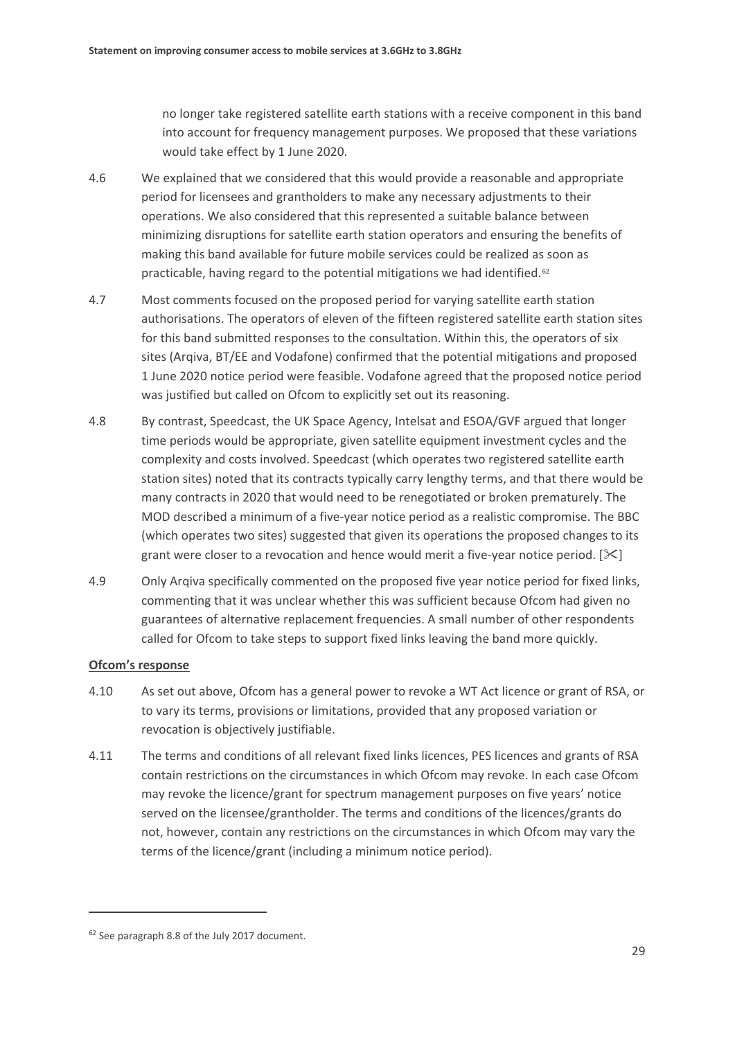no longer take registered satellite earth stations with a receive component in this band into account for frequency management purposes. We proposed that these variations would take effect by 1 June 2020.

4.6 We explained that we considered that this would provide a reasonable and appropriate period for licensees and grantholders to make any necessary adjustments to their operations. We also considered that this represented a suitable balance between minimizing disruptions for satellite earth station operators and ensuring the benefits of making this band available for future mobile services could be realized as soon as practicable, having regard to the potential mitigations we had identified.[62]

4.7 Most comments focused on the proposed period for varying satellite earth station authorisations. The operators of eleven of the fifteen registered satellite earth station sites for this band submitted responses to the consultation. Within this, the operators of six sites (Arqiva, BT/EE and Vodafone) confirmed that the potential mitigations and proposed 1 June 2020 notice period were feasible. Vodafone agreed that the proposed notice period was justified but called on Ofcom to explicitly set out its reasoning.

4.8 By contrast, Speedcast, the UK Space Agency, Intelsat and ESOA/GVF argued that longer time periods would be appropriate, given satellite equipment investment cycles and the complexity and costs involved. Speedcast (which operates two registered satellite earth station sites) noted that its contracts typically carry lengthy terms, and that there would be many contracts in 2020 that would need to be renegotiated or broken prematurely. The MOD described a minimum of a five-year notice period as a realistic compromise. The BBC (which operates two sites) suggested that given its operations the proposed changes to its grant were closer to a revocation and hence would merit a five-year notice period. [✂]

4.9 Only Arqiva specifically commented on the proposed five year notice period for fixed links, commenting that it was unclear whether this was sufficient because Ofcom had given no guarantees of alternative replacement frequencies. A small number of other respondents called for Ofcom to take steps to support fixed links leaving the band more quickly.

**Ofcom's response**

4.10 As set out above, Ofcom has a general power to revoke a WT Act licence or grant of RSA, or to vary its terms, provisions or limitations, provided that any proposed variation or revocation is objectively justifiable.

4.11 The terms and conditions of all relevant fixed links licences, PES licences and grants of RSA contain restrictions on the circumstances in which Ofcom may revoke. In each case Ofcom may revoke the licence/grant for spectrum management purposes on five years' notice served on the licensee/grantholder. The terms and conditions of the licences/grants do not, however, contain any restrictions on the circumstances in which Ofcom may vary the terms of the licence/grant (including a minimum notice period).

[62] See paragraph 8.8 of the July 2017 document.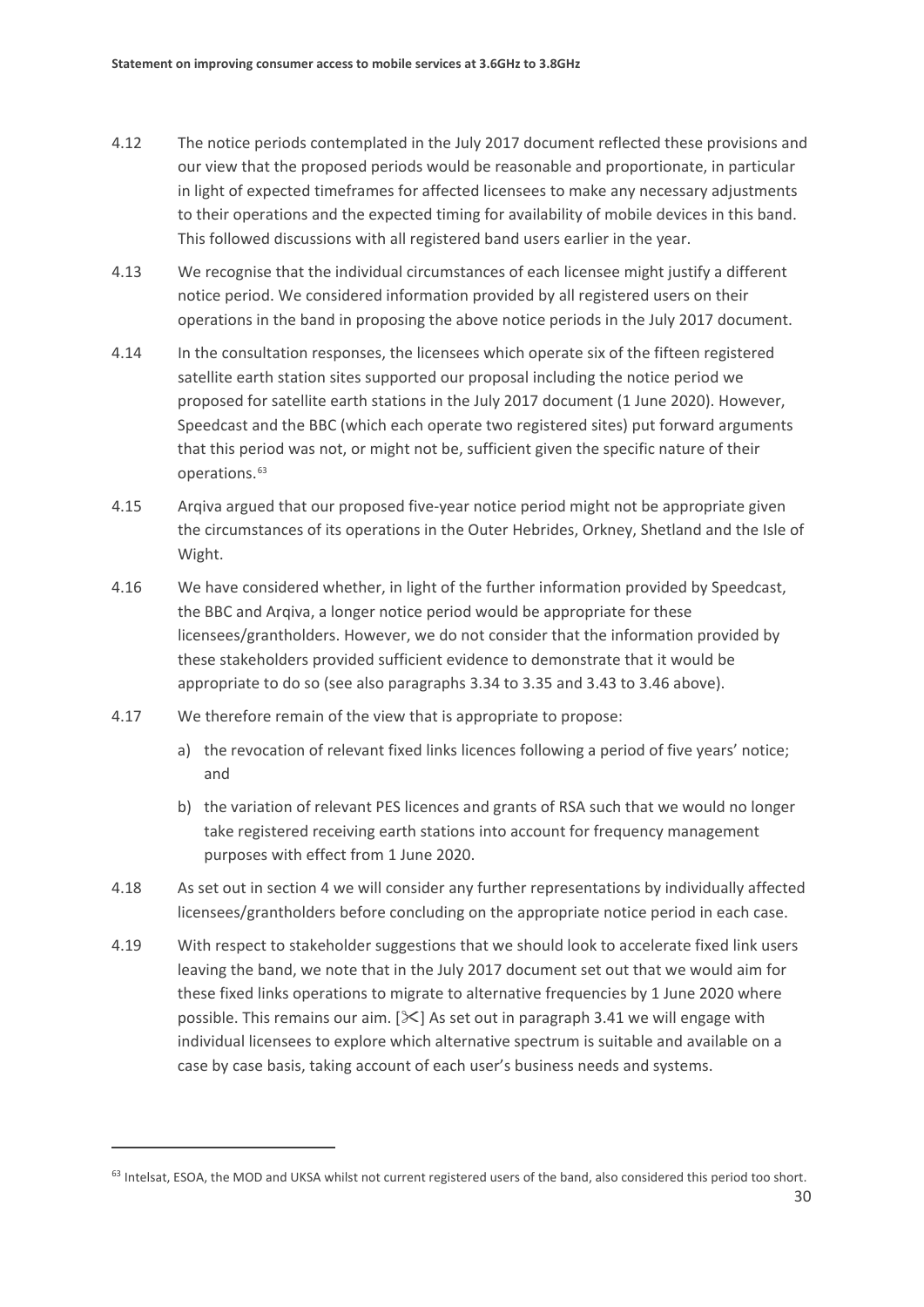4.12 The notice periods contemplated in the July 2017 document reflected these provisions and our view that the proposed periods would be reasonable and proportionate, in particular in light of expected timeframes for affected licensees to make any necessary adjustments to their operations and the expected timing for availability of mobile devices in this band. This followed discussions with all registered band users earlier in the year.

4.13 We recognise that the individual circumstances of each licensee might justify a different notice period. We considered information provided by all registered users on their operations in the band in proposing the above notice periods in the July 2017 document.

4.14 In the consultation responses, the licensees which operate six of the fifteen registered satellite earth station sites supported our proposal including the notice period we proposed for satellite earth stations in the July 2017 document (1 June 2020). However, Speedcast and the BBC (which each operate two registered sites) put forward arguments that this period was not, or might not be, sufficient given the specific nature of their operations.[63]

4.15 Arqiva argued that our proposed five-year notice period might not be appropriate given the circumstances of its operations in the Outer Hebrides, Orkney, Shetland and the Isle of Wight.

4.16 We have considered whether, in light of the further information provided by Speedcast, the BBC and Arqiva, a longer notice period would be appropriate for these licensees/grantholders. However, we do not consider that the information provided by these stakeholders provided sufficient evidence to demonstrate that it would be appropriate to do so (see also paragraphs 3.34 to 3.35 and 3.43 to 3.46 above).

4.17 We therefore remain of the view that is appropriate to propose:

a) the revocation of relevant fixed links licences following a period of five years' notice; and

b) the variation of relevant PES licences and grants of RSA such that we would no longer take registered receiving earth stations into account for frequency management purposes with effect from 1 June 2020.

4.18 As set out in section 4 we will consider any further representations by individually affected licensees/grantholders before concluding on the appropriate notice period in each case.

4.19 With respect to stakeholder suggestions that we should look to accelerate fixed link users leaving the band, we note that in the July 2017 document set out that we would aim for these fixed links operations to migrate to alternative frequencies by 1 June 2020 where possible. This remains our aim. [✂] As set out in paragraph 3.41 we will engage with individual licensees to explore which alternative spectrum is suitable and available on a case by case basis, taking account of each user's business needs and systems.

---

[63] Intelsat, ESOA, the MOD and UKSA whilst not current registered users of the band, also considered this period too short.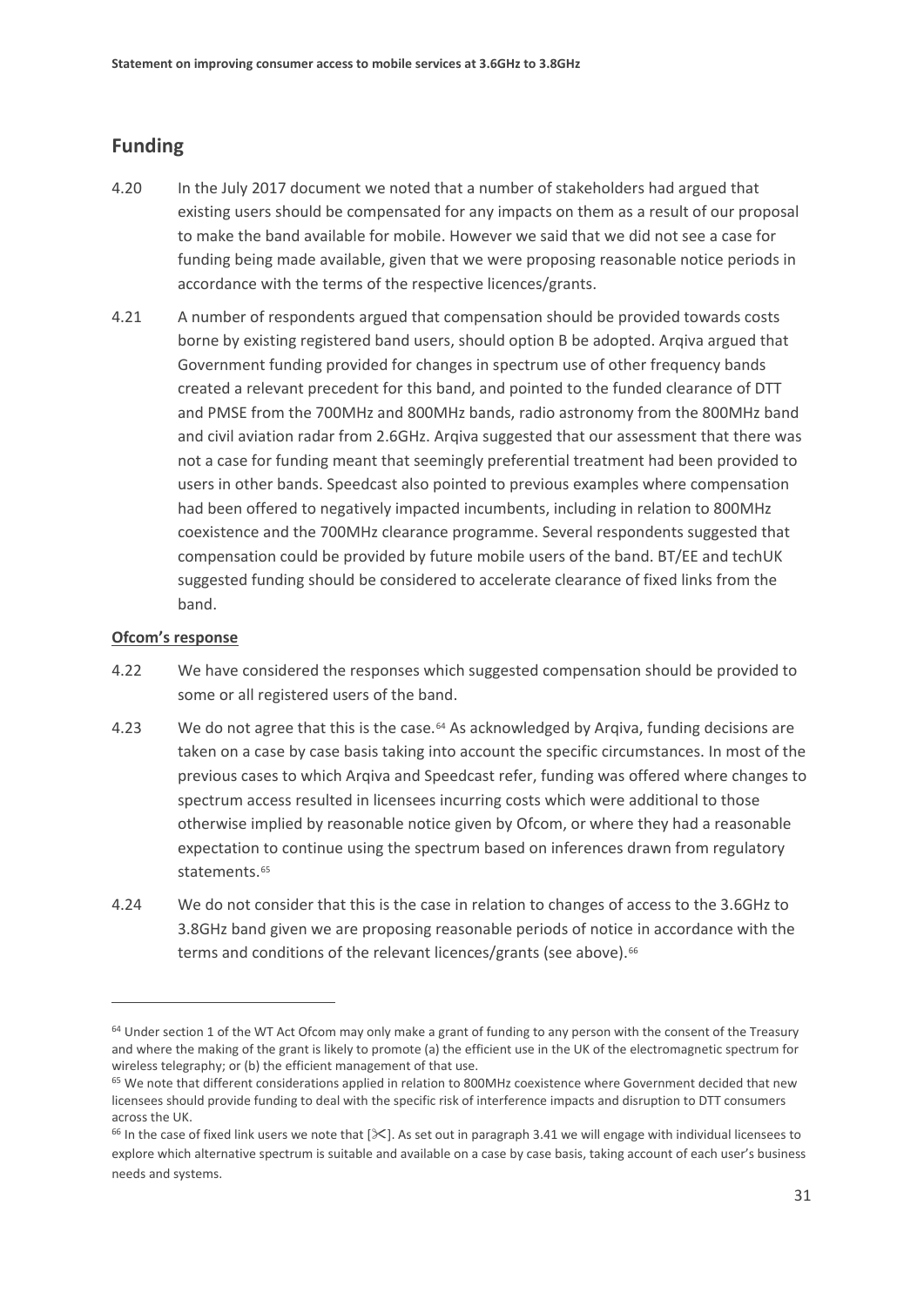## Funding

4.20 In the July 2017 document we noted that a number of stakeholders had argued that existing users should be compensated for any impacts on them as a result of our proposal to make the band available for mobile. However we said that we did not see a case for funding being made available, given that we were proposing reasonable notice periods in accordance with the terms of the respective licences/grants.

4.21 A number of respondents argued that compensation should be provided towards costs borne by existing registered band users, should option B be adopted. Arqiva argued that Government funding provided for changes in spectrum use of other frequency bands created a relevant precedent for this band, and pointed to the funded clearance of DTT and PMSE from the 700MHz and 800MHz bands, radio astronomy from the 800MHz band and civil aviation radar from 2.6GHz. Arqiva suggested that our assessment that there was not a case for funding meant that seemingly preferential treatment had been provided to users in other bands. Speedcast also pointed to previous examples where compensation had been offered to negatively impacted incumbents, including in relation to 800MHz coexistence and the 700MHz clearance programme. Several respondents suggested that compensation could be provided by future mobile users of the band. BT/EE and techUK suggested funding should be considered to accelerate clearance of fixed links from the band.

**Ofcom's response**

4.22 We have considered the responses which suggested compensation should be provided to some or all registered users of the band.

4.23 We do not agree that this is the case.[64] As acknowledged by Arqiva, funding decisions are taken on a case by case basis taking into account the specific circumstances. In most of the previous cases to which Arqiva and Speedcast refer, funding was offered where changes to spectrum access resulted in licensees incurring costs which were additional to those otherwise implied by reasonable notice given by Ofcom, or where they had a reasonable expectation to continue using the spectrum based on inferences drawn from regulatory statements.[65]

4.24 We do not consider that this is the case in relation to changes of access to the 3.6GHz to 3.8GHz band given we are proposing reasonable periods of notice in accordance with the terms and conditions of the relevant licences/grants (see above).[66]

---

[64] Under section 1 of the WT Act Ofcom may only make a grant of funding to any person with the consent of the Treasury and where the making of the grant is likely to promote (a) the efficient use in the UK of the electromagnetic spectrum for wireless telegraphy; or (b) the efficient management of that use.

[65] We note that different considerations applied in relation to 800MHz coexistence where Government decided that new licensees should provide funding to deal with the specific risk of interference impacts and disruption to DTT consumers across the UK.

[66] In the case of fixed link users we note that [✂]. As set out in paragraph 3.41 we will engage with individual licensees to explore which alternative spectrum is suitable and available on a case by case basis, taking account of each user's business needs and systems.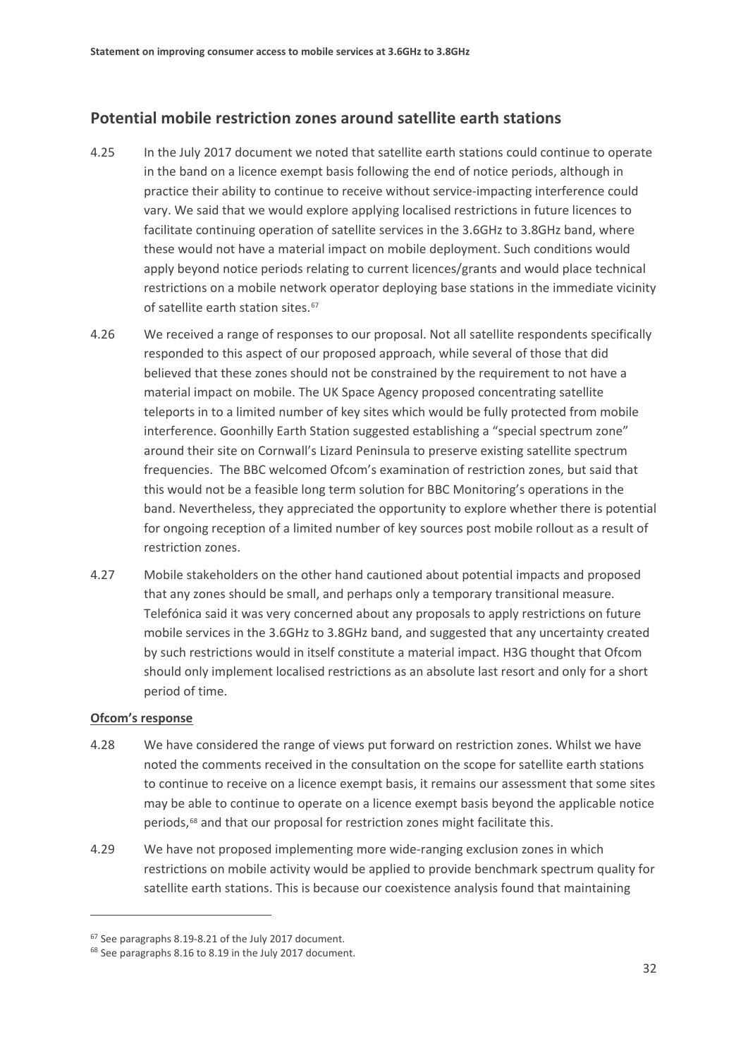## Potential mobile restriction zones around satellite earth stations

4.25 In the July 2017 document we noted that satellite earth stations could continue to operate in the band on a licence exempt basis following the end of notice periods, although in practice their ability to continue to receive without service-impacting interference could vary. We said that we would explore applying localised restrictions in future licences to facilitate continuing operation of satellite services in the 3.6GHz to 3.8GHz band, where these would not have a material impact on mobile deployment. Such conditions would apply beyond notice periods relating to current licences/grants and would place technical restrictions on a mobile network operator deploying base stations in the immediate vicinity of satellite earth station sites.[67]

4.26 We received a range of responses to our proposal. Not all satellite respondents specifically responded to this aspect of our proposed approach, while several of those that did believed that these zones should not be constrained by the requirement to not have a material impact on mobile. The UK Space Agency proposed concentrating satellite teleports in to a limited number of key sites which would be fully protected from mobile interference. Goonhilly Earth Station suggested establishing a "special spectrum zone" around their site on Cornwall's Lizard Peninsula to preserve existing satellite spectrum frequencies. The BBC welcomed Ofcom's examination of restriction zones, but said that this would not be a feasible long term solution for BBC Monitoring's operations in the band. Nevertheless, they appreciated the opportunity to explore whether there is potential for ongoing reception of a limited number of key sources post mobile rollout as a result of restriction zones.

4.27 Mobile stakeholders on the other hand cautioned about potential impacts and proposed that any zones should be small, and perhaps only a temporary transitional measure. Telefónica said it was very concerned about any proposals to apply restrictions on future mobile services in the 3.6GHz to 3.8GHz band, and suggested that any uncertainty created by such restrictions would in itself constitute a material impact. H3G thought that Ofcom should only implement localised restrictions as an absolute last resort and only for a short period of time.

**Ofcom's response**

4.28 We have considered the range of views put forward on restriction zones. Whilst we have noted the comments received in the consultation on the scope for satellite earth stations to continue to receive on a licence exempt basis, it remains our assessment that some sites may be able to continue to operate on a licence exempt basis beyond the applicable notice periods,[68] and that our proposal for restriction zones might facilitate this.

4.29 We have not proposed implementing more wide-ranging exclusion zones in which restrictions on mobile activity would be applied to provide benchmark spectrum quality for satellite earth stations. This is because our coexistence analysis found that maintaining

[67] See paragraphs 8.19-8.21 of the July 2017 document.

[68] See paragraphs 8.16 to 8.19 in the July 2017 document.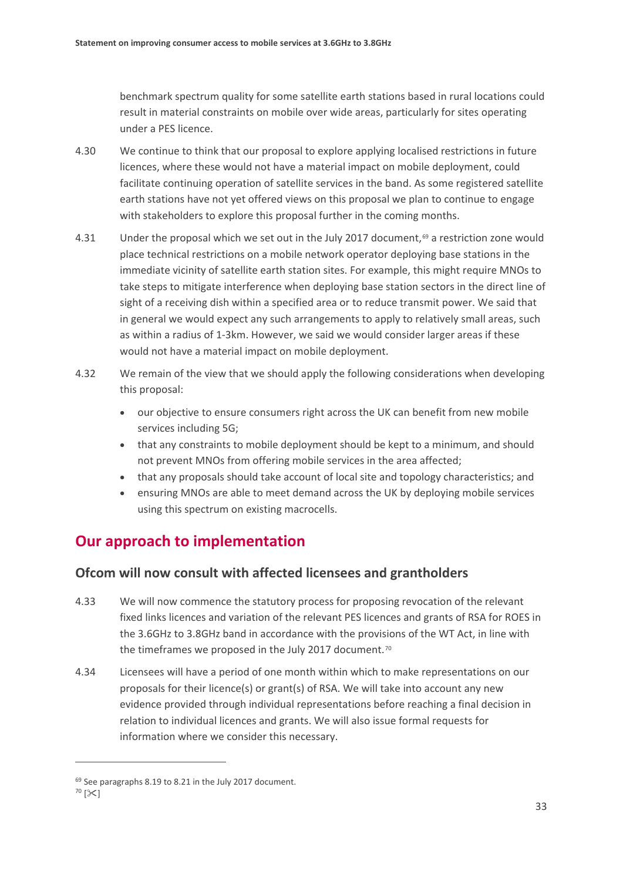benchmark spectrum quality for some satellite earth stations based in rural locations could result in material constraints on mobile over wide areas, particularly for sites operating under a PES licence.

4.30 We continue to think that our proposal to explore applying localised restrictions in future licences, where these would not have a material impact on mobile deployment, could facilitate continuing operation of satellite services in the band. As some registered satellite earth stations have not yet offered views on this proposal we plan to continue to engage with stakeholders to explore this proposal further in the coming months.

4.31 Under the proposal which we set out in the July 2017 document,[69] a restriction zone would place technical restrictions on a mobile network operator deploying base stations in the immediate vicinity of satellite earth station sites. For example, this might require MNOs to take steps to mitigate interference when deploying base station sectors in the direct line of sight of a receiving dish within a specified area or to reduce transmit power. We said that in general we would expect any such arrangements to apply to relatively small areas, such as within a radius of 1-3km. However, we said we would consider larger areas if these would not have a material impact on mobile deployment.

4.32 We remain of the view that we should apply the following considerations when developing this proposal:

- our objective to ensure consumers right across the UK can benefit from new mobile services including 5G;
- that any constraints to mobile deployment should be kept to a minimum, and should not prevent MNOs from offering mobile services in the area affected;
- that any proposals should take account of local site and topology characteristics; and
- ensuring MNOs are able to meet demand across the UK by deploying mobile services using this spectrum on existing macrocells.

## Our approach to implementation

### Ofcom will now consult with affected licensees and grantholders

4.33 We will now commence the statutory process for proposing revocation of the relevant fixed links licences and variation of the relevant PES licences and grants of RSA for ROES in the 3.6GHz to 3.8GHz band in accordance with the provisions of the WT Act, in line with the timeframes we proposed in the July 2017 document.[70]

4.34 Licensees will have a period of one month within which to make representations on our proposals for their licence(s) or grant(s) of RSA. We will take into account any new evidence provided through individual representations before reaching a final decision in relation to individual licences and grants. We will also issue formal requests for information where we consider this necessary.

---

[69] See paragraphs 8.19 to 8.21 in the July 2017 document.

[70] [✂]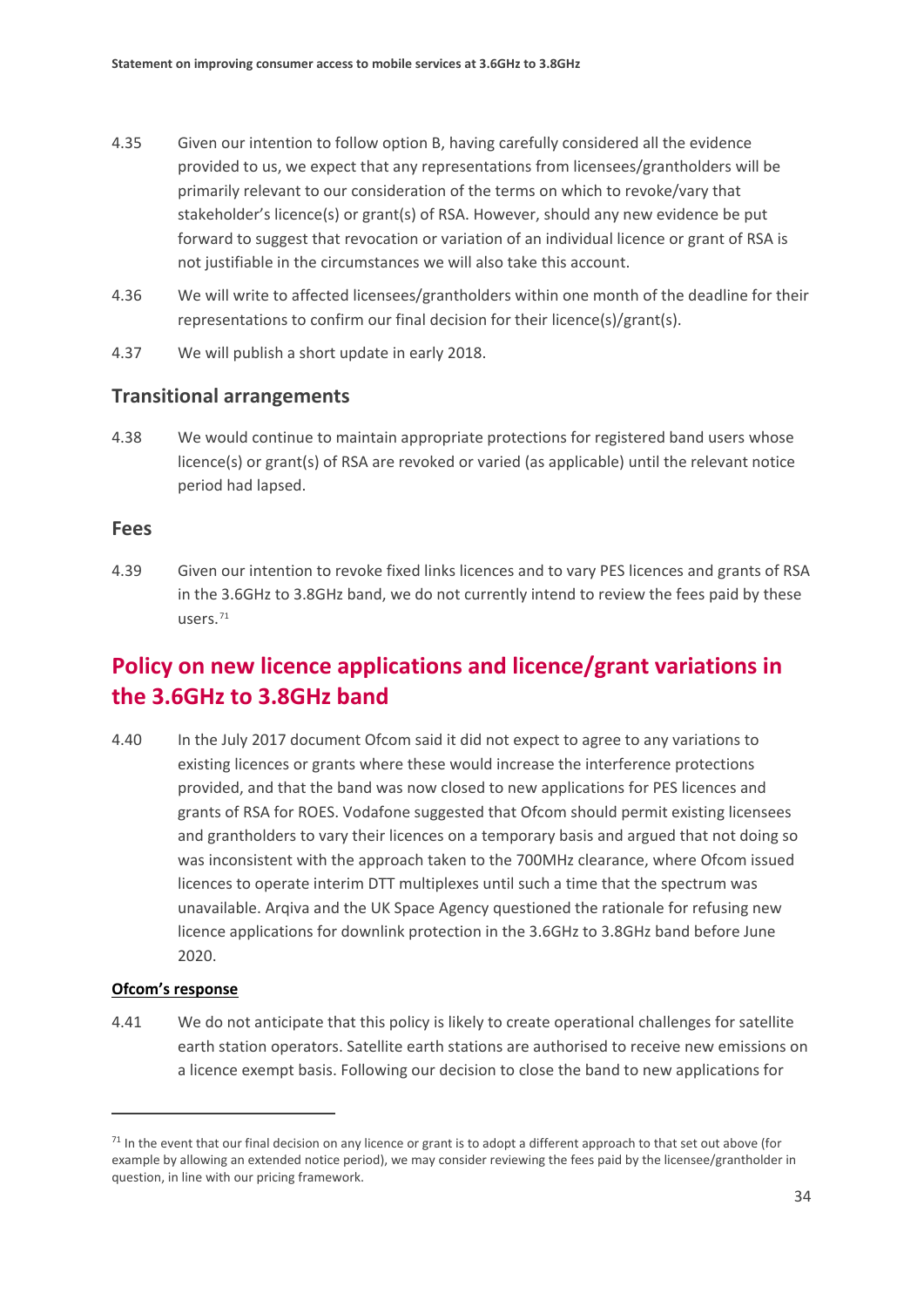4.35 Given our intention to follow option B, having carefully considered all the evidence provided to us, we expect that any representations from licensees/grantholders will be primarily relevant to our consideration of the terms on which to revoke/vary that stakeholder's licence(s) or grant(s) of RSA. However, should any new evidence be put forward to suggest that revocation or variation of an individual licence or grant of RSA is not justifiable in the circumstances we will also take this account.

4.36 We will write to affected licensees/grantholders within one month of the deadline for their representations to confirm our final decision for their licence(s)/grant(s).

4.37 We will publish a short update in early 2018.

### Transitional arrangements

4.38 We would continue to maintain appropriate protections for registered band users whose licence(s) or grant(s) of RSA are revoked or varied (as applicable) until the relevant notice period had lapsed.

### Fees

4.39 Given our intention to revoke fixed links licences and to vary PES licences and grants of RSA in the 3.6GHz to 3.8GHz band, we do not currently intend to review the fees paid by these users.[71]

## Policy on new licence applications and licence/grant variations in the 3.6GHz to 3.8GHz band

4.40 In the July 2017 document Ofcom said it did not expect to agree to any variations to existing licences or grants where these would increase the interference protections provided, and that the band was now closed to new applications for PES licences and grants of RSA for ROES. Vodafone suggested that Ofcom should permit existing licensees and grantholders to vary their licences on a temporary basis and argued that not doing so was inconsistent with the approach taken to the 700MHz clearance, where Ofcom issued licences to operate interim DTT multiplexes until such a time that the spectrum was unavailable. Arqiva and the UK Space Agency questioned the rationale for refusing new licence applications for downlink protection in the 3.6GHz to 3.8GHz band before June 2020.

**Ofcom's response**

4.41 We do not anticipate that this policy is likely to create operational challenges for satellite earth station operators. Satellite earth stations are authorised to receive new emissions on a licence exempt basis. Following our decision to close the band to new applications for

[71] In the event that our final decision on any licence or grant is to adopt a different approach to that set out above (for example by allowing an extended notice period), we may consider reviewing the fees paid by the licensee/grantholder in question, in line with our pricing framework.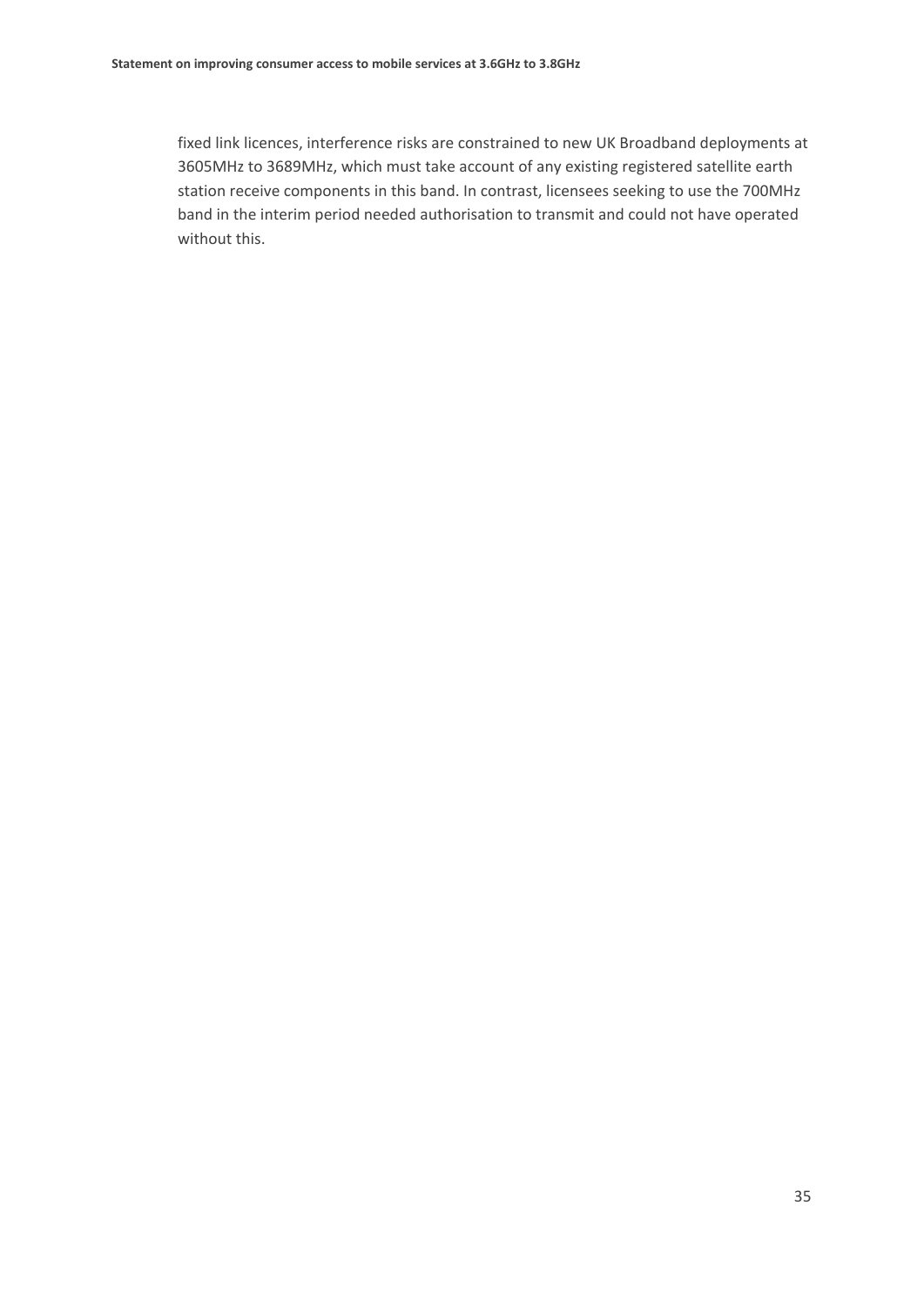fixed link licences, interference risks are constrained to new UK Broadband deployments at 3605MHz to 3689MHz, which must take account of any existing registered satellite earth station receive components in this band. In contrast, licensees seeking to use the 700MHz band in the interim period needed authorisation to transmit and could not have operated without this.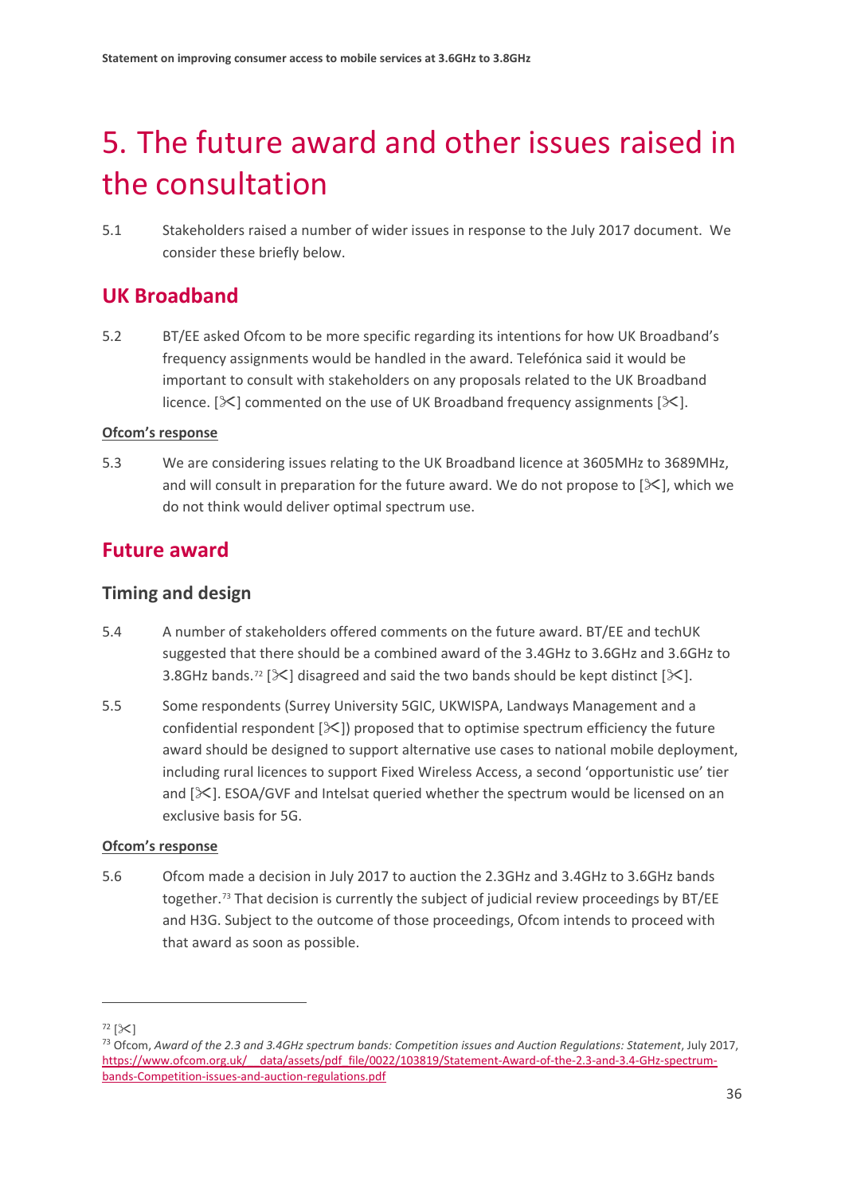# 5. The future award and other issues raised in the consultation

5.1 Stakeholders raised a number of wider issues in response to the July 2017 document. We consider these briefly below.

## UK Broadband

5.2 BT/EE asked Ofcom to be more specific regarding its intentions for how UK Broadband's frequency assignments would be handled in the award. Telefónica said it would be important to consult with stakeholders on any proposals related to the UK Broadband licence. [✂] commented on the use of UK Broadband frequency assignments [✂].

<u>**Ofcom's response**</u>

5.3 We are considering issues relating to the UK Broadband licence at 3605MHz to 3689MHz, and will consult in preparation for the future award. We do not propose to [✂], which we do not think would deliver optimal spectrum use.

## Future award

### Timing and design

5.4 A number of stakeholders offered comments on the future award. BT/EE and techUK suggested that there should be a combined award of the 3.4GHz to 3.6GHz and 3.6GHz to 3.8GHz bands.[72] [✂] disagreed and said the two bands should be kept distinct [✂].

5.5 Some respondents (Surrey University 5GIC, UKWISPA, Landways Management and a confidential respondent [✂]) proposed that to optimise spectrum efficiency the future award should be designed to support alternative use cases to national mobile deployment, including rural licences to support Fixed Wireless Access, a second 'opportunistic use' tier and [✂]. ESOA/GVF and Intelsat queried whether the spectrum would be licensed on an exclusive basis for 5G.

<u>**Ofcom's response**</u>

5.6 Ofcom made a decision in July 2017 to auction the 2.3GHz and 3.4GHz to 3.6GHz bands together.[73] That decision is currently the subject of judicial review proceedings by BT/EE and H3G. Subject to the outcome of those proceedings, Ofcom intends to proceed with that award as soon as possible.

---

[72] [✂]

[73] Ofcom, *Award of the 2.3 and 3.4GHz spectrum bands: Competition issues and Auction Regulations: Statement*, July 2017, https://www.ofcom.org.uk/__data/assets/pdf_file/0022/103819/Statement-Award-of-the-2.3-and-3.4-GHz-spectrum-bands-Competition-issues-and-auction-regulations.pdf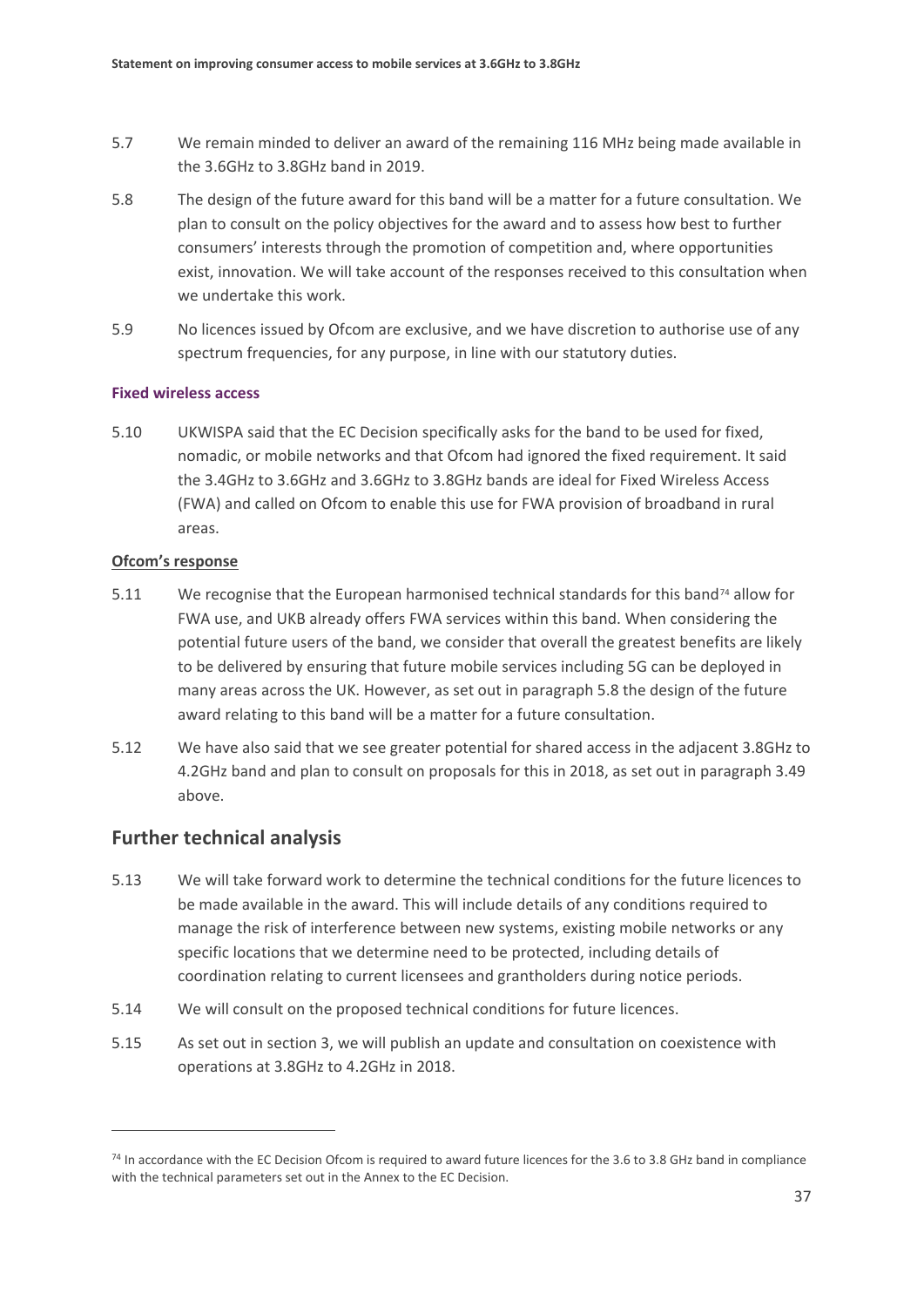5.7 We remain minded to deliver an award of the remaining 116 MHz being made available in the 3.6GHz to 3.8GHz band in 2019.

5.8 The design of the future award for this band will be a matter for a future consultation. We plan to consult on the policy objectives for the award and to assess how best to further consumers' interests through the promotion of competition and, where opportunities exist, innovation. We will take account of the responses received to this consultation when we undertake this work.

5.9 No licences issued by Ofcom are exclusive, and we have discretion to authorise use of any spectrum frequencies, for any purpose, in line with our statutory duties.

#### Fixed wireless access

5.10 UKWISPA said that the EC Decision specifically asks for the band to be used for fixed, nomadic, or mobile networks and that Ofcom had ignored the fixed requirement. It said the 3.4GHz to 3.6GHz and 3.6GHz to 3.8GHz bands are ideal for Fixed Wireless Access (FWA) and called on Ofcom to enable this use for FWA provision of broadband in rural areas.

**Ofcom's response**

5.11 We recognise that the European harmonised technical standards for this band[74] allow for FWA use, and UKB already offers FWA services within this band. When considering the potential future users of the band, we consider that overall the greatest benefits are likely to be delivered by ensuring that future mobile services including 5G can be deployed in many areas across the UK. However, as set out in paragraph 5.8 the design of the future award relating to this band will be a matter for a future consultation.

5.12 We have also said that we see greater potential for shared access in the adjacent 3.8GHz to 4.2GHz band and plan to consult on proposals for this in 2018, as set out in paragraph 3.49 above.

## Further technical analysis

5.13 We will take forward work to determine the technical conditions for the future licences to be made available in the award. This will include details of any conditions required to manage the risk of interference between new systems, existing mobile networks or any specific locations that we determine need to be protected, including details of coordination relating to current licensees and grantholders during notice periods.

5.14 We will consult on the proposed technical conditions for future licences.

5.15 As set out in section 3, we will publish an update and consultation on coexistence with operations at 3.8GHz to 4.2GHz in 2018.

[74] In accordance with the EC Decision Ofcom is required to award future licences for the 3.6 to 3.8 GHz band in compliance with the technical parameters set out in the Annex to the EC Decision.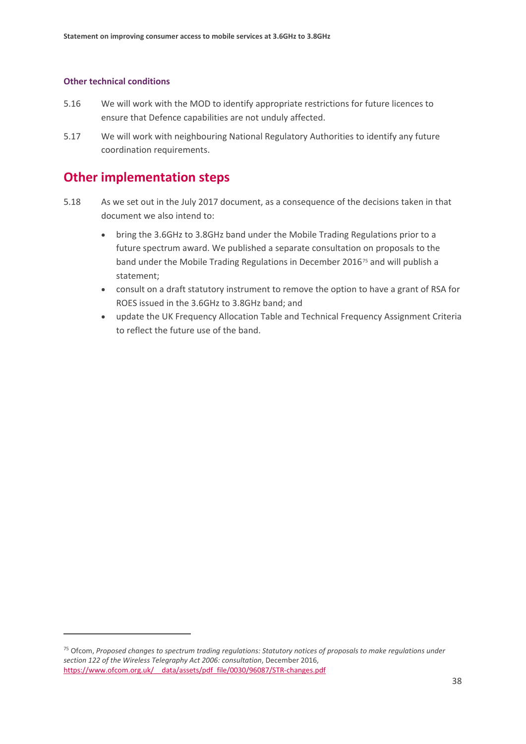### Other technical conditions

5.16 We will work with the MOD to identify appropriate restrictions for future licences to ensure that Defence capabilities are not unduly affected.

5.17 We will work with neighbouring National Regulatory Authorities to identify any future coordination requirements.

## Other implementation steps

5.18 As we set out in the July 2017 document, as a consequence of the decisions taken in that document we also intend to:

- bring the 3.6GHz to 3.8GHz band under the Mobile Trading Regulations prior to a future spectrum award. We published a separate consultation on proposals to the band under the Mobile Trading Regulations in December 2016[75] and will publish a statement;
- consult on a draft statutory instrument to remove the option to have a grant of RSA for ROES issued in the 3.6GHz to 3.8GHz band; and
- update the UK Frequency Allocation Table and Technical Frequency Assignment Criteria to reflect the future use of the band.

[75] Ofcom, *Proposed changes to spectrum trading regulations: Statutory notices of proposals to make regulations under section 122 of the Wireless Telegraphy Act 2006: consultation*, December 2016, https://www.ofcom.org.uk/__data/assets/pdf_file/0030/96087/STR-changes.pdf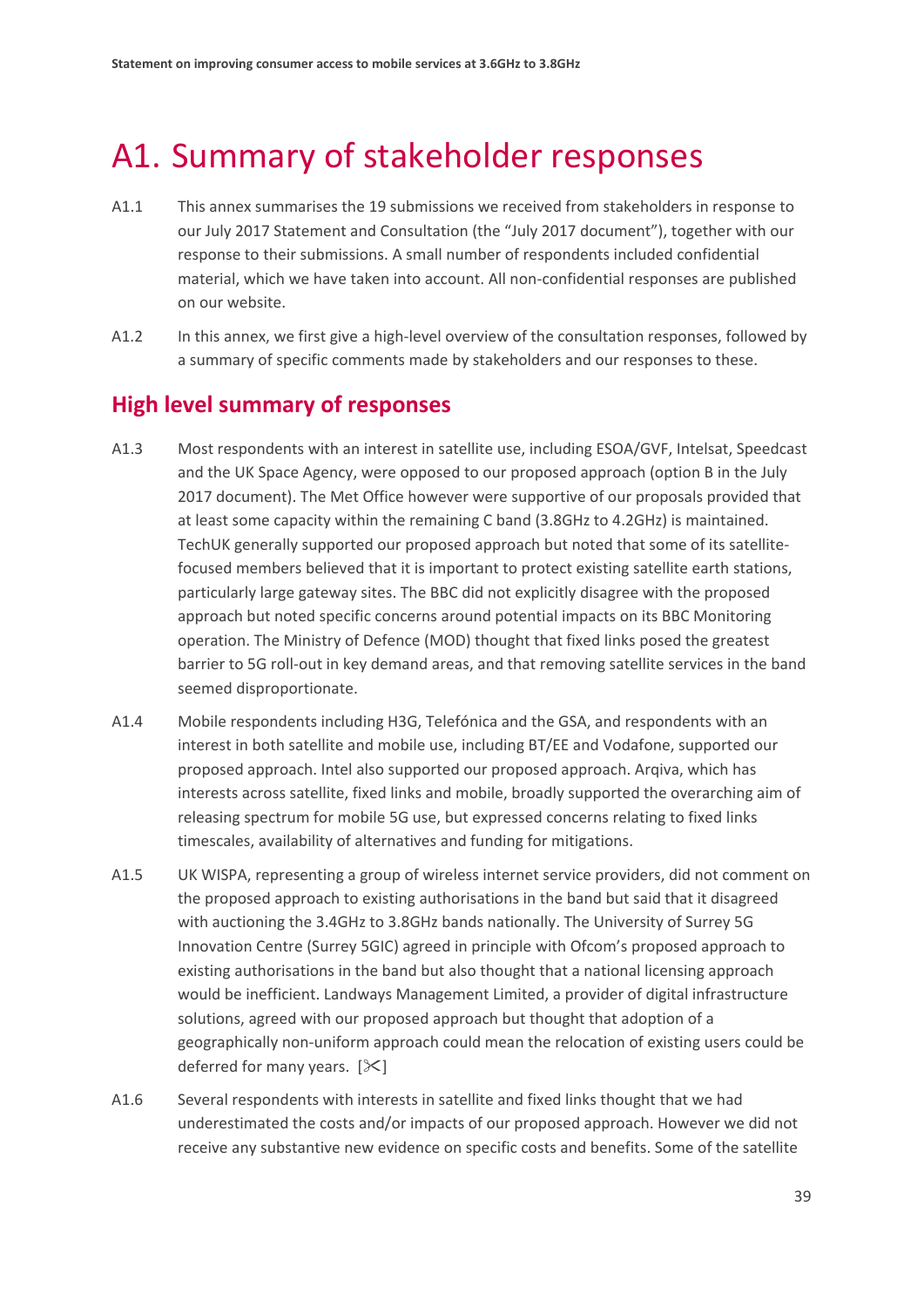# A1. Summary of stakeholder responses

A1.1 This annex summarises the 19 submissions we received from stakeholders in response to our July 2017 Statement and Consultation (the "July 2017 document"), together with our response to their submissions. A small number of respondents included confidential material, which we have taken into account. All non-confidential responses are published on our website.

A1.2 In this annex, we first give a high-level overview of the consultation responses, followed by a summary of specific comments made by stakeholders and our responses to these.

## High level summary of responses

A1.3 Most respondents with an interest in satellite use, including ESOA/GVF, Intelsat, Speedcast and the UK Space Agency, were opposed to our proposed approach (option B in the July 2017 document). The Met Office however were supportive of our proposals provided that at least some capacity within the remaining C band (3.8GHz to 4.2GHz) is maintained. TechUK generally supported our proposed approach but noted that some of its satellite-focused members believed that it is important to protect existing satellite earth stations, particularly large gateway sites. The BBC did not explicitly disagree with the proposed approach but noted specific concerns around potential impacts on its BBC Monitoring operation. The Ministry of Defence (MOD) thought that fixed links posed the greatest barrier to 5G roll-out in key demand areas, and that removing satellite services in the band seemed disproportionate.

A1.4 Mobile respondents including H3G, Telefónica and the GSA, and respondents with an interest in both satellite and mobile use, including BT/EE and Vodafone, supported our proposed approach. Intel also supported our proposed approach. Arqiva, which has interests across satellite, fixed links and mobile, broadly supported the overarching aim of releasing spectrum for mobile 5G use, but expressed concerns relating to fixed links timescales, availability of alternatives and funding for mitigations.

A1.5 UK WISPA, representing a group of wireless internet service providers, did not comment on the proposed approach to existing authorisations in the band but said that it disagreed with auctioning the 3.4GHz to 3.8GHz bands nationally. The University of Surrey 5G Innovation Centre (Surrey 5GIC) agreed in principle with Ofcom's proposed approach to existing authorisations in the band but also thought that a national licensing approach would be inefficient. Landways Management Limited, a provider of digital infrastructure solutions, agreed with our proposed approach but thought that adoption of a geographically non-uniform approach could mean the relocation of existing users could be deferred for many years. [✂]

A1.6 Several respondents with interests in satellite and fixed links thought that we had underestimated the costs and/or impacts of our proposed approach. However we did not receive any substantive new evidence on specific costs and benefits. Some of the satellite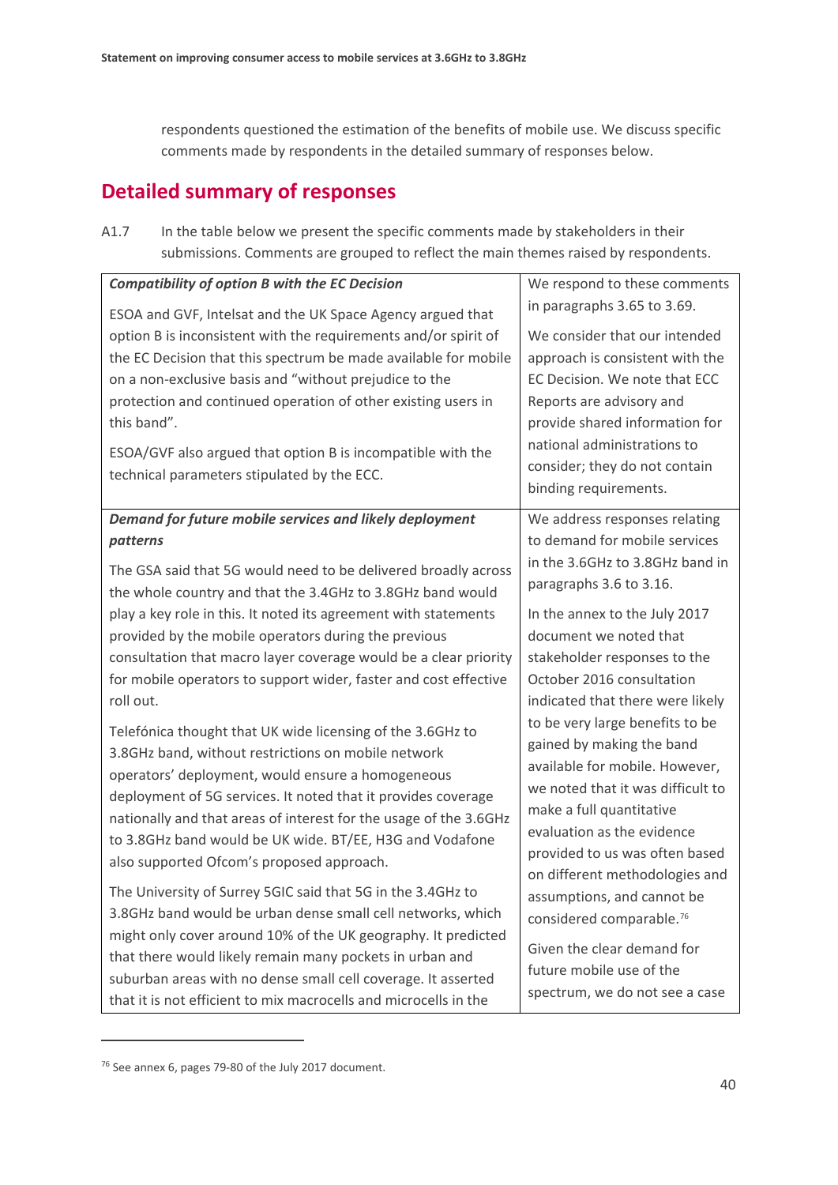respondents questioned the estimation of the benefits of mobile use. We discuss specific comments made by respondents in the detailed summary of responses below.

## Detailed summary of responses

A1.7 In the table below we present the specific comments made by stakeholders in their submissions. Comments are grouped to reflect the main themes raised by respondents.

| ***Compatibility of option B with the EC Decision*** | |
|---|---|
| ESOA and GVF, Intelsat and the UK Space Agency argued that option B is inconsistent with the requirements and/or spirit of the EC Decision that this spectrum be made available for mobile on a non-exclusive basis and "without prejudice to the protection and continued operation of other existing users in this band".<br><br>ESOA/GVF also argued that option B is incompatible with the technical parameters stipulated by the ECC. | We respond to these comments in paragraphs 3.65 to 3.69.<br><br>We consider that our intended approach is consistent with the EC Decision. We note that ECC Reports are advisory and provide shared information for national administrations to consider; they do not contain binding requirements. |
| ***Demand for future mobile services and likely deployment patterns***<br><br>The GSA said that 5G would need to be delivered broadly across the whole country and that the 3.4GHz to 3.8GHz band would play a key role in this. It noted its agreement with statements provided by the mobile operators during the previous consultation that macro layer coverage would be a clear priority for mobile operators to support wider, faster and cost effective roll out.<br><br>Telefónica thought that UK wide licensing of the 3.6GHz to 3.8GHz band, without restrictions on mobile network operators' deployment, would ensure a homogeneous deployment of 5G services. It noted that it provides coverage nationally and that areas of interest for the usage of the 3.6GHz to 3.8GHz band would be UK wide. BT/EE, H3G and Vodafone also supported Ofcom's proposed approach.<br><br>The University of Surrey 5GIC said that 5G in the 3.4GHz to 3.8GHz band would be urban dense small cell networks, which might only cover around 10% of the UK geography. It predicted that there would likely remain many pockets in urban and suburban areas with no dense small cell coverage. It asserted that it is not efficient to mix macrocells and microcells in the | We address responses relating to demand for mobile services in the 3.6GHz to 3.8GHz band in paragraphs 3.6 to 3.16.<br><br>In the annex to the July 2017 document we noted that stakeholder responses to the October 2016 consultation indicated that there were likely to be very large benefits to be gained by making the band available for mobile. However, we noted that it was difficult to make a full quantitative evaluation as the evidence provided to us was often based on different methodologies and assumptions, and cannot be considered comparable.[76]<br><br>Given the clear demand for future mobile use of the spectrum, we do not see a case |

[76] See annex 6, pages 79-80 of the July 2017 document.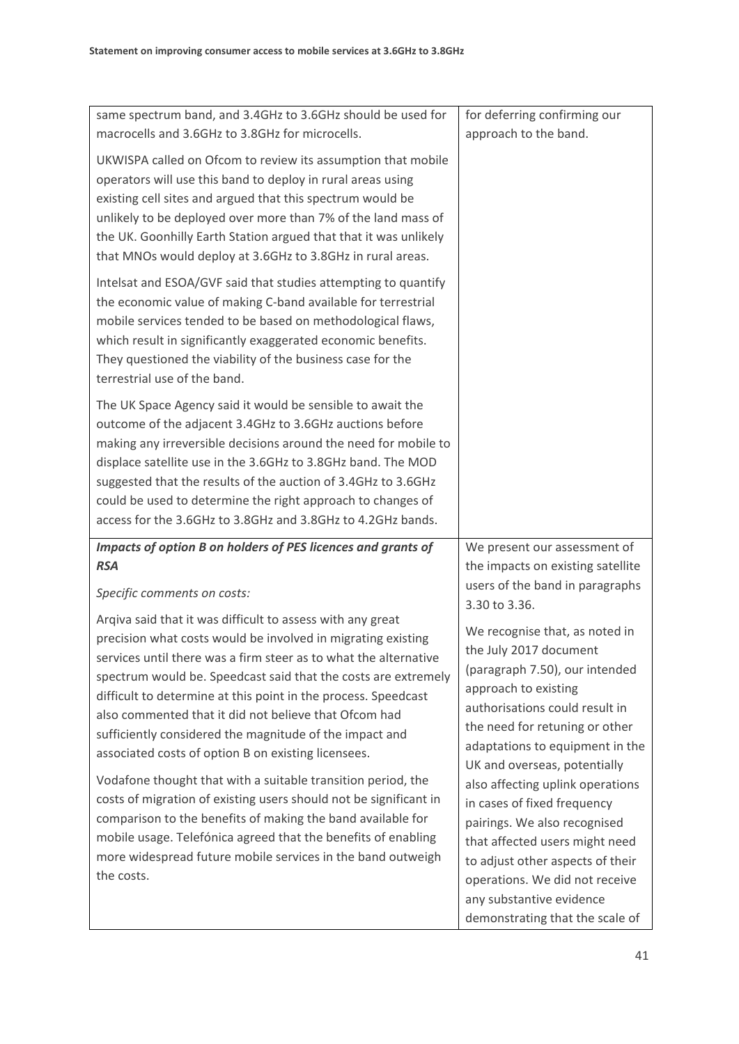| | |
|---|---|
| same spectrum band, and 3.4GHz to 3.6GHz should be used for macrocells and 3.6GHz to 3.8GHz for microcells.<br><br>UKWISPA called on Ofcom to review its assumption that mobile operators will use this band to deploy in rural areas using existing cell sites and argued that this spectrum would be unlikely to be deployed over more than 7% of the land mass of the UK. Goonhilly Earth Station argued that that it was unlikely that MNOs would deploy at 3.6GHz to 3.8GHz in rural areas.<br><br>Intelsat and ESOA/GVF said that studies attempting to quantify the economic value of making C-band available for terrestrial mobile services tended to be based on methodological flaws, which result in significantly exaggerated economic benefits. They questioned the viability of the business case for the terrestrial use of the band.<br><br>The UK Space Agency said it would be sensible to await the outcome of the adjacent 3.4GHz to 3.6GHz auctions before making any irreversible decisions around the need for mobile to displace satellite use in the 3.6GHz to 3.8GHz band. The MOD suggested that the results of the auction of 3.4GHz to 3.6GHz could be used to determine the right approach to changes of access for the 3.6GHz to 3.8GHz and 3.8GHz to 4.2GHz bands. | for deferring confirming our approach to the band. |
| ***Impacts of option B on holders of PES licences and grants of RSA***<br><br>*Specific comments on costs:*<br><br>Arqiva said that it was difficult to assess with any great precision what costs would be involved in migrating existing services until there was a firm steer as to what the alternative spectrum would be. Speedcast said that the costs are extremely difficult to determine at this point in the process. Speedcast also commented that it did not believe that Ofcom had sufficiently considered the magnitude of the impact and associated costs of option B on existing licensees.<br><br>Vodafone thought that with a suitable transition period, the costs of migration of existing users should not be significant in comparison to the benefits of making the band available for mobile usage. Telefónica agreed that the benefits of enabling more widespread future mobile services in the band outweigh the costs. | We present our assessment of the impacts on existing satellite users of the band in paragraphs 3.30 to 3.36.<br><br>We recognise that, as noted in the July 2017 document (paragraph 7.50), our intended approach to existing authorisations could result in the need for retuning or other adaptations to equipment in the UK and overseas, potentially also affecting uplink operations in cases of fixed frequency pairings. We also recognised that affected users might need to adjust other aspects of their operations. We did not receive any substantive evidence demonstrating that the scale of |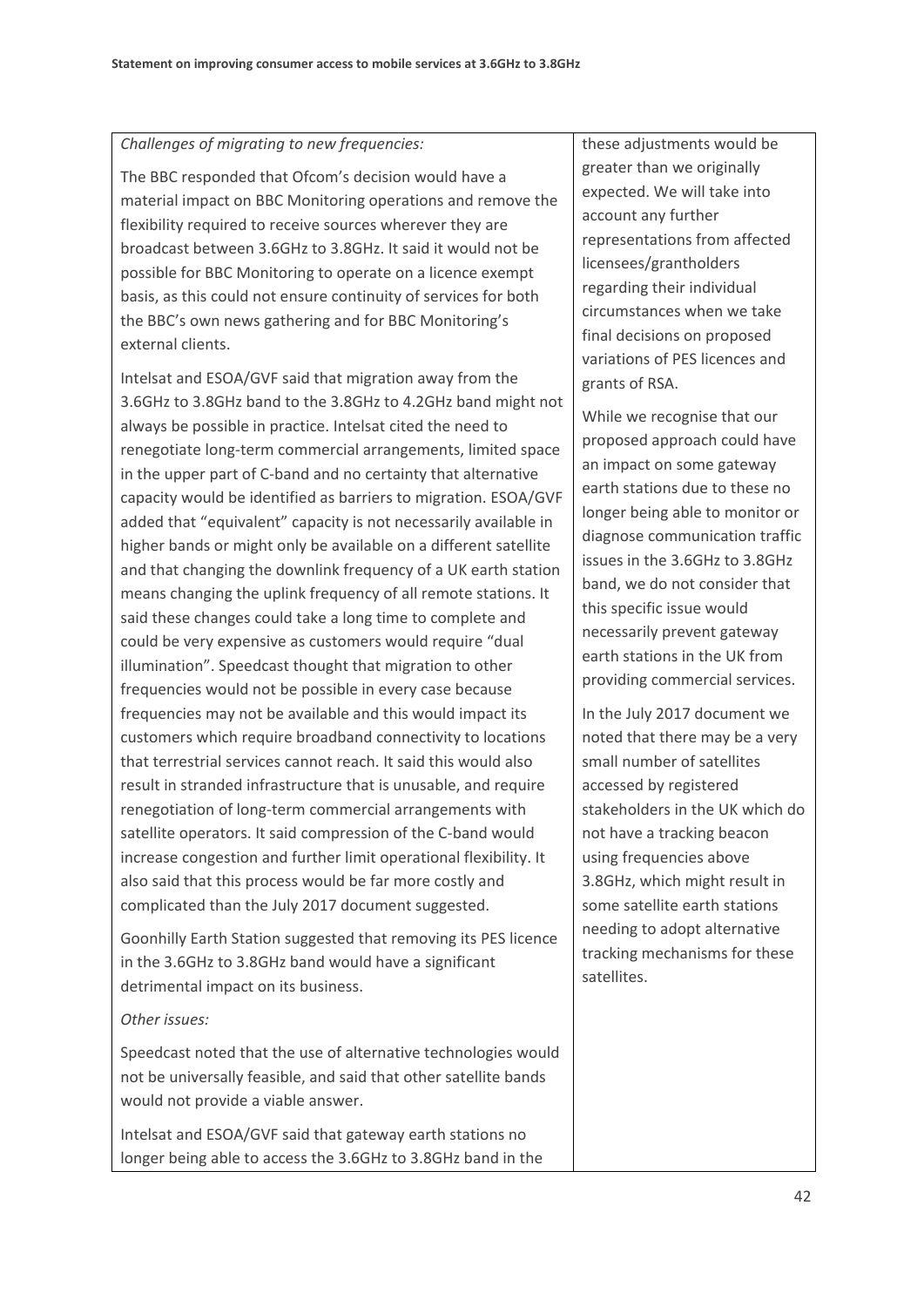| | |
|---|---|
| *Challenges of migrating to new frequencies:*<br><br>The BBC responded that Ofcom's decision would have a material impact on BBC Monitoring operations and remove the flexibility required to receive sources wherever they are broadcast between 3.6GHz to 3.8GHz. It said it would not be possible for BBC Monitoring to operate on a licence exempt basis, as this could not ensure continuity of services for both the BBC's own news gathering and for BBC Monitoring's external clients.<br><br>Intelsat and ESOA/GVF said that migration away from the 3.6GHz to 3.8GHz band to the 3.8GHz to 4.2GHz band might not always be possible in practice. Intelsat cited the need to renegotiate long-term commercial arrangements, limited space in the upper part of C-band and no certainty that alternative capacity would be identified as barriers to migration. ESOA/GVF added that "equivalent" capacity is not necessarily available in higher bands or might only be available on a different satellite and that changing the downlink frequency of a UK earth station means changing the uplink frequency of all remote stations. It said these changes could take a long time to complete and could be very expensive as customers would require "dual illumination". Speedcast thought that migration to other frequencies would not be possible in every case because frequencies may not be available and this would impact its customers which require broadband connectivity to locations that terrestrial services cannot reach. It said this would also result in stranded infrastructure that is unusable, and require renegotiation of long-term commercial arrangements with satellite operators. It said compression of the C-band would increase congestion and further limit operational flexibility. It also said that this process would be far more costly and complicated than the July 2017 document suggested.<br><br>Goonhilly Earth Station suggested that removing its PES licence in the 3.6GHz to 3.8GHz band would have a significant detrimental impact on its business.<br><br>*Other issues:*<br><br>Speedcast noted that the use of alternative technologies would not be universally feasible, and said that other satellite bands would not provide a viable answer.<br><br>Intelsat and ESOA/GVF said that gateway earth stations no longer being able to access the 3.6GHz to 3.8GHz band in the | these adjustments would be greater than we originally expected. We will take into account any further representations from affected licensees/grantholders regarding their individual circumstances when we take final decisions on proposed variations of PES licences and grants of RSA.<br><br>While we recognise that our proposed approach could have an impact on some gateway earth stations due to these no longer being able to monitor or diagnose communication traffic issues in the 3.6GHz to 3.8GHz band, we do not consider that this specific issue would necessarily prevent gateway earth stations in the UK from providing commercial services.<br><br>In the July 2017 document we noted that there may be a very small number of satellites accessed by registered stakeholders in the UK which do not have a tracking beacon using frequencies above 3.8GHz, which might result in some satellite earth stations needing to adopt alternative tracking mechanisms for these satellites. |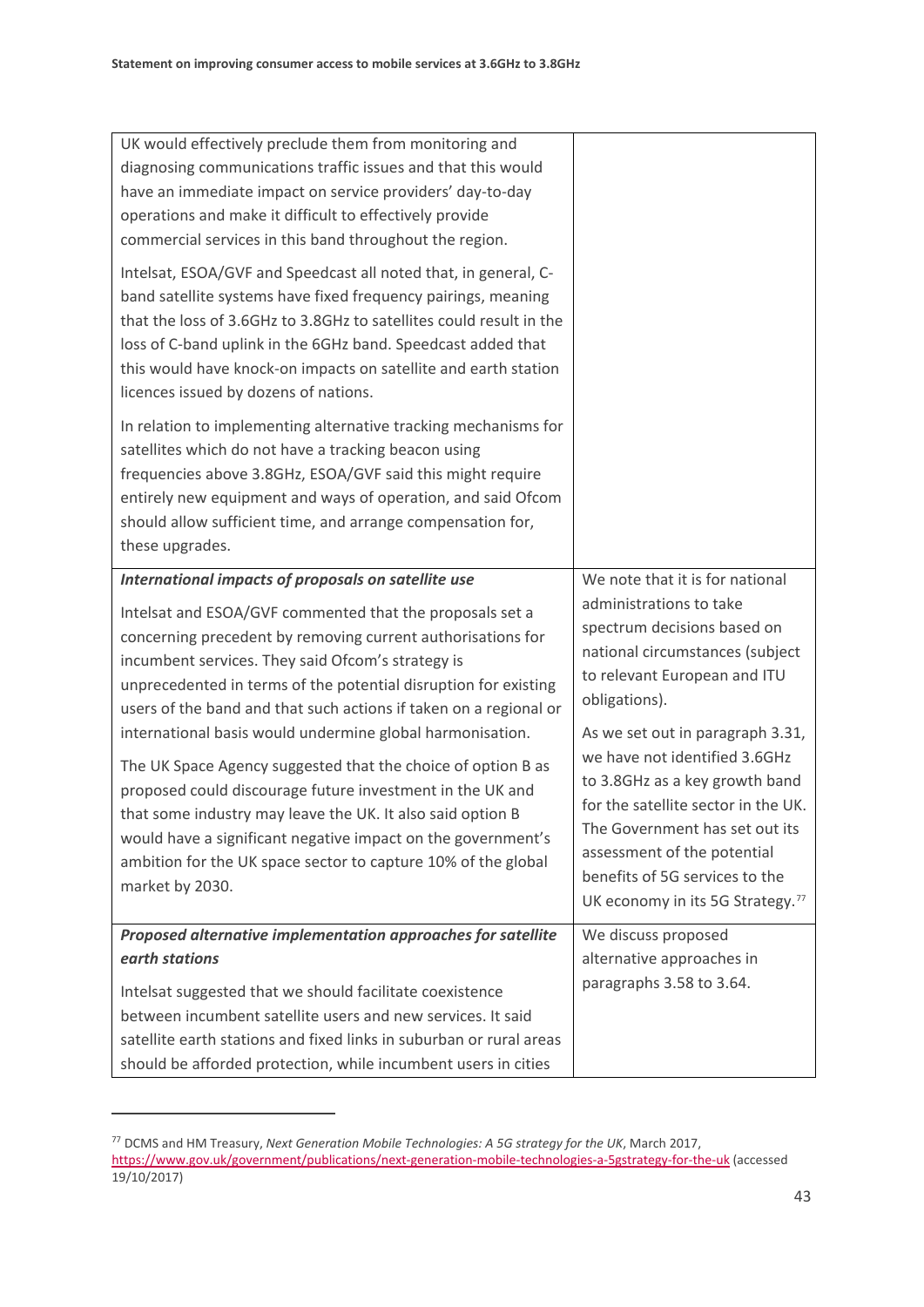| | |
|---|---|
| UK would effectively preclude them from monitoring and diagnosing communications traffic issues and that this would have an immediate impact on service providers' day-to-day operations and make it difficult to effectively provide commercial services in this band throughout the region.<br><br>Intelsat, ESOA/GVF and Speedcast all noted that, in general, C-band satellite systems have fixed frequency pairings, meaning that the loss of 3.6GHz to 3.8GHz to satellites could result in the loss of C-band uplink in the 6GHz band. Speedcast added that this would have knock-on impacts on satellite and earth station licences issued by dozens of nations.<br><br>In relation to implementing alternative tracking mechanisms for satellites which do not have a tracking beacon using frequencies above 3.8GHz, ESOA/GVF said this might require entirely new equipment and ways of operation, and said Ofcom should allow sufficient time, and arrange compensation for, these upgrades. | |
| ***International impacts of proposals on satellite use***<br><br>Intelsat and ESOA/GVF commented that the proposals set a concerning precedent by removing current authorisations for incumbent services. They said Ofcom's strategy is unprecedented in terms of the potential disruption for existing users of the band and that such actions if taken on a regional or international basis would undermine global harmonisation.<br><br>The UK Space Agency suggested that the choice of option B as proposed could discourage future investment in the UK and that some industry may leave the UK. It also said option B would have a significant negative impact on the government's ambition for the UK space sector to capture 10% of the global market by 2030. | We note that it is for national administrations to take spectrum decisions based on national circumstances (subject to relevant European and ITU obligations).<br><br>As we set out in paragraph 3.31, we have not identified 3.6GHz to 3.8GHz as a key growth band for the satellite sector in the UK. The Government has set out its assessment of the potential benefits of 5G services to the UK economy in its 5G Strategy.[77] |
| ***Proposed alternative implementation approaches for satellite earth stations***<br><br>Intelsat suggested that we should facilitate coexistence between incumbent satellite users and new services. It said satellite earth stations and fixed links in suburban or rural areas should be afforded protection, while incumbent users in cities | We discuss proposed alternative approaches in paragraphs 3.58 to 3.64. |

[77] DCMS and HM Treasury, *Next Generation Mobile Technologies: A 5G strategy for the UK*, March 2017, https://www.gov.uk/government/publications/next-generation-mobile-technologies-a-5gstrategy-for-the-uk (accessed 19/10/2017)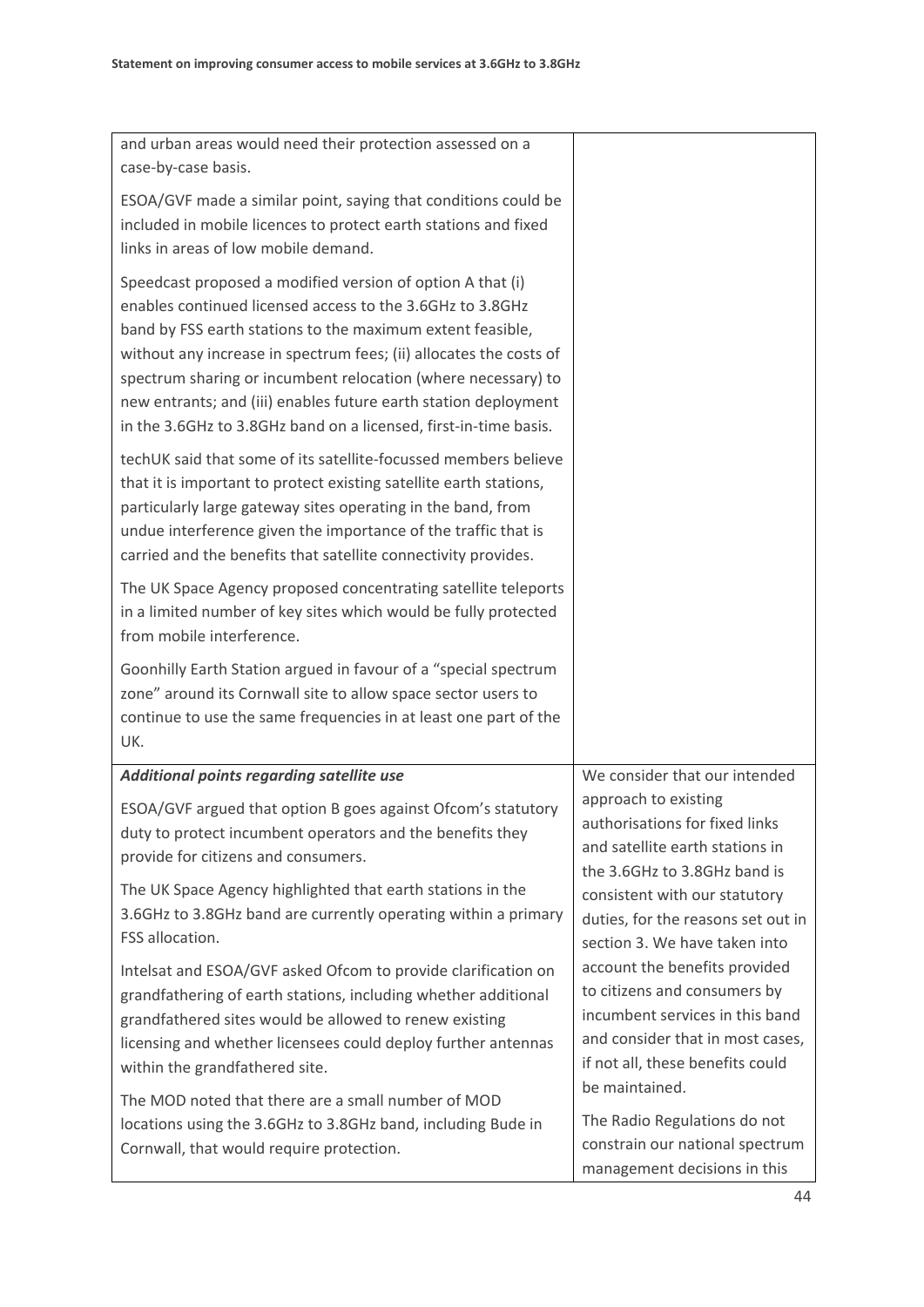| | |
|---|---|
| and urban areas would need their protection assessed on a case-by-case basis.<br><br>ESOA/GVF made a similar point, saying that conditions could be included in mobile licences to protect earth stations and fixed links in areas of low mobile demand.<br><br>Speedcast proposed a modified version of option A that (i) enables continued licensed access to the 3.6GHz to 3.8GHz band by FSS earth stations to the maximum extent feasible, without any increase in spectrum fees; (ii) allocates the costs of spectrum sharing or incumbent relocation (where necessary) to new entrants; and (iii) enables future earth station deployment in the 3.6GHz to 3.8GHz band on a licensed, first-in-time basis.<br><br>techUK said that some of its satellite-focussed members believe that it is important to protect existing satellite earth stations, particularly large gateway sites operating in the band, from undue interference given the importance of the traffic that is carried and the benefits that satellite connectivity provides.<br><br>The UK Space Agency proposed concentrating satellite teleports in a limited number of key sites which would be fully protected from mobile interference.<br><br>Goonhilly Earth Station argued in favour of a "special spectrum zone" around its Cornwall site to allow space sector users to continue to use the same frequencies in at least one part of the UK. | |
| ***Additional points regarding satellite use***<br><br>ESOA/GVF argued that option B goes against Ofcom's statutory duty to protect incumbent operators and the benefits they provide for citizens and consumers.<br><br>The UK Space Agency highlighted that earth stations in the 3.6GHz to 3.8GHz band are currently operating within a primary FSS allocation.<br><br>Intelsat and ESOA/GVF asked Ofcom to provide clarification on grandfathering of earth stations, including whether additional grandfathered sites would be allowed to renew existing licensing and whether licensees could deploy further antennas within the grandfathered site.<br><br>The MOD noted that there are a small number of MOD locations using the 3.6GHz to 3.8GHz band, including Bude in Cornwall, that would require protection. | We consider that our intended approach to existing authorisations for fixed links and satellite earth stations in the 3.6GHz to 3.8GHz band is consistent with our statutory duties, for the reasons set out in section 3. We have taken into account the benefits provided to citizens and consumers by incumbent services in this band and consider that in most cases, if not all, these benefits could be maintained.<br><br>The Radio Regulations do not constrain our national spectrum management decisions in this |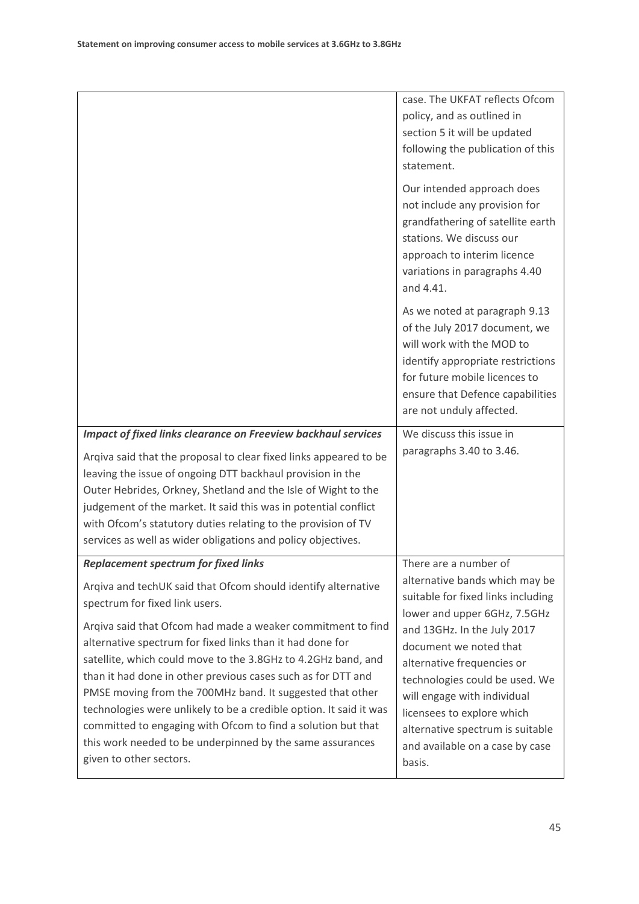| | |
|---|---|
| | case. The UKFAT reflects Ofcom policy, and as outlined in section 5 it will be updated following the publication of this statement.<br><br>Our intended approach does not include any provision for grandfathering of satellite earth stations. We discuss our approach to interim licence variations in paragraphs 4.40 and 4.41.<br><br>As we noted at paragraph 9.13 of the July 2017 document, we will work with the MOD to identify appropriate restrictions for future mobile licences to ensure that Defence capabilities are not unduly affected. |
| ***Impact of fixed links clearance on Freeview backhaul services***<br><br>Arqiva said that the proposal to clear fixed links appeared to be leaving the issue of ongoing DTT backhaul provision in the Outer Hebrides, Orkney, Shetland and the Isle of Wight to the judgement of the market. It said this was in potential conflict with Ofcom's statutory duties relating to the provision of TV services as well as wider obligations and policy objectives. | We discuss this issue in paragraphs 3.40 to 3.46. |
| ***Replacement spectrum for fixed links***<br><br>Arqiva and techUK said that Ofcom should identify alternative spectrum for fixed link users.<br><br>Arqiva said that Ofcom had made a weaker commitment to find alternative spectrum for fixed links than it had done for satellite, which could move to the 3.8GHz to 4.2GHz band, and than it had done in other previous cases such as for DTT and PMSE moving from the 700MHz band. It suggested that other technologies were unlikely to be a credible option. It said it was committed to engaging with Ofcom to find a solution but that this work needed to be underpinned by the same assurances given to other sectors. | There are a number of alternative bands which may be suitable for fixed links including lower and upper 6GHz, 7.5GHz and 13GHz. In the July 2017 document we noted that alternative frequencies or technologies could be used. We will engage with individual licensees to explore which alternative spectrum is suitable and available on a case by case basis. |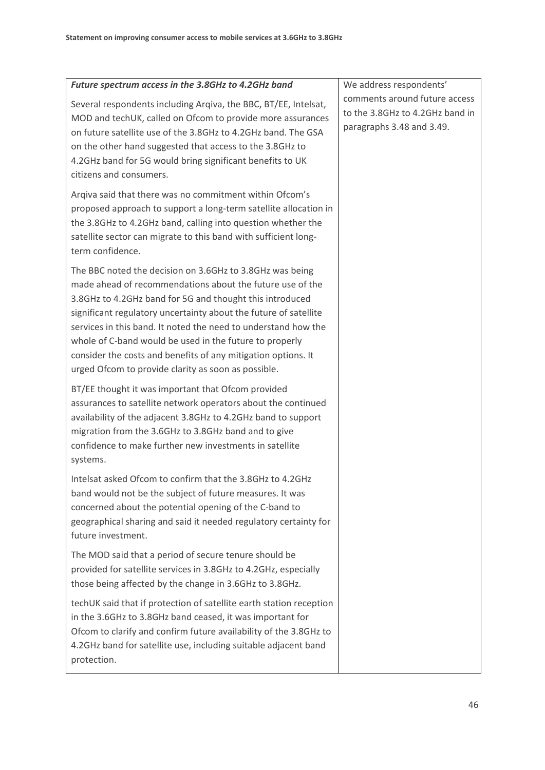| *Future spectrum access in the 3.8GHz to 4.2GHz band*<br><br>Several respondents including Arqiva, the BBC, BT/EE, Intelsat, MOD and techUK, called on Ofcom to provide more assurances on future satellite use of the 3.8GHz to 4.2GHz band. The GSA on the other hand suggested that access to the 3.8GHz to 4.2GHz band for 5G would bring significant benefits to UK citizens and consumers.<br><br>Arqiva said that there was no commitment within Ofcom's proposed approach to support a long-term satellite allocation in the 3.8GHz to 4.2GHz band, calling into question whether the satellite sector can migrate to this band with sufficient long-term confidence.<br><br>The BBC noted the decision on 3.6GHz to 3.8GHz was being made ahead of recommendations about the future use of the 3.8GHz to 4.2GHz band for 5G and thought this introduced significant regulatory uncertainty about the future of satellite services in this band. It noted the need to understand how the whole of C-band would be used in the future to properly consider the costs and benefits of any mitigation options. It urged Ofcom to provide clarity as soon as possible.<br><br>BT/EE thought it was important that Ofcom provided assurances to satellite network operators about the continued availability of the adjacent 3.8GHz to 4.2GHz band to support migration from the 3.6GHz to 3.8GHz band and to give confidence to make further new investments in satellite systems.<br><br>Intelsat asked Ofcom to confirm that the 3.8GHz to 4.2GHz band would not be the subject of future measures. It was concerned about the potential opening of the C-band to geographical sharing and said it needed regulatory certainty for future investment.<br><br>The MOD said that a period of secure tenure should be provided for satellite services in 3.8GHz to 4.2GHz, especially those being affected by the change in 3.6GHz to 3.8GHz.<br><br>techUK said that if protection of satellite earth station reception in the 3.6GHz to 3.8GHz band ceased, it was important for Ofcom to clarify and confirm future availability of the 3.8GHz to 4.2GHz band for satellite use, including suitable adjacent band protection. | We address respondents' comments around future access to the 3.8GHz to 4.2GHz band in paragraphs 3.48 and 3.49. |
|---|---|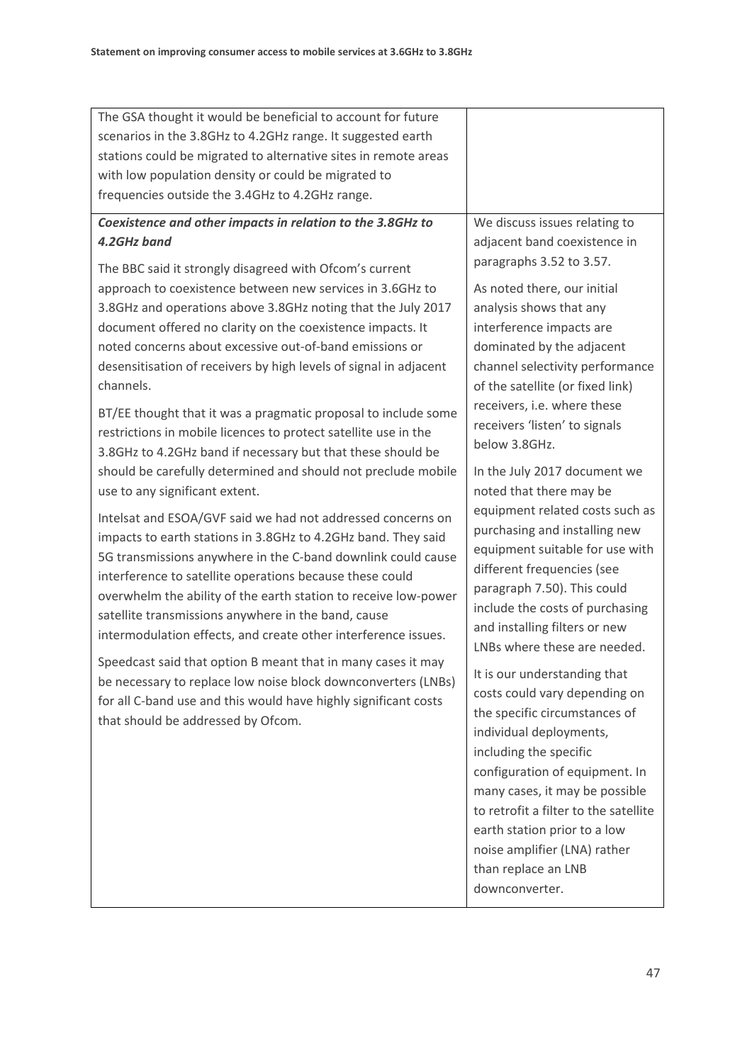| | |
|---|---|
| The GSA thought it would be beneficial to account for future scenarios in the 3.8GHz to 4.2GHz range. It suggested earth stations could be migrated to alternative sites in remote areas with low population density or could be migrated to frequencies outside the 3.4GHz to 4.2GHz range. | |
| ***Coexistence and other impacts in relation to the 3.8GHz to 4.2GHz band***<br><br>The BBC said it strongly disagreed with Ofcom's current approach to coexistence between new services in 3.6GHz to 3.8GHz and operations above 3.8GHz noting that the July 2017 document offered no clarity on the coexistence impacts. It noted concerns about excessive out-of-band emissions or desensitisation of receivers by high levels of signal in adjacent channels.<br><br>BT/EE thought that it was a pragmatic proposal to include some restrictions in mobile licences to protect satellite use in the 3.8GHz to 4.2GHz band if necessary but that these should be should be carefully determined and should not preclude mobile use to any significant extent.<br><br>Intelsat and ESOA/GVF said we had not addressed concerns on impacts to earth stations in 3.8GHz to 4.2GHz band. They said 5G transmissions anywhere in the C-band downlink could cause interference to satellite operations because these could overwhelm the ability of the earth station to receive low-power satellite transmissions anywhere in the band, cause intermodulation effects, and create other interference issues.<br><br>Speedcast said that option B meant that in many cases it may be necessary to replace low noise block downconverters (LNBs) for all C-band use and this would have highly significant costs that should be addressed by Ofcom. | We discuss issues relating to adjacent band coexistence in paragraphs 3.52 to 3.57.<br><br>As noted there, our initial analysis shows that any interference impacts are dominated by the adjacent channel selectivity performance of the satellite (or fixed link) receivers, i.e. where these receivers 'listen' to signals below 3.8GHz.<br><br>In the July 2017 document we noted that there may be equipment related costs such as purchasing and installing new equipment suitable for use with different frequencies (see paragraph 7.50). This could include the costs of purchasing and installing filters or new LNBs where these are needed.<br><br>It is our understanding that costs could vary depending on the specific circumstances of individual deployments, including the specific configuration of equipment. In many cases, it may be possible to retrofit a filter to the satellite earth station prior to a low noise amplifier (LNA) rather than replace an LNB downconverter. |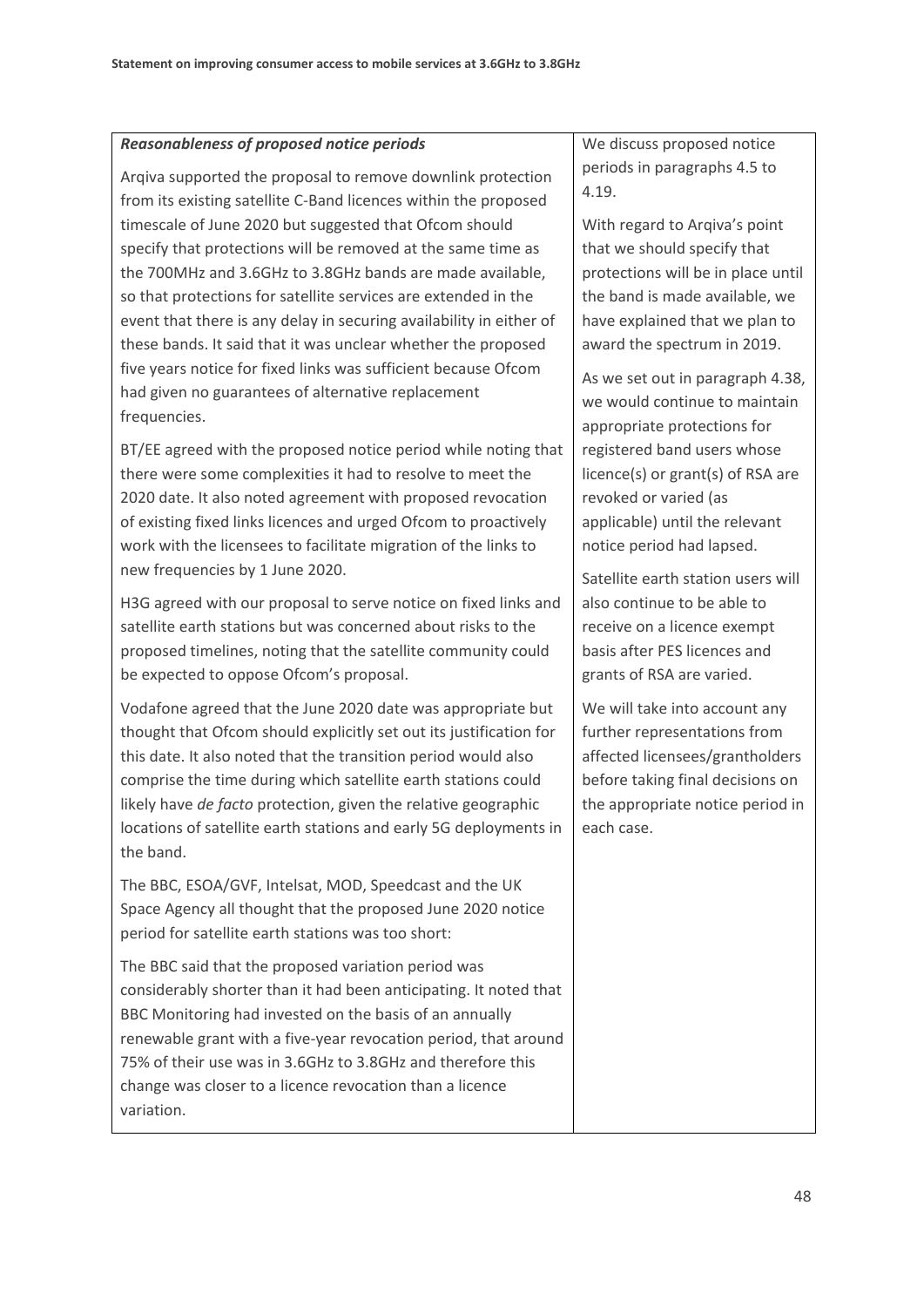| *Reasonableness of proposed notice periods*<br><br>Arqiva supported the proposal to remove downlink protection from its existing satellite C-Band licences within the proposed timescale of June 2020 but suggested that Ofcom should specify that protections will be removed at the same time as the 700MHz and 3.6GHz to 3.8GHz bands are made available, so that protections for satellite services are extended in the event that there is any delay in securing availability in either of these bands. It said that it was unclear whether the proposed five years notice for fixed links was sufficient because Ofcom had given no guarantees of alternative replacement frequencies.<br><br>BT/EE agreed with the proposed notice period while noting that there were some complexities it had to resolve to meet the 2020 date. It also noted agreement with proposed revocation of existing fixed links licences and urged Ofcom to proactively work with the licensees to facilitate migration of the links to new frequencies by 1 June 2020.<br><br>H3G agreed with our proposal to serve notice on fixed links and satellite earth stations but was concerned about risks to the proposed timelines, noting that the satellite community could be expected to oppose Ofcom's proposal.<br><br>Vodafone agreed that the June 2020 date was appropriate but thought that Ofcom should explicitly set out its justification for this date. It also noted that the transition period would also comprise the time during which satellite earth stations could likely have *de facto* protection, given the relative geographic locations of satellite earth stations and early 5G deployments in the band.<br><br>The BBC, ESOA/GVF, Intelsat, MOD, Speedcast and the UK Space Agency all thought that the proposed June 2020 notice period for satellite earth stations was too short:<br><br>The BBC said that the proposed variation period was considerably shorter than it had been anticipating. It noted that BBC Monitoring had invested on the basis of an annually renewable grant with a five-year revocation period, that around 75% of their use was in 3.6GHz to 3.8GHz and therefore this change was closer to a licence revocation than a licence variation. | We discuss proposed notice periods in paragraphs 4.5 to 4.19.<br><br>With regard to Arqiva's point that we should specify that protections will be in place until the band is made available, we have explained that we plan to award the spectrum in 2019.<br><br>As we set out in paragraph 4.38, we would continue to maintain appropriate protections for registered band users whose licence(s) or grant(s) of RSA are revoked or varied (as applicable) until the relevant notice period had lapsed.<br><br>Satellite earth station users will also continue to be able to receive on a licence exempt basis after PES licences and grants of RSA are varied.<br><br>We will take into account any further representations from affected licensees/grantholders before taking final decisions on the appropriate notice period in each case. |
|---|---|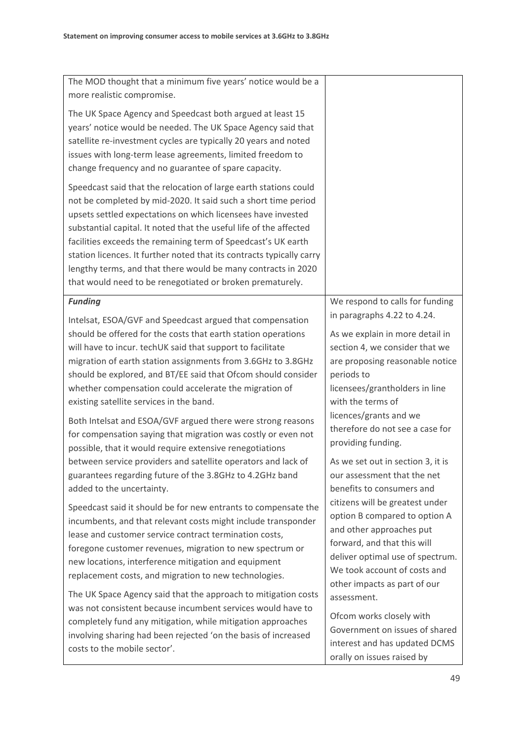| | |
|---|---|
| The MOD thought that a minimum five years' notice would be a more realistic compromise.<br><br>The UK Space Agency and Speedcast both argued at least 15 years' notice would be needed. The UK Space Agency said that satellite re-investment cycles are typically 20 years and noted issues with long-term lease agreements, limited freedom to change frequency and no guarantee of spare capacity.<br><br>Speedcast said that the relocation of large earth stations could not be completed by mid-2020. It said such a short time period upsets settled expectations on which licensees have invested substantial capital. It noted that the useful life of the affected facilities exceeds the remaining term of Speedcast's UK earth station licences. It further noted that its contracts typically carry lengthy terms, and that there would be many contracts in 2020 that would need to be renegotiated or broken prematurely. | |
| ***Funding***<br><br>Intelsat, ESOA/GVF and Speedcast argued that compensation should be offered for the costs that earth station operations will have to incur. techUK said that support to facilitate migration of earth station assignments from 3.6GHz to 3.8GHz should be explored, and BT/EE said that Ofcom should consider whether compensation could accelerate the migration of existing satellite services in the band.<br><br>Both Intelsat and ESOA/GVF argued there were strong reasons for compensation saying that migration was costly or even not possible, that it would require extensive renegotiations between service providers and satellite operators and lack of guarantees regarding future of the 3.8GHz to 4.2GHz band added to the uncertainty.<br><br>Speedcast said it should be for new entrants to compensate the incumbents, and that relevant costs might include transponder lease and customer service contract termination costs, foregone customer revenues, migration to new spectrum or new locations, interference mitigation and equipment replacement costs, and migration to new technologies.<br><br>The UK Space Agency said that the approach to mitigation costs was not consistent because incumbent services would have to completely fund any mitigation, while mitigation approaches involving sharing had been rejected 'on the basis of increased costs to the mobile sector'. | We respond to calls for funding in paragraphs 4.22 to 4.24.<br><br>As we explain in more detail in section 4, we consider that we are proposing reasonable notice periods to licensees/grantholders in line with the terms of licences/grants and we therefore do not see a case for providing funding.<br><br>As we set out in section 3, it is our assessment that the net benefits to consumers and citizens will be greatest under option B compared to option A and other approaches put forward, and that this will deliver optimal use of spectrum. We took account of costs and other impacts as part of our assessment.<br><br>Ofcom works closely with Government on issues of shared interest and has updated DCMS orally on issues raised by |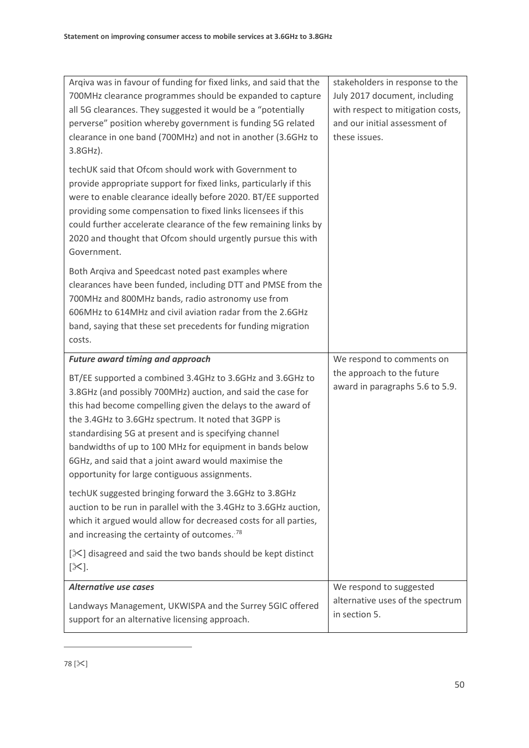| | |
|---|---|
| Arqiva was in favour of funding for fixed links, and said that the 700MHz clearance programmes should be expanded to capture all 5G clearances. They suggested it would be a "potentially perverse" position whereby government is funding 5G related clearance in one band (700MHz) and not in another (3.6GHz to 3.8GHz).<br><br>techUK said that Ofcom should work with Government to provide appropriate support for fixed links, particularly if this were to enable clearance ideally before 2020. BT/EE supported providing some compensation to fixed links licensees if this could further accelerate clearance of the few remaining links by 2020 and thought that Ofcom should urgently pursue this with Government.<br><br>Both Arqiva and Speedcast noted past examples where clearances have been funded, including DTT and PMSE from the 700MHz and 800MHz bands, radio astronomy use from 606MHz to 614MHz and civil aviation radar from the 2.6GHz band, saying that these set precedents for funding migration costs. | stakeholders in response to the July 2017 document, including with respect to mitigation costs, and our initial assessment of these issues. |
| ***Future award timing and approach***<br><br>BT/EE supported a combined 3.4GHz to 3.6GHz and 3.6GHz to 3.8GHz (and possibly 700MHz) auction, and said the case for this had become compelling given the delays to the award of the 3.4GHz to 3.6GHz spectrum. It noted that 3GPP is standardising 5G at present and is specifying channel bandwidths of up to 100 MHz for equipment in bands below 6GHz, and said that a joint award would maximise the opportunity for large contiguous assignments.<br><br>techUK suggested bringing forward the 3.6GHz to 3.8GHz auction to be run in parallel with the 3.4GHz to 3.6GHz auction, which it argued would allow for decreased costs for all parties, and increasing the certainty of outcomes.[78]<br><br>[✂] disagreed and said the two bands should be kept distinct [✂]. | We respond to comments on the approach to the future award in paragraphs 5.6 to 5.9. |
| ***Alternative use cases***<br><br>Landways Management, UKWISPA and the Surrey 5GIC offered support for an alternative licensing approach. | We respond to suggested alternative uses of the spectrum in section 5. |

78 [✂]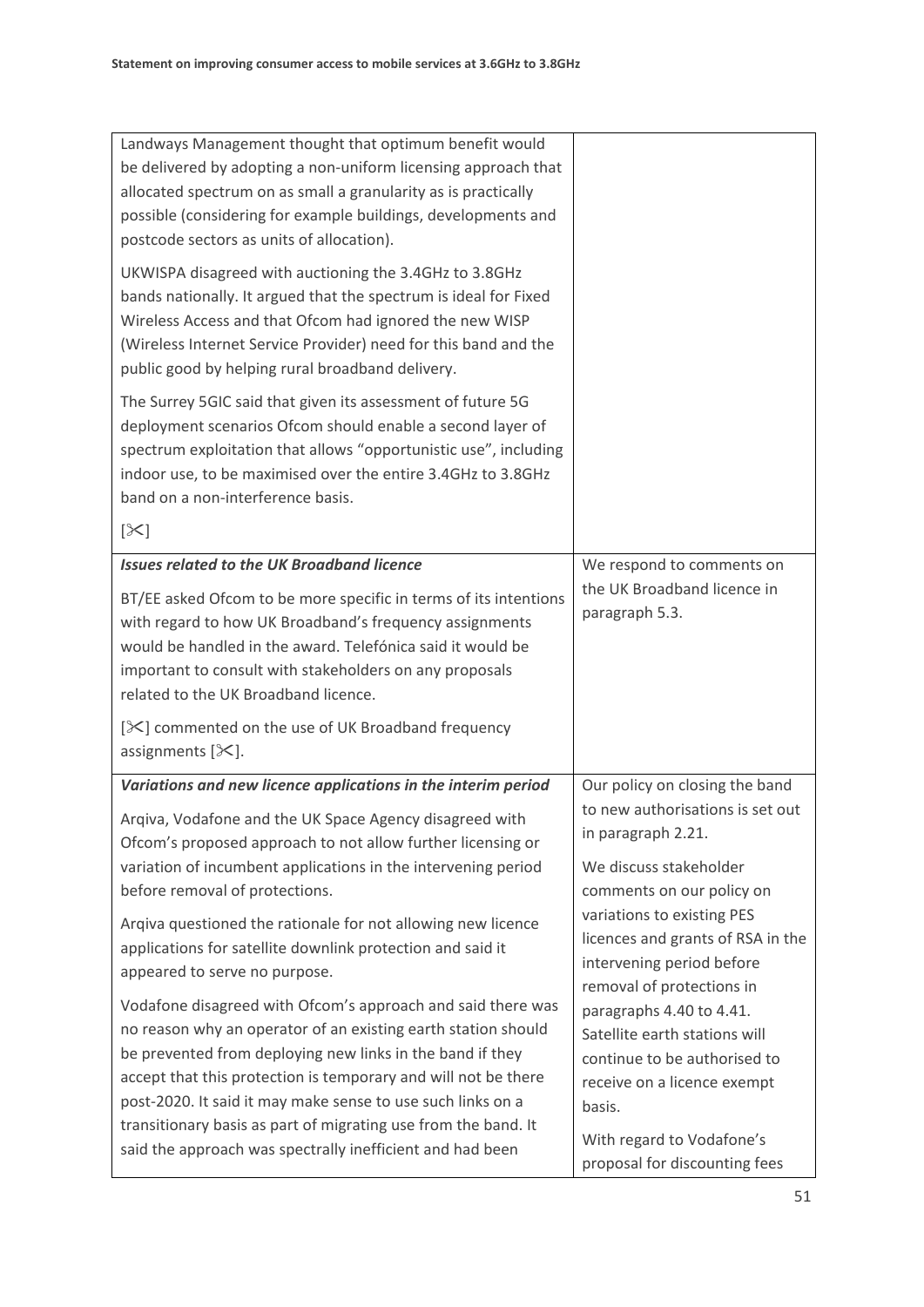| | |
|---|---|
| Landways Management thought that optimum benefit would be delivered by adopting a non-uniform licensing approach that allocated spectrum on as small a granularity as is practically possible (considering for example buildings, developments and postcode sectors as units of allocation).<br><br>UKWISPA disagreed with auctioning the 3.4GHz to 3.8GHz bands nationally. It argued that the spectrum is ideal for Fixed Wireless Access and that Ofcom had ignored the new WISP (Wireless Internet Service Provider) need for this band and the public good by helping rural broadband delivery.<br><br>The Surrey 5GIC said that given its assessment of future 5G deployment scenarios Ofcom should enable a second layer of spectrum exploitation that allows "opportunistic use", including indoor use, to be maximised over the entire 3.4GHz to 3.8GHz band on a non-interference basis.<br><br>[✂] | |
| ***Issues related to the UK Broadband licence***<br><br>BT/EE asked Ofcom to be more specific in terms of its intentions with regard to how UK Broadband's frequency assignments would be handled in the award. Telefónica said it would be important to consult with stakeholders on any proposals related to the UK Broadband licence.<br><br>[✂] commented on the use of UK Broadband frequency assignments [✂]. | We respond to comments on the UK Broadband licence in paragraph 5.3. |
| ***Variations and new licence applications in the interim period***<br><br>Arqiva, Vodafone and the UK Space Agency disagreed with Ofcom's proposed approach to not allow further licensing or variation of incumbent applications in the intervening period before removal of protections.<br><br>Arqiva questioned the rationale for not allowing new licence applications for satellite downlink protection and said it appeared to serve no purpose.<br><br>Vodafone disagreed with Ofcom's approach and said there was no reason why an operator of an existing earth station should be prevented from deploying new links in the band if they accept that this protection is temporary and will not be there post-2020. It said it may make sense to use such links on a transitional basis as part of migrating use from the band. It said the approach was spectrally inefficient and had been | Our policy on closing the band to new authorisations is set out in paragraph 2.21.<br><br>We discuss stakeholder comments on our policy on variations to existing PES licences and grants of RSA in the intervening period before removal of protections in paragraphs 4.40 to 4.41. Satellite earth stations will continue to be authorised to receive on a licence exempt basis.<br><br>With regard to Vodafone's proposal for discounting fees |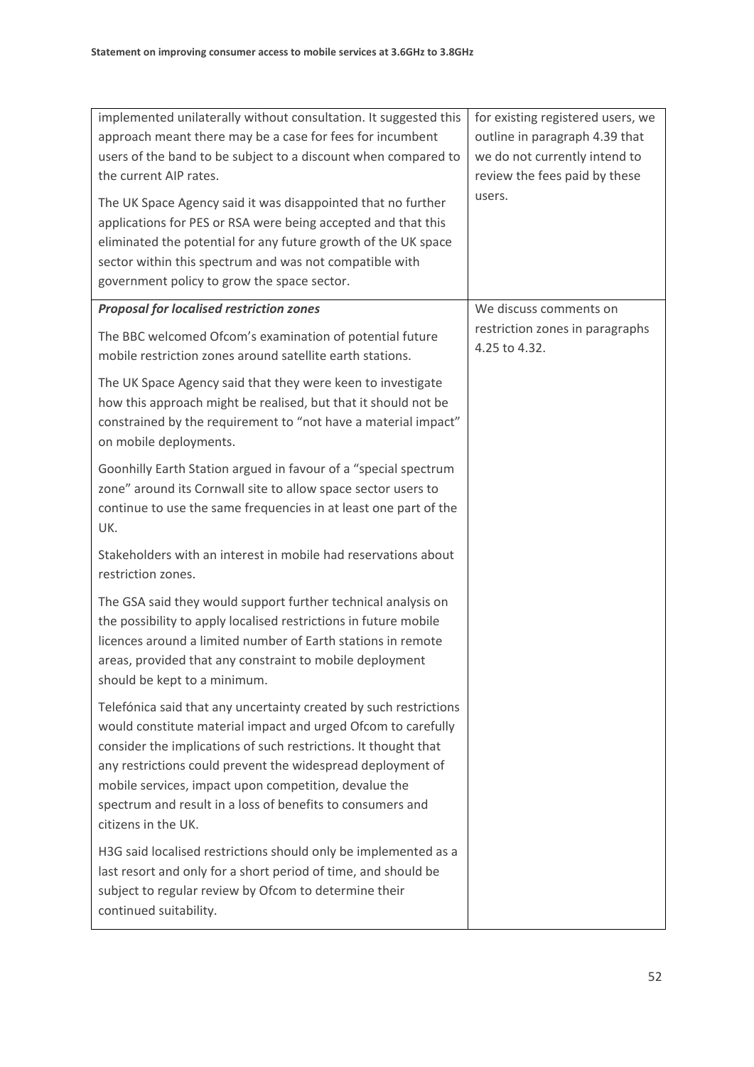| | |
|---|---|
| implemented unilaterally without consultation. It suggested this approach meant there may be a case for fees for incumbent users of the band to be subject to a discount when compared to the current AIP rates.<br><br>The UK Space Agency said it was disappointed that no further applications for PES or RSA were being accepted and that this eliminated the potential for any future growth of the UK space sector within this spectrum and was not compatible with government policy to grow the space sector. | for existing registered users, we outline in paragraph 4.39 that we do not currently intend to review the fees paid by these users. |
| ***Proposal for localised restriction zones***<br><br>The BBC welcomed Ofcom's examination of potential future mobile restriction zones around satellite earth stations.<br><br>The UK Space Agency said that they were keen to investigate how this approach might be realised, but that it should not be constrained by the requirement to "not have a material impact" on mobile deployments.<br><br>Goonhilly Earth Station argued in favour of a "special spectrum zone" around its Cornwall site to allow space sector users to continue to use the same frequencies in at least one part of the UK.<br><br>Stakeholders with an interest in mobile had reservations about restriction zones.<br><br>The GSA said they would support further technical analysis on the possibility to apply localised restrictions in future mobile licences around a limited number of Earth stations in remote areas, provided that any constraint to mobile deployment should be kept to a minimum.<br><br>Telefónica said that any uncertainty created by such restrictions would constitute material impact and urged Ofcom to carefully consider the implications of such restrictions. It thought that any restrictions could prevent the widespread deployment of mobile services, impact upon competition, devalue the spectrum and result in a loss of benefits to consumers and citizens in the UK.<br><br>H3G said localised restrictions should only be implemented as a last resort and only for a short period of time, and should be subject to regular review by Ofcom to determine their continued suitability. | We discuss comments on restriction zones in paragraphs 4.25 to 4.32. |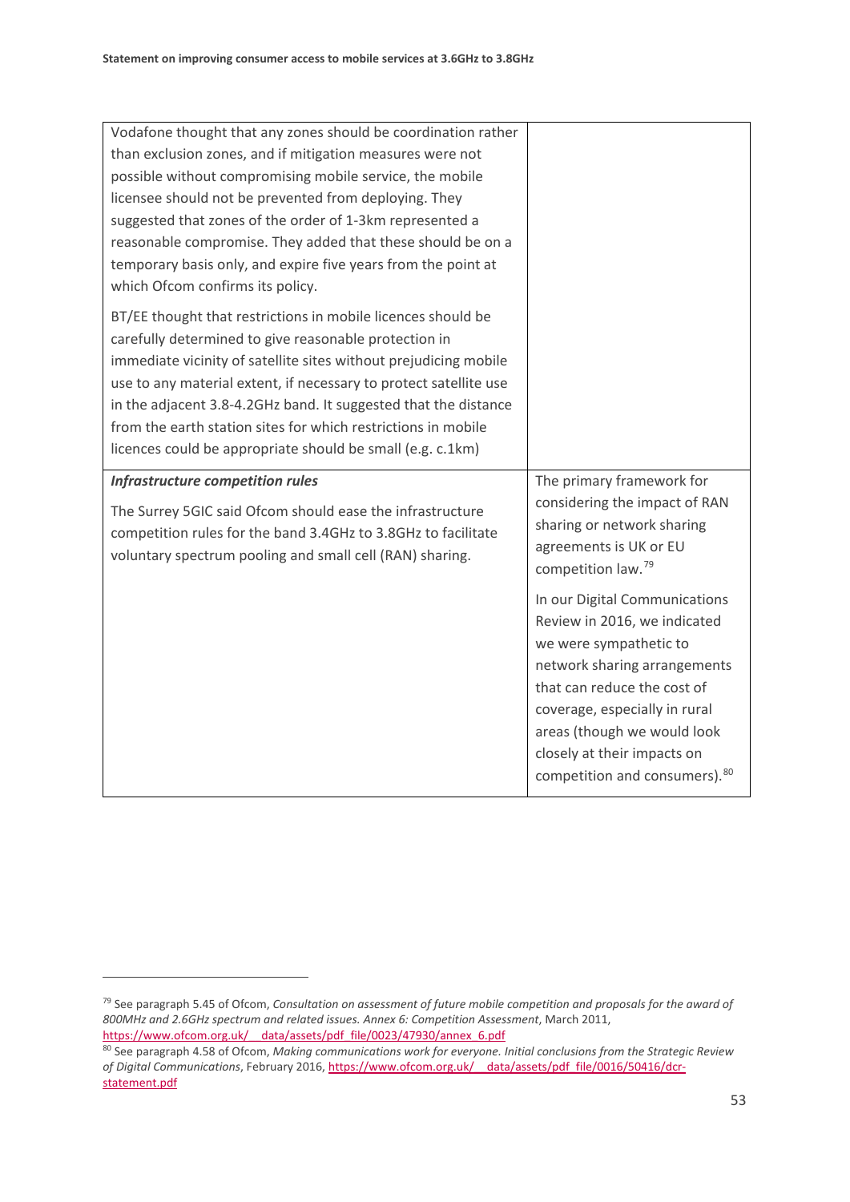| | |
|---|---|
| Vodafone thought that any zones should be coordination rather than exclusion zones, and if mitigation measures were not possible without compromising mobile service, the mobile licensee should not be prevented from deploying. They suggested that zones of the order of 1-3km represented a reasonable compromise. They added that these should be on a temporary basis only, and expire five years from the point at which Ofcom confirms its policy.<br><br>BT/EE thought that restrictions in mobile licences should be carefully determined to give reasonable protection in immediate vicinity of satellite sites without prejudicing mobile use to any material extent, if necessary to protect satellite use in the adjacent 3.8-4.2GHz band. It suggested that the distance from the earth station sites for which restrictions in mobile licences could be appropriate should be small (e.g. c.1km) | |
| ***Infrastructure competition rules***<br><br>The Surrey 5GIC said Ofcom should ease the infrastructure competition rules for the band 3.4GHz to 3.8GHz to facilitate voluntary spectrum pooling and small cell (RAN) sharing. | The primary framework for considering the impact of RAN sharing or network sharing agreements is UK or EU competition law.[79]<br><br>In our Digital Communications Review in 2016, we indicated we were sympathetic to network sharing arrangements that can reduce the cost of coverage, especially in rural areas (though we would look closely at their impacts on competition and consumers).[80] |

[79] See paragraph 5.45 of Ofcom, *Consultation on assessment of future mobile competition and proposals for the award of 800MHz and 2.6GHz spectrum and related issues. Annex 6: Competition Assessment*, March 2011, https://www.ofcom.org.uk/__data/assets/pdf_file/0023/47930/annex_6.pdf

[80] See paragraph 4.58 of Ofcom, *Making communications work for everyone. Initial conclusions from the Strategic Review of Digital Communications*, February 2016, https://www.ofcom.org.uk/__data/assets/pdf_file/0016/50416/dcr-statement.pdf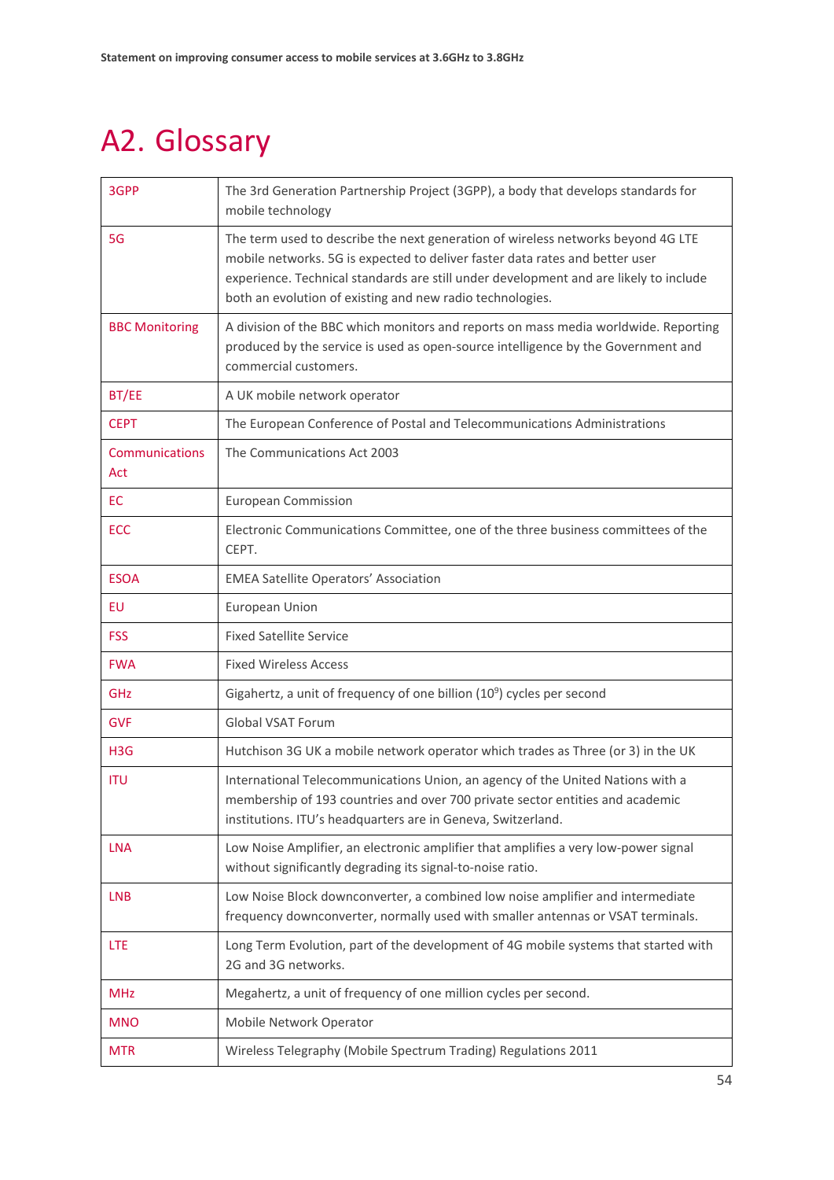# A2. Glossary

| | |
|---|---|
| 3GPP | The 3rd Generation Partnership Project (3GPP), a body that develops standards for mobile technology |
| 5G | The term used to describe the next generation of wireless networks beyond 4G LTE mobile networks. 5G is expected to deliver faster data rates and better user experience. Technical standards are still under development and are likely to include both an evolution of existing and new radio technologies. |
| BBC Monitoring | A division of the BBC which monitors and reports on mass media worldwide. Reporting produced by the service is used as open-source intelligence by the Government and commercial customers. |
| BT/EE | A UK mobile network operator |
| CEPT | The European Conference of Postal and Telecommunications Administrations |
| Communications Act | The Communications Act 2003 |
| EC | European Commission |
| ECC | Electronic Communications Committee, one of the three business committees of the CEPT. |
| ESOA | EMEA Satellite Operators' Association |
| EU | European Union |
| FSS | Fixed Satellite Service |
| FWA | Fixed Wireless Access |
| GHz | Gigahertz, a unit of frequency of one billion ($10^9$) cycles per second |
| GVF | Global VSAT Forum |
| H3G | Hutchison 3G UK a mobile network operator which trades as Three (or 3) in the UK |
| ITU | International Telecommunications Union, an agency of the United Nations with a membership of 193 countries and over 700 private sector entities and academic institutions. ITU's headquarters are in Geneva, Switzerland. |
| LNA | Low Noise Amplifier, an electronic amplifier that amplifies a very low-power signal without significantly degrading its signal-to-noise ratio. |
| LNB | Low Noise Block downconverter, a combined low noise amplifier and intermediate frequency downconverter, normally used with smaller antennas or VSAT terminals. |
| LTE | Long Term Evolution, part of the development of 4G mobile systems that started with 2G and 3G networks. |
| MHz | Megahertz, a unit of frequency of one million cycles per second. |
| MNO | Mobile Network Operator |
| MTR | Wireless Telegraphy (Mobile Spectrum Trading) Regulations 2011 |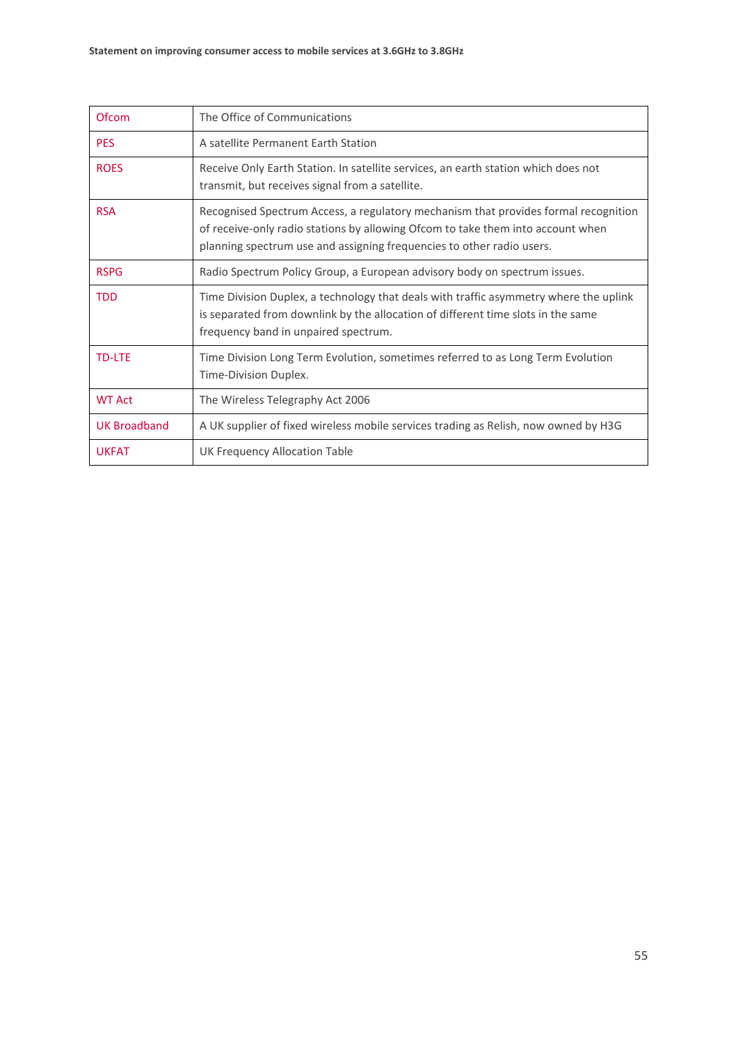| | |
|---|---|
| Ofcom | The Office of Communications |
| PES | A satellite Permanent Earth Station |
| ROES | Receive Only Earth Station. In satellite services, an earth station which does not transmit, but receives signal from a satellite. |
| RSA | Recognised Spectrum Access, a regulatory mechanism that provides formal recognition of receive-only radio stations by allowing Ofcom to take them into account when planning spectrum use and assigning frequencies to other radio users. |
| RSPG | Radio Spectrum Policy Group, a European advisory body on spectrum issues. |
| TDD | Time Division Duplex, a technology that deals with traffic asymmetry where the uplink is separated from downlink by the allocation of different time slots in the same frequency band in unpaired spectrum. |
| TD-LTE | Time Division Long Term Evolution, sometimes referred to as Long Term Evolution Time-Division Duplex. |
| WT Act | The Wireless Telegraphy Act 2006 |
| UK Broadband | A UK supplier of fixed wireless mobile services trading as Relish, now owned by H3G |
| UKFAT | UK Frequency Allocation Table |